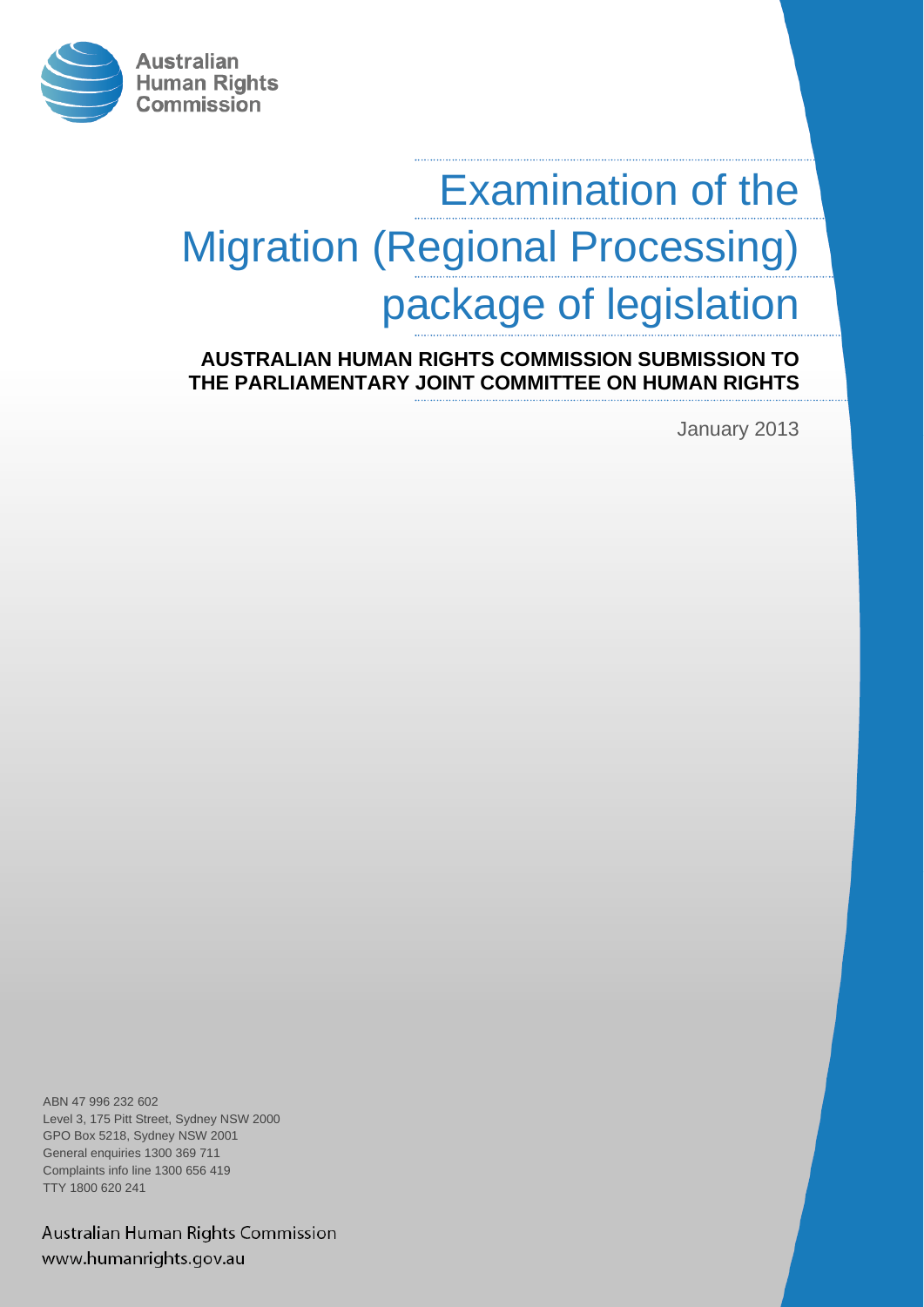Australian Human Rights Commission

# Examination of the Migration (Regional Processing) package of legislation

**AUSTRALIAN HUMAN RIGHTS COMMISSION SUBMISSION TO THE PARLIAMENTARY JOINT COMMITTEE ON HUMAN RIGHTS**

January 2013

ABN 47 996 232 602
Level 3, 175 Pitt Street, Sydney NSW 2000
GPO Box 5218, Sydney NSW 2001
General enquiries 1300 369 711
Complaints info line 1300 656 419
TTY 1800 620 241

Australian Human Rights Commission
www.humanrights.gov.au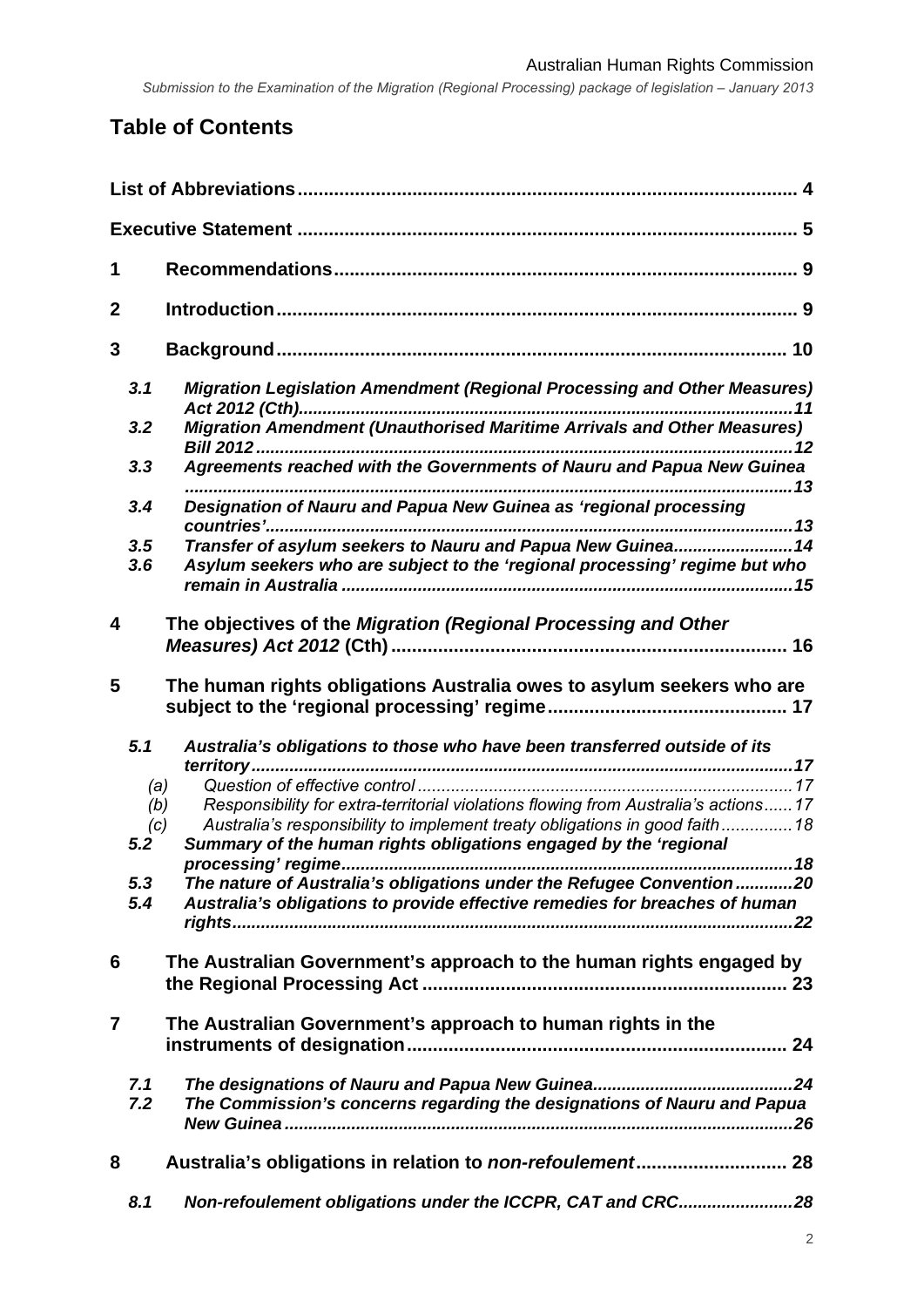# Table of Contents

**List of Abbreviations** ... 4

**Executive Statement** ... 5

**1 Recommendations** ... 9

**2 Introduction** ... 9

**3 Background** ... 10

- *3.1 Migration Legislation Amendment (Regional Processing and Other Measures) Act 2012 (Cth)* ... 11
- *3.2 Migration Amendment (Unauthorised Maritime Arrivals and Other Measures) Bill 2012* ... 12
- *3.3 Agreements reached with the Governments of Nauru and Papua New Guinea* ... 13
- *3.4 Designation of Nauru and Papua New Guinea as 'regional processing countries'* ... 13
- *3.5 Transfer of asylum seekers to Nauru and Papua New Guinea* ... 14
- *3.6 Asylum seekers who are subject to the 'regional processing' regime but who remain in Australia* ... 15

**4 The objectives of the *Migration (Regional Processing and Other Measures) Act 2012* (Cth)** ... 16

**5 The human rights obligations Australia owes to asylum seekers who are subject to the 'regional processing' regime** ... 17

- *5.1 Australia's obligations to those who have been transferred outside of its territory* ... 17
  - *(a) Question of effective control* ... 17
  - *(b) Responsibility for extra-territorial violations flowing from Australia's actions* ... 17
  - *(c) Australia's responsibility to implement treaty obligations in good faith* ... 18
- *5.2 Summary of the human rights obligations engaged by the 'regional processing' regime* ... 18
- *5.3 The nature of Australia's obligations under the Refugee Convention* ... 20
- *5.4 Australia's obligations to provide effective remedies for breaches of human rights* ... 22

**6 The Australian Government's approach to the human rights engaged by the Regional Processing Act** ... 23

**7 The Australian Government's approach to human rights in the instruments of designation** ... 24

- *7.1 The designations of Nauru and Papua New Guinea* ... 24
- *7.2 The Commission's concerns regarding the designations of Nauru and Papua New Guinea* ... 26

**8 Australia's obligations in relation to *non-refoulement*** ... 28

- *8.1 Non-refoulement obligations under the ICCPR, CAT and CRC* ... 28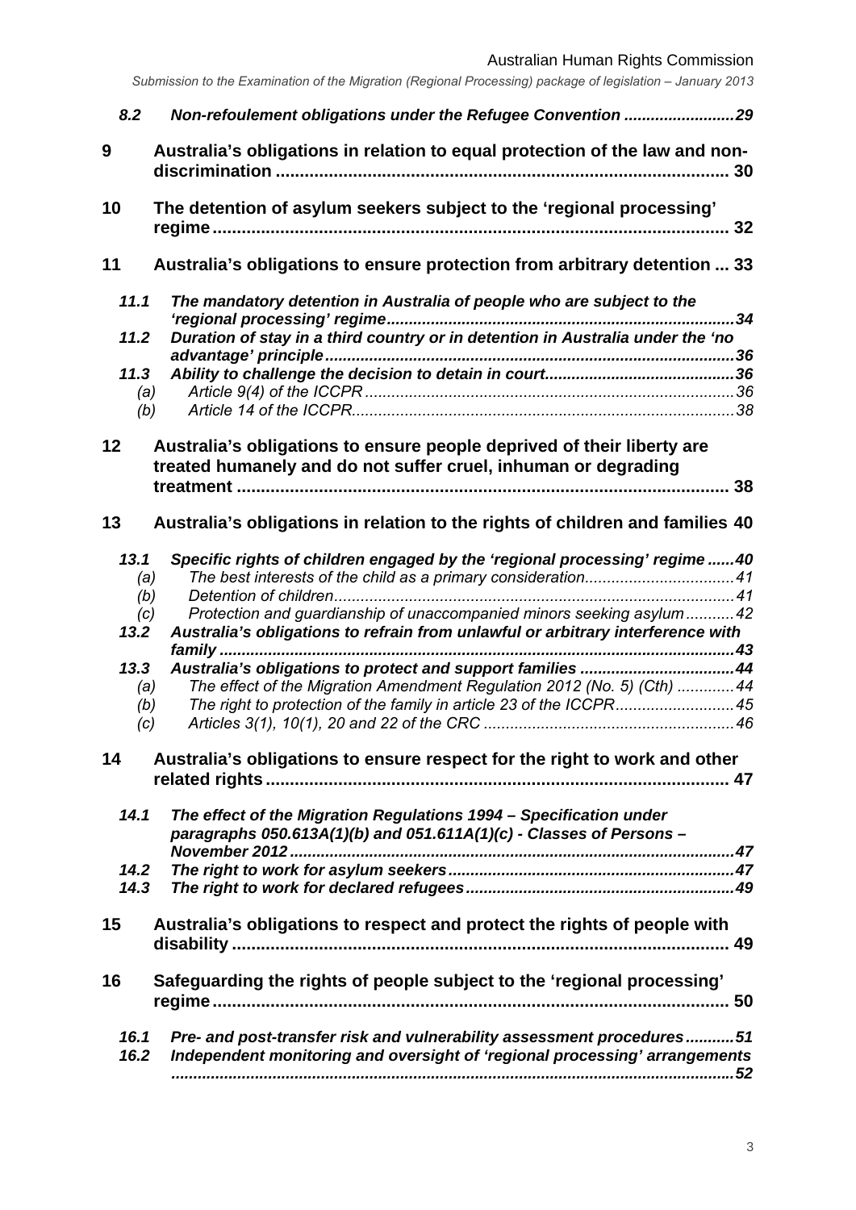*8.2 Non-refoulement obligations under the Refugee Convention ........................29*

**9 Australia's obligations in relation to equal protection of the law and non-discrimination ............................................................................................ 30**

**10 The detention of asylum seekers subject to the 'regional processing' regime ......................................................................................................... 32**

**11 Australia's obligations to ensure protection from arbitrary detention ... 33**

*11.1 The mandatory detention in Australia of people who are subject to the 'regional processing' regime.............................................................................34*

*11.2 Duration of stay in a third country or in detention in Australia under the 'no advantage' principle............................................................................................36*

*11.3 Ability to challenge the decision to detain in court..........................................36*

*(a) Article 9(4) of the ICCPR ..................................................................................36*

*(b) Article 14 of the ICCPR.....................................................................................38*

**12 Australia's obligations to ensure people deprived of their liberty are treated humanely and do not suffer cruel, inhuman or degrading treatment .................................................................................................... 38**

**13 Australia's obligations in relation to the rights of children and families 40**

*13.1 Specific rights of children engaged by the 'regional processing' regime ......40*

*(a) The best interests of the child as a primary consideration.................................41*

*(b) Detention of children.........................................................................................41*

*(c) Protection and guardianship of unaccompanied minors seeking asylum ...........42*

*13.2 Australia's obligations to refrain from unlawful or arbitrary interference with family ....................................................................................................................43*

*13.3 Australia's obligations to protect and support families ..................................44*

*(a) The effect of the Migration Amendment Regulation 2012 (No. 5) (Cth) .............44*

*(b) The right to protection of the family in article 23 of the ICCPR..........................45*

*(c) Articles 3(1), 10(1), 20 and 22 of the CRC ........................................................46*

**14 Australia's obligations to ensure respect for the right to work and other related rights .............................................................................................. 47**

*14.1 The effect of the Migration Regulations 1994 – Specification under paragraphs 050.613A(1)(b) and 051.611A(1)(c) - Classes of Persons – November 2012 ....................................................................................................47*

*14.2 The right to work for asylum seekers...............................................................47*

*14.3 The right to work for declared refugees............................................................49*

**15 Australia's obligations to respect and protect the rights of people with disability ...................................................................................................... 49**

**16 Safeguarding the rights of people subject to the 'regional processing' regime ......................................................................................................... 50**

*16.1 Pre- and post-transfer risk and vulnerability assessment procedures...........51*

*16.2 Independent monitoring and oversight of 'regional processing' arrangements ..............................................................................................................................52*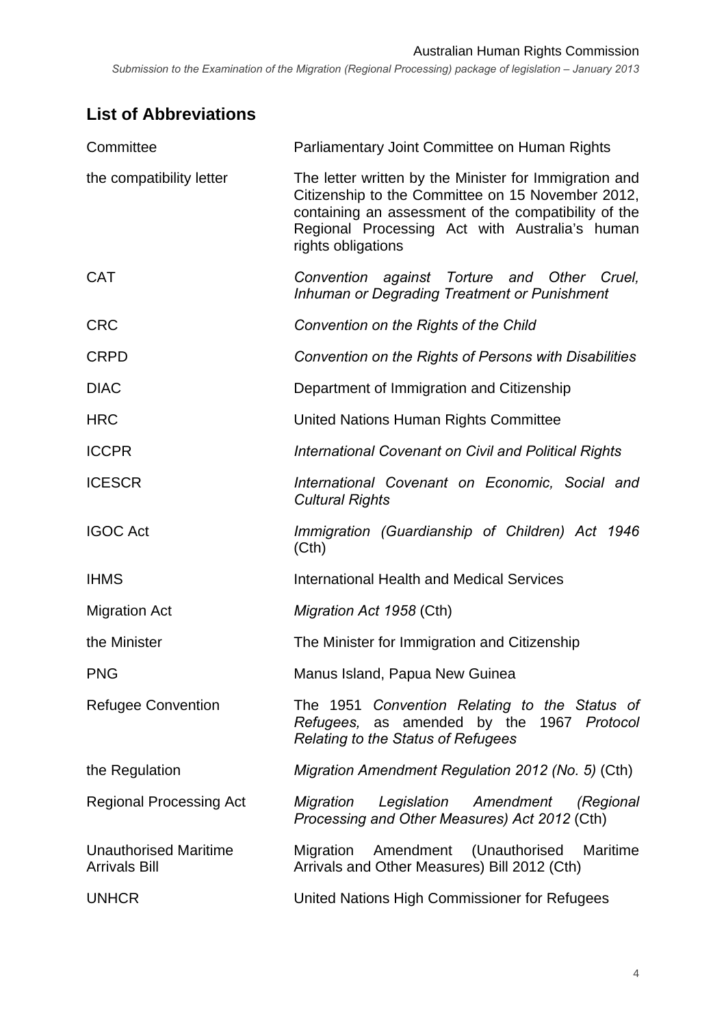## List of Abbreviations

| | |
|---|---|
| Committee | Parliamentary Joint Committee on Human Rights |
| the compatibility letter | The letter written by the Minister for Immigration and Citizenship to the Committee on 15 November 2012, containing an assessment of the compatibility of the Regional Processing Act with Australia's human rights obligations |
| CAT | *Convention against Torture and Other Cruel, Inhuman or Degrading Treatment or Punishment* |
| CRC | *Convention on the Rights of the Child* |
| CRPD | *Convention on the Rights of Persons with Disabilities* |
| DIAC | Department of Immigration and Citizenship |
| HRC | United Nations Human Rights Committee |
| ICCPR | *International Covenant on Civil and Political Rights* |
| ICESCR | *International Covenant on Economic, Social and Cultural Rights* |
| IGOC Act | *Immigration (Guardianship of Children) Act 1946* (Cth) |
| IHMS | International Health and Medical Services |
| Migration Act | *Migration Act 1958* (Cth) |
| the Minister | The Minister for Immigration and Citizenship |
| PNG | Manus Island, Papua New Guinea |
| Refugee Convention | The 1951 *Convention Relating to the Status of Refugees,* as amended by the 1967 *Protocol Relating to the Status of Refugees* |
| the Regulation | *Migration Amendment Regulation 2012 (No. 5)* (Cth) |
| Regional Processing Act | *Migration Legislation Amendment (Regional Processing and Other Measures) Act 2012* (Cth) |
| Unauthorised Maritime Arrivals Bill | Migration Amendment (Unauthorised Maritime Arrivals and Other Measures) Bill 2012 (Cth) |
| UNHCR | United Nations High Commissioner for Refugees |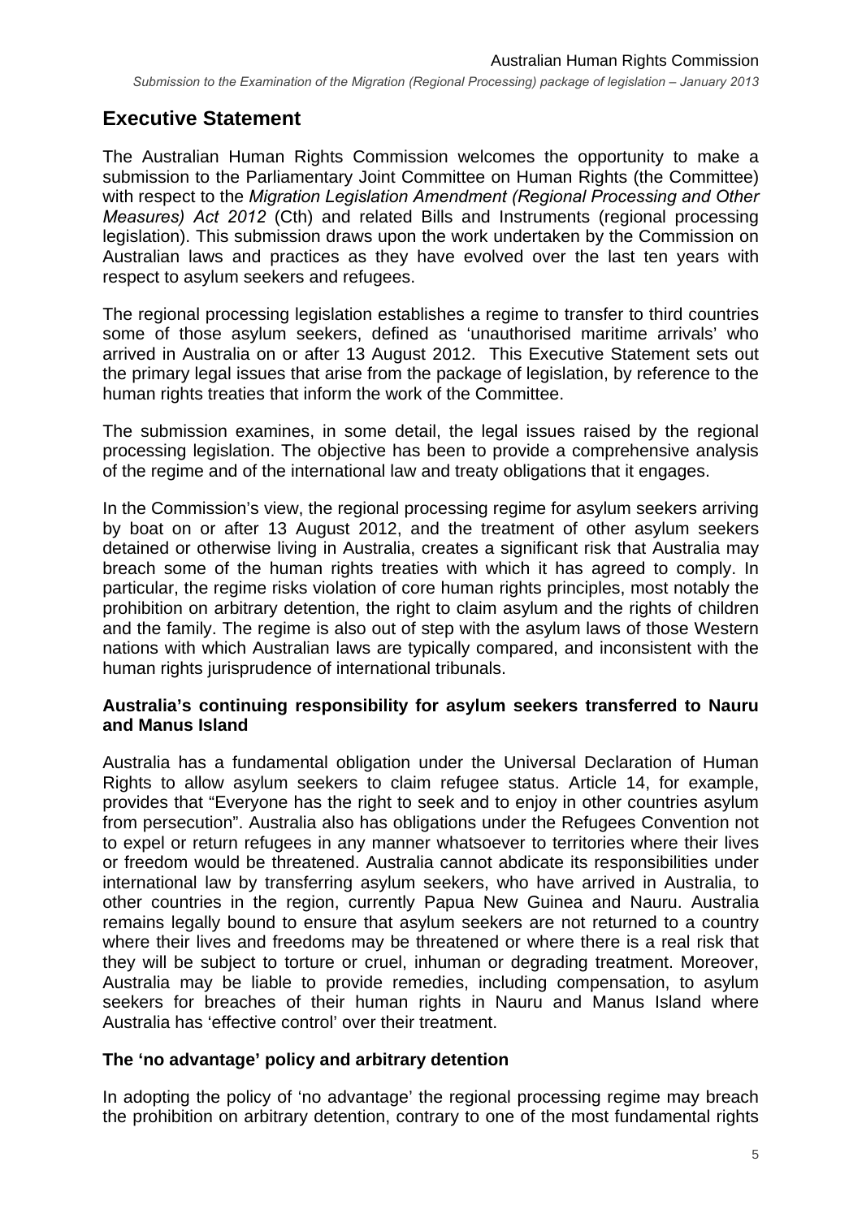## Executive Statement

The Australian Human Rights Commission welcomes the opportunity to make a submission to the Parliamentary Joint Committee on Human Rights (the Committee) with respect to the *Migration Legislation Amendment (Regional Processing and Other Measures) Act 2012* (Cth) and related Bills and Instruments (regional processing legislation). This submission draws upon the work undertaken by the Commission on Australian laws and practices as they have evolved over the last ten years with respect to asylum seekers and refugees.

The regional processing legislation establishes a regime to transfer to third countries some of those asylum seekers, defined as 'unauthorised maritime arrivals' who arrived in Australia on or after 13 August 2012. This Executive Statement sets out the primary legal issues that arise from the package of legislation, by reference to the human rights treaties that inform the work of the Committee.

The submission examines, in some detail, the legal issues raised by the regional processing legislation. The objective has been to provide a comprehensive analysis of the regime and of the international law and treaty obligations that it engages.

In the Commission's view, the regional processing regime for asylum seekers arriving by boat on or after 13 August 2012, and the treatment of other asylum seekers detained or otherwise living in Australia, creates a significant risk that Australia may breach some of the human rights treaties with which it has agreed to comply. In particular, the regime risks violation of core human rights principles, most notably the prohibition on arbitrary detention, the right to claim asylum and the rights of children and the family. The regime is also out of step with the asylum laws of those Western nations with which Australian laws are typically compared, and inconsistent with the human rights jurisprudence of international tribunals.

**Australia's continuing responsibility for asylum seekers transferred to Nauru and Manus Island**

Australia has a fundamental obligation under the Universal Declaration of Human Rights to allow asylum seekers to claim refugee status. Article 14, for example, provides that "Everyone has the right to seek and to enjoy in other countries asylum from persecution". Australia also has obligations under the Refugees Convention not to expel or return refugees in any manner whatsoever to territories where their lives or freedom would be threatened. Australia cannot abdicate its responsibilities under international law by transferring asylum seekers, who have arrived in Australia, to other countries in the region, currently Papua New Guinea and Nauru. Australia remains legally bound to ensure that asylum seekers are not returned to a country where their lives and freedoms may be threatened or where there is a real risk that they will be subject to torture or cruel, inhuman or degrading treatment. Moreover, Australia may be liable to provide remedies, including compensation, to asylum seekers for breaches of their human rights in Nauru and Manus Island where Australia has 'effective control' over their treatment.

**The 'no advantage' policy and arbitrary detention**

In adopting the policy of 'no advantage' the regional processing regime may breach the prohibition on arbitrary detention, contrary to one of the most fundamental rights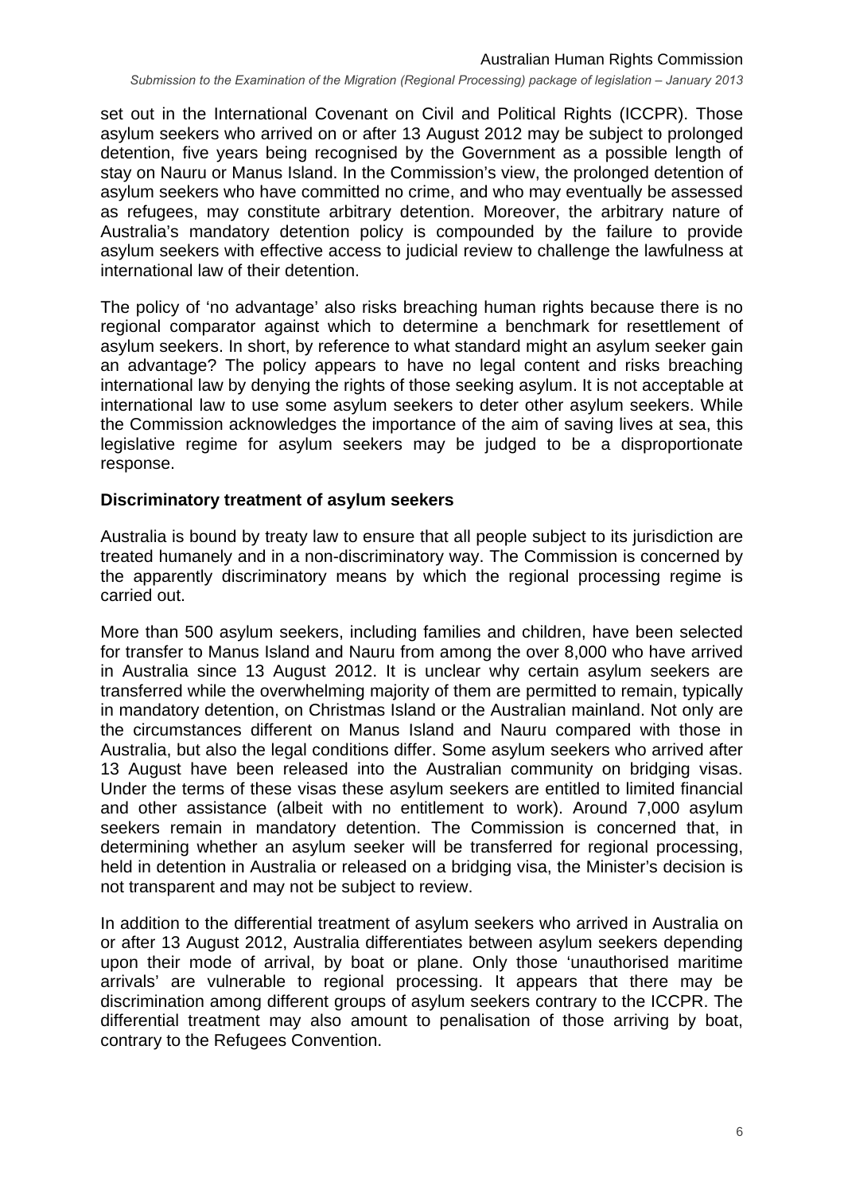set out in the International Covenant on Civil and Political Rights (ICCPR). Those asylum seekers who arrived on or after 13 August 2012 may be subject to prolonged detention, five years being recognised by the Government as a possible length of stay on Nauru or Manus Island. In the Commission's view, the prolonged detention of asylum seekers who have committed no crime, and who may eventually be assessed as refugees, may constitute arbitrary detention. Moreover, the arbitrary nature of Australia's mandatory detention policy is compounded by the failure to provide asylum seekers with effective access to judicial review to challenge the lawfulness at international law of their detention.

The policy of 'no advantage' also risks breaching human rights because there is no regional comparator against which to determine a benchmark for resettlement of asylum seekers. In short, by reference to what standard might an asylum seeker gain an advantage? The policy appears to have no legal content and risks breaching international law by denying the rights of those seeking asylum. It is not acceptable at international law to use some asylum seekers to deter other asylum seekers. While the Commission acknowledges the importance of the aim of saving lives at sea, this legislative regime for asylum seekers may be judged to be a disproportionate response.

**Discriminatory treatment of asylum seekers**

Australia is bound by treaty law to ensure that all people subject to its jurisdiction are treated humanely and in a non-discriminatory way. The Commission is concerned by the apparently discriminatory means by which the regional processing regime is carried out.

More than 500 asylum seekers, including families and children, have been selected for transfer to Manus Island and Nauru from among the over 8,000 who have arrived in Australia since 13 August 2012. It is unclear why certain asylum seekers are transferred while the overwhelming majority of them are permitted to remain, typically in mandatory detention, on Christmas Island or the Australian mainland. Not only are the circumstances different on Manus Island and Nauru compared with those in Australia, but also the legal conditions differ. Some asylum seekers who arrived after 13 August have been released into the Australian community on bridging visas. Under the terms of these visas these asylum seekers are entitled to limited financial and other assistance (albeit with no entitlement to work). Around 7,000 asylum seekers remain in mandatory detention. The Commission is concerned that, in determining whether an asylum seeker will be transferred for regional processing, held in detention in Australia or released on a bridging visa, the Minister's decision is not transparent and may not be subject to review.

In addition to the differential treatment of asylum seekers who arrived in Australia on or after 13 August 2012, Australia differentiates between asylum seekers depending upon their mode of arrival, by boat or plane. Only those 'unauthorised maritime arrivals' are vulnerable to regional processing. It appears that there may be discrimination among different groups of asylum seekers contrary to the ICCPR. The differential treatment may also amount to penalisation of those arriving by boat, contrary to the Refugees Convention.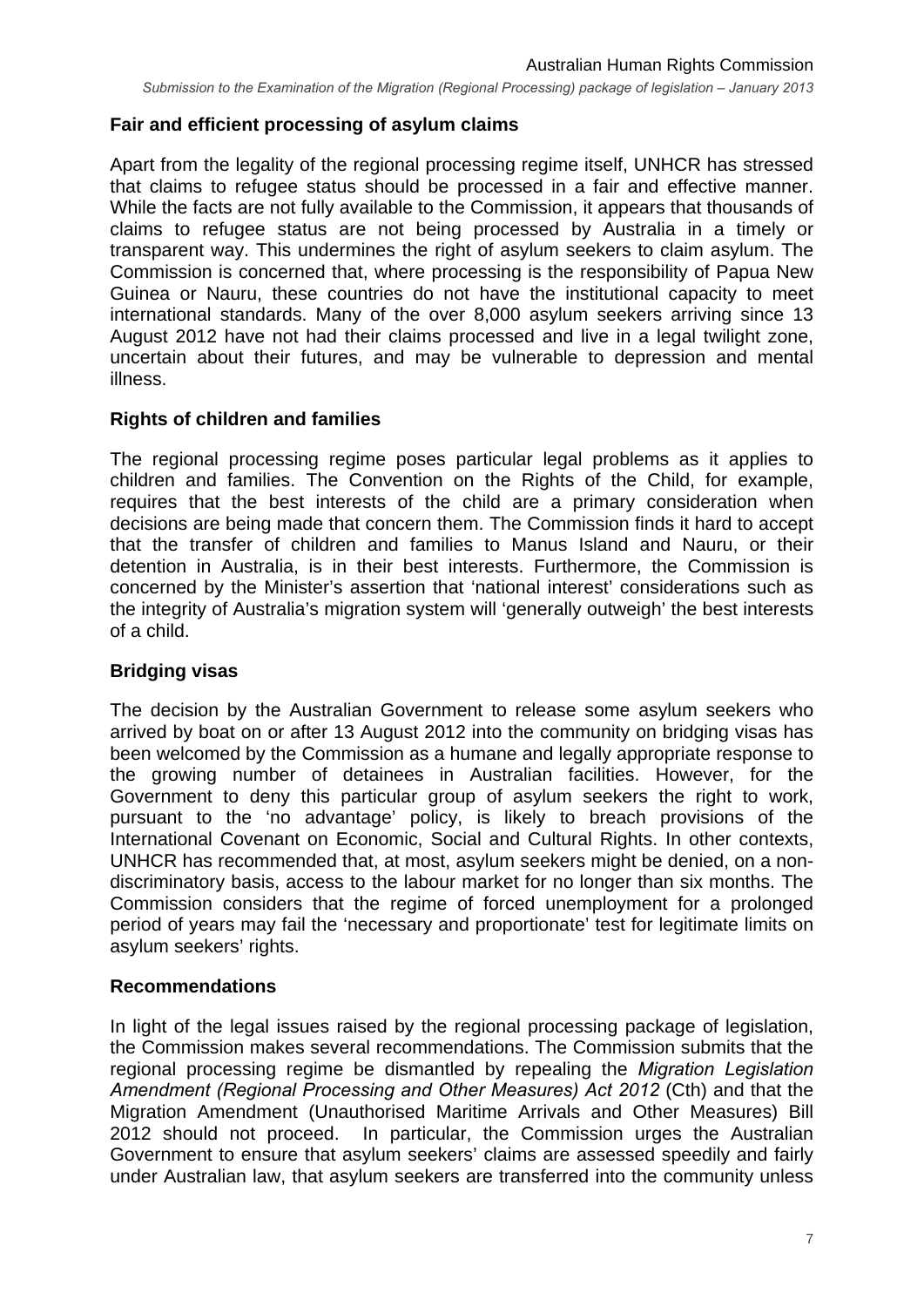### Fair and efficient processing of asylum claims

Apart from the legality of the regional processing regime itself, UNHCR has stressed that claims to refugee status should be processed in a fair and effective manner. While the facts are not fully available to the Commission, it appears that thousands of claims to refugee status are not being processed by Australia in a timely or transparent way. This undermines the right of asylum seekers to claim asylum. The Commission is concerned that, where processing is the responsibility of Papua New Guinea or Nauru, these countries do not have the institutional capacity to meet international standards. Many of the over 8,000 asylum seekers arriving since 13 August 2012 have not had their claims processed and live in a legal twilight zone, uncertain about their futures, and may be vulnerable to depression and mental illness.

### Rights of children and families

The regional processing regime poses particular legal problems as it applies to children and families. The Convention on the Rights of the Child, for example, requires that the best interests of the child are a primary consideration when decisions are being made that concern them. The Commission finds it hard to accept that the transfer of children and families to Manus Island and Nauru, or their detention in Australia, is in their best interests. Furthermore, the Commission is concerned by the Minister's assertion that 'national interest' considerations such as the integrity of Australia's migration system will 'generally outweigh' the best interests of a child.

### Bridging visas

The decision by the Australian Government to release some asylum seekers who arrived by boat on or after 13 August 2012 into the community on bridging visas has been welcomed by the Commission as a humane and legally appropriate response to the growing number of detainees in Australian facilities. However, for the Government to deny this particular group of asylum seekers the right to work, pursuant to the 'no advantage' policy, is likely to breach provisions of the International Covenant on Economic, Social and Cultural Rights. In other contexts, UNHCR has recommended that, at most, asylum seekers might be denied, on a non-discriminatory basis, access to the labour market for no longer than six months. The Commission considers that the regime of forced unemployment for a prolonged period of years may fail the 'necessary and proportionate' test for legitimate limits on asylum seekers' rights.

### Recommendations

In light of the legal issues raised by the regional processing package of legislation, the Commission makes several recommendations. The Commission submits that the regional processing regime be dismantled by repealing the *Migration Legislation Amendment (Regional Processing and Other Measures) Act 2012* (Cth) and that the Migration Amendment (Unauthorised Maritime Arrivals and Other Measures) Bill 2012 should not proceed. In particular, the Commission urges the Australian Government to ensure that asylum seekers' claims are assessed speedily and fairly under Australian law, that asylum seekers are transferred into the community unless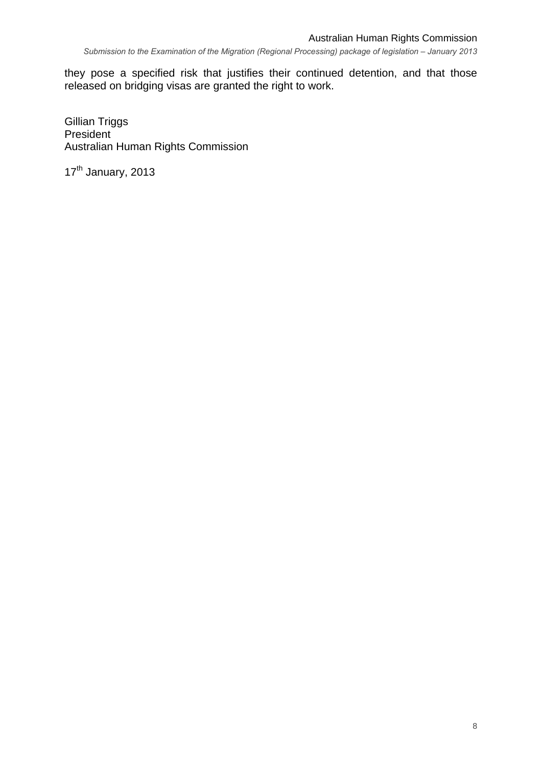they pose a specified risk that justifies their continued detention, and that those released on bridging visas are granted the right to work.

Gillian Triggs
President
Australian Human Rights Commission

17th January, 2013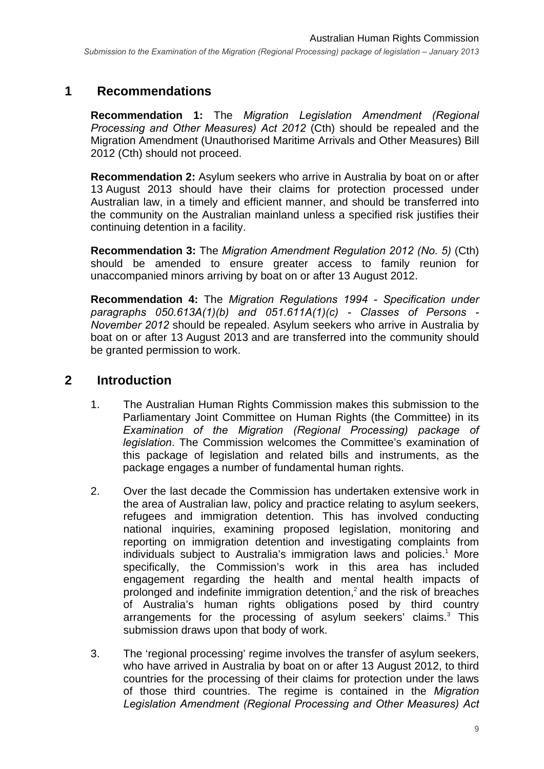# 1 Recommendations

**Recommendation 1:** The *Migration Legislation Amendment (Regional Processing and Other Measures) Act 2012* (Cth) should be repealed and the Migration Amendment (Unauthorised Maritime Arrivals and Other Measures) Bill 2012 (Cth) should not proceed.

**Recommendation 2:** Asylum seekers who arrive in Australia by boat on or after 13 August 2013 should have their claims for protection processed under Australian law, in a timely and efficient manner, and should be transferred into the community on the Australian mainland unless a specified risk justifies their continuing detention in a facility.

**Recommendation 3:** The *Migration Amendment Regulation 2012 (No. 5)* (Cth) should be amended to ensure greater access to family reunion for unaccompanied minors arriving by boat on or after 13 August 2012.

**Recommendation 4:** The *Migration Regulations 1994 - Specification under paragraphs 050.613A(1)(b) and 051.611A(1)(c) - Classes of Persons - November 2012* should be repealed. Asylum seekers who arrive in Australia by boat on or after 13 August 2013 and are transferred into the community should be granted permission to work.

# 2 Introduction

1. The Australian Human Rights Commission makes this submission to the Parliamentary Joint Committee on Human Rights (the Committee) in its *Examination of the Migration (Regional Processing) package of legislation*. The Commission welcomes the Committee's examination of this package of legislation and related bills and instruments, as the package engages a number of fundamental human rights.

2. Over the last decade the Commission has undertaken extensive work in the area of Australian law, policy and practice relating to asylum seekers, refugees and immigration detention. This has involved conducting national inquiries, examining proposed legislation, monitoring and reporting on immigration detention and investigating complaints from individuals subject to Australia's immigration laws and policies.[1] More specifically, the Commission's work in this area has included engagement regarding the health and mental health impacts of prolonged and indefinite immigration detention,[2] and the risk of breaches of Australia's human rights obligations posed by third country arrangements for the processing of asylum seekers' claims.[3] This submission draws upon that body of work.

3. The 'regional processing' regime involves the transfer of asylum seekers, who have arrived in Australia by boat on or after 13 August 2012, to third countries for the processing of their claims for protection under the laws of those third countries. The regime is contained in the *Migration Legislation Amendment (Regional Processing and Other Measures) Act*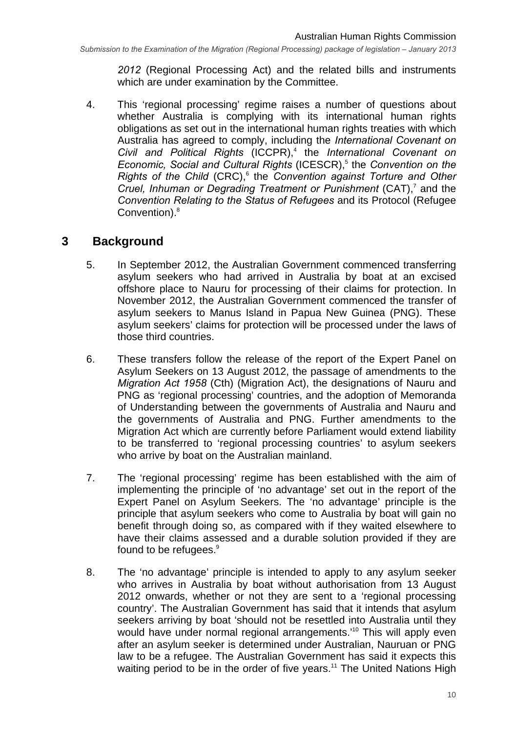*2012* (Regional Processing Act) and the related bills and instruments which are under examination by the Committee.

4. This 'regional processing' regime raises a number of questions about whether Australia is complying with its international human rights obligations as set out in the international human rights treaties with which Australia has agreed to comply, including the *International Covenant on Civil and Political Rights* (ICCPR),[4] the *International Covenant on Economic, Social and Cultural Rights* (ICESCR),[5] the *Convention on the Rights of the Child* (CRC),[6] the *Convention against Torture and Other Cruel, Inhuman or Degrading Treatment or Punishment* (CAT),[7] and the *Convention Relating to the Status of Refugees* and its Protocol (Refugee Convention).[8]

## 3 Background

5. In September 2012, the Australian Government commenced transferring asylum seekers who had arrived in Australia by boat at an excised offshore place to Nauru for processing of their claims for protection. In November 2012, the Australian Government commenced the transfer of asylum seekers to Manus Island in Papua New Guinea (PNG). These asylum seekers' claims for protection will be processed under the laws of those third countries.

6. These transfers follow the release of the report of the Expert Panel on Asylum Seekers on 13 August 2012, the passage of amendments to the *Migration Act 1958* (Cth) (Migration Act), the designations of Nauru and PNG as 'regional processing' countries, and the adoption of Memoranda of Understanding between the governments of Australia and Nauru and the governments of Australia and PNG. Further amendments to the Migration Act which are currently before Parliament would extend liability to be transferred to 'regional processing countries' to asylum seekers who arrive by boat on the Australian mainland.

7. The 'regional processing' regime has been established with the aim of implementing the principle of 'no advantage' set out in the report of the Expert Panel on Asylum Seekers. The 'no advantage' principle is the principle that asylum seekers who come to Australia by boat will gain no benefit through doing so, as compared with if they waited elsewhere to have their claims assessed and a durable solution provided if they are found to be refugees.[9]

8. The 'no advantage' principle is intended to apply to any asylum seeker who arrives in Australia by boat without authorisation from 13 August 2012 onwards, whether or not they are sent to a 'regional processing country'. The Australian Government has said that it intends that asylum seekers arriving by boat 'should not be resettled into Australia until they would have under normal regional arrangements.'[10] This will apply even after an asylum seeker is determined under Australian, Nauruan or PNG law to be a refugee. The Australian Government has said it expects this waiting period to be in the order of five years.[11] The United Nations High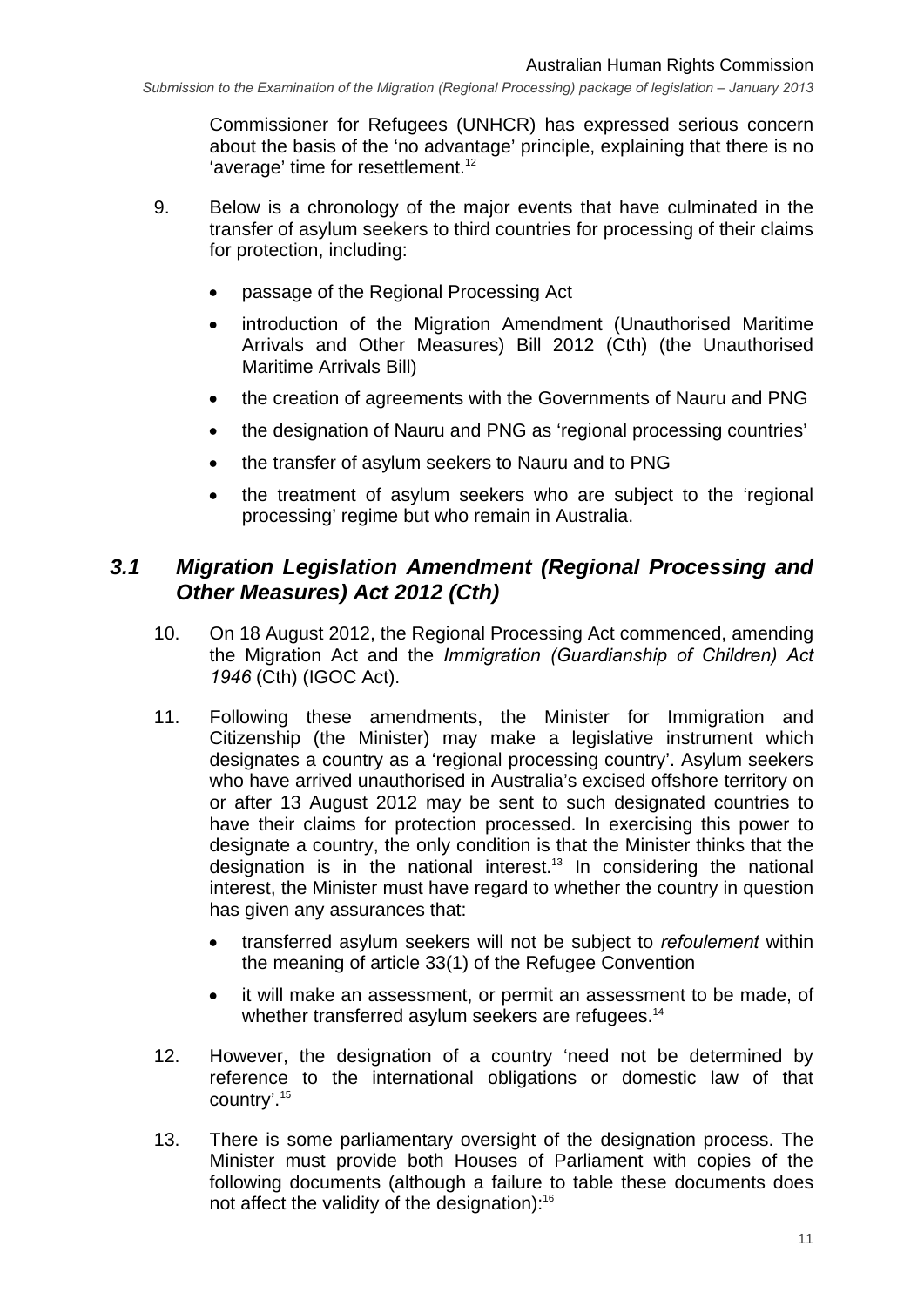Commissioner for Refugees (UNHCR) has expressed serious concern about the basis of the 'no advantage' principle, explaining that there is no 'average' time for resettlement.[12]

9. Below is a chronology of the major events that have culminated in the transfer of asylum seekers to third countries for processing of their claims for protection, including:

- passage of the Regional Processing Act
- introduction of the Migration Amendment (Unauthorised Maritime Arrivals and Other Measures) Bill 2012 (Cth) (the Unauthorised Maritime Arrivals Bill)
- the creation of agreements with the Governments of Nauru and PNG
- the designation of Nauru and PNG as 'regional processing countries'
- the transfer of asylum seekers to Nauru and to PNG
- the treatment of asylum seekers who are subject to the 'regional processing' regime but who remain in Australia.

## *3.1 Migration Legislation Amendment (Regional Processing and Other Measures) Act 2012 (Cth)*

10. On 18 August 2012, the Regional Processing Act commenced, amending the Migration Act and the *Immigration (Guardianship of Children) Act 1946* (Cth) (IGOC Act).

11. Following these amendments, the Minister for Immigration and Citizenship (the Minister) may make a legislative instrument which designates a country as a 'regional processing country'. Asylum seekers who have arrived unauthorised in Australia's excised offshore territory on or after 13 August 2012 may be sent to such designated countries to have their claims for protection processed. In exercising this power to designate a country, the only condition is that the Minister thinks that the designation is in the national interest.[13] In considering the national interest, the Minister must have regard to whether the country in question has given any assurances that:

- transferred asylum seekers will not be subject to *refoulement* within the meaning of article 33(1) of the Refugee Convention
- it will make an assessment, or permit an assessment to be made, of whether transferred asylum seekers are refugees.[14]

12. However, the designation of a country 'need not be determined by reference to the international obligations or domestic law of that country'.[15]

13. There is some parliamentary oversight of the designation process. The Minister must provide both Houses of Parliament with copies of the following documents (although a failure to table these documents does not affect the validity of the designation):[16]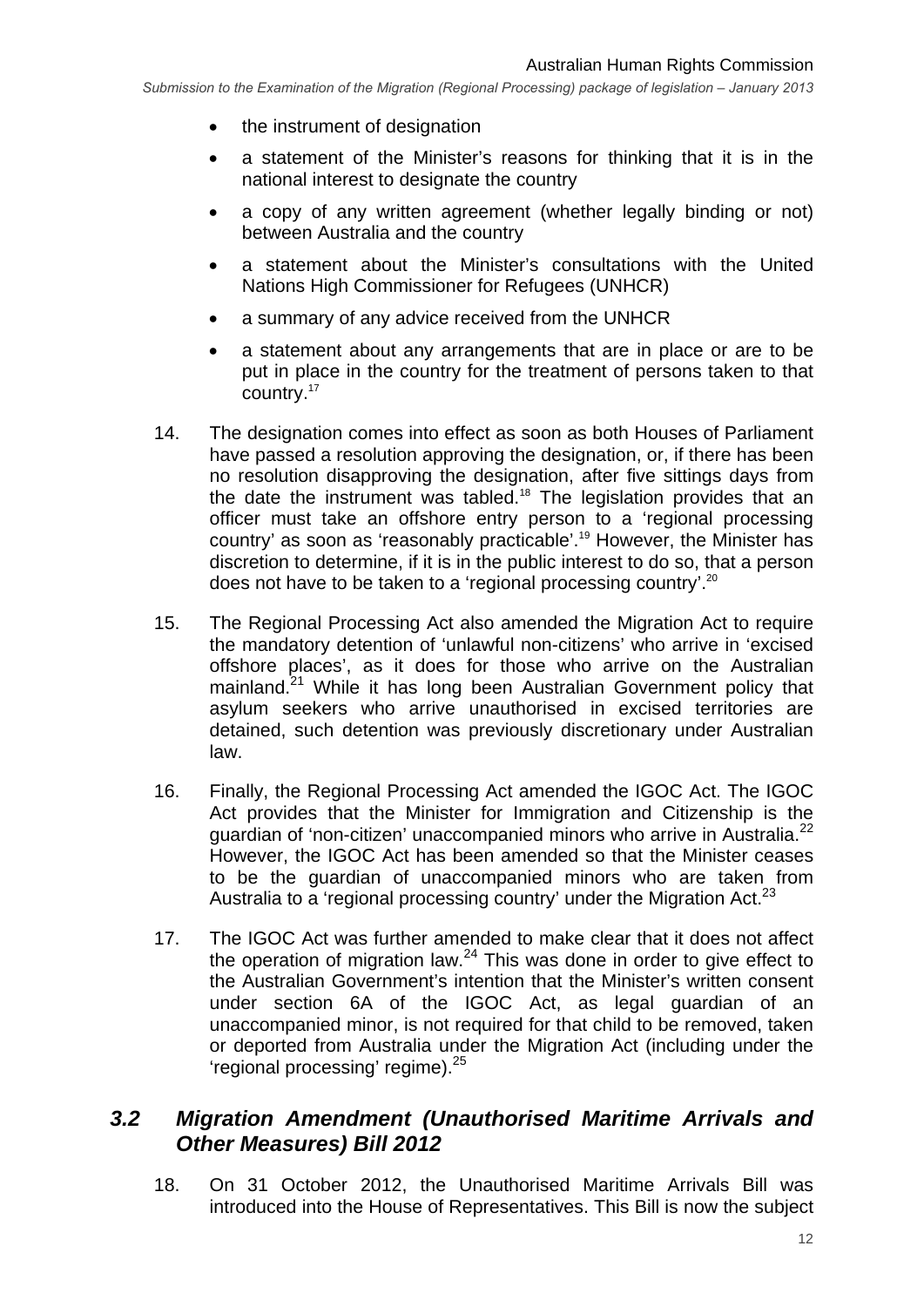- the instrument of designation
- a statement of the Minister's reasons for thinking that it is in the national interest to designate the country
- a copy of any written agreement (whether legally binding or not) between Australia and the country
- a statement about the Minister's consultations with the United Nations High Commissioner for Refugees (UNHCR)
- a summary of any advice received from the UNHCR
- a statement about any arrangements that are in place or are to be put in place in the country for the treatment of persons taken to that country.[17]

14. The designation comes into effect as soon as both Houses of Parliament have passed a resolution approving the designation, or, if there has been no resolution disapproving the designation, after five sittings days from the date the instrument was tabled.[18] The legislation provides that an officer must take an offshore entry person to a 'regional processing country' as soon as 'reasonably practicable'.[19] However, the Minister has discretion to determine, if it is in the public interest to do so, that a person does not have to be taken to a 'regional processing country'.[20]

15. The Regional Processing Act also amended the Migration Act to require the mandatory detention of 'unlawful non-citizens' who arrive in 'excised offshore places', as it does for those who arrive on the Australian mainland.[21] While it has long been Australian Government policy that asylum seekers who arrive unauthorised in excised territories are detained, such detention was previously discretionary under Australian law.

16. Finally, the Regional Processing Act amended the IGOC Act. The IGOC Act provides that the Minister for Immigration and Citizenship is the guardian of 'non-citizen' unaccompanied minors who arrive in Australia.[22] However, the IGOC Act has been amended so that the Minister ceases to be the guardian of unaccompanied minors who are taken from Australia to a 'regional processing country' under the Migration Act.[23]

17. The IGOC Act was further amended to make clear that it does not affect the operation of migration law.[24] This was done in order to give effect to the Australian Government's intention that the Minister's written consent under section 6A of the IGOC Act, as legal guardian of an unaccompanied minor, is not required for that child to be removed, taken or deported from Australia under the Migration Act (including under the 'regional processing' regime).[25]

## *3.2 Migration Amendment (Unauthorised Maritime Arrivals and Other Measures) Bill 2012*

18. On 31 October 2012, the Unauthorised Maritime Arrivals Bill was introduced into the House of Representatives. This Bill is now the subject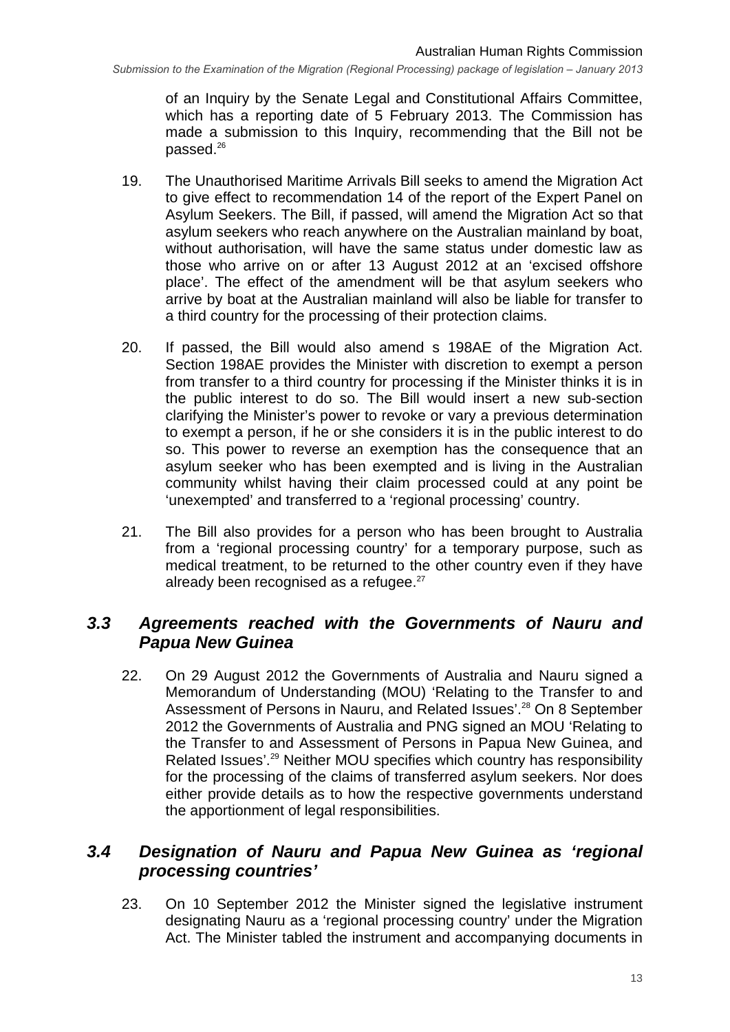of an Inquiry by the Senate Legal and Constitutional Affairs Committee, which has a reporting date of 5 February 2013. The Commission has made a submission to this Inquiry, recommending that the Bill not be passed.[26]

19. The Unauthorised Maritime Arrivals Bill seeks to amend the Migration Act to give effect to recommendation 14 of the report of the Expert Panel on Asylum Seekers. The Bill, if passed, will amend the Migration Act so that asylum seekers who reach anywhere on the Australian mainland by boat, without authorisation, will have the same status under domestic law as those who arrive on or after 13 August 2012 at an 'excised offshore place'. The effect of the amendment will be that asylum seekers who arrive by boat at the Australian mainland will also be liable for transfer to a third country for the processing of their protection claims.

20. If passed, the Bill would also amend s 198AE of the Migration Act. Section 198AE provides the Minister with discretion to exempt a person from transfer to a third country for processing if the Minister thinks it is in the public interest to do so. The Bill would insert a new sub-section clarifying the Minister's power to revoke or vary a previous determination to exempt a person, if he or she considers it is in the public interest to do so. This power to reverse an exemption has the consequence that an asylum seeker who has been exempted and is living in the Australian community whilst having their claim processed could at any point be 'unexempted' and transferred to a 'regional processing' country.

21. The Bill also provides for a person who has been brought to Australia from a 'regional processing country' for a temporary purpose, such as medical treatment, to be returned to the other country even if they have already been recognised as a refugee.[27]

## *3.3 Agreements reached with the Governments of Nauru and Papua New Guinea*

22. On 29 August 2012 the Governments of Australia and Nauru signed a Memorandum of Understanding (MOU) 'Relating to the Transfer to and Assessment of Persons in Nauru, and Related Issues'.[28] On 8 September 2012 the Governments of Australia and PNG signed an MOU 'Relating to the Transfer to and Assessment of Persons in Papua New Guinea, and Related Issues'.[29] Neither MOU specifies which country has responsibility for the processing of the claims of transferred asylum seekers. Nor does either provide details as to how the respective governments understand the apportionment of legal responsibilities.

## *3.4 Designation of Nauru and Papua New Guinea as 'regional processing countries'*

23. On 10 September 2012 the Minister signed the legislative instrument designating Nauru as a 'regional processing country' under the Migration Act. The Minister tabled the instrument and accompanying documents in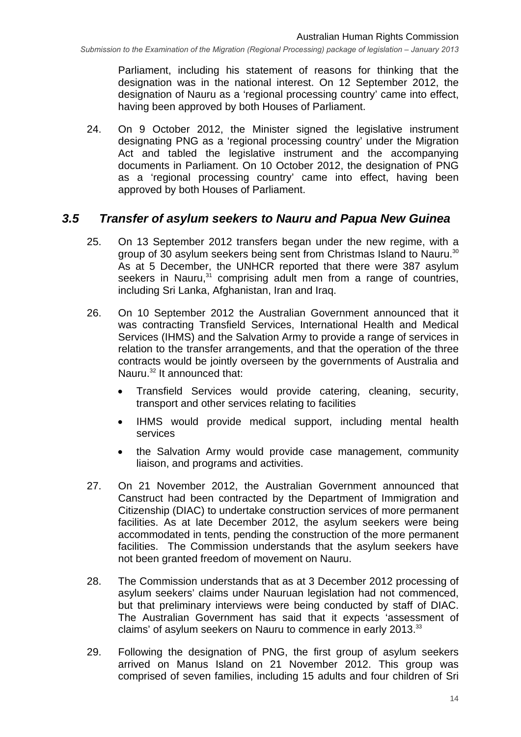Parliament, including his statement of reasons for thinking that the designation was in the national interest. On 12 September 2012, the designation of Nauru as a 'regional processing country' came into effect, having been approved by both Houses of Parliament.

24. On 9 October 2012, the Minister signed the legislative instrument designating PNG as a 'regional processing country' under the Migration Act and tabled the legislative instrument and the accompanying documents in Parliament. On 10 October 2012, the designation of PNG as a 'regional processing country' came into effect, having been approved by both Houses of Parliament.

### *3.5 Transfer of asylum seekers to Nauru and Papua New Guinea*

25. On 13 September 2012 transfers began under the new regime, with a group of 30 asylum seekers being sent from Christmas Island to Nauru.[30] As at 5 December, the UNHCR reported that there were 387 asylum seekers in Nauru,[31] comprising adult men from a range of countries, including Sri Lanka, Afghanistan, Iran and Iraq.

26. On 10 September 2012 the Australian Government announced that it was contracting Transfield Services, International Health and Medical Services (IHMS) and the Salvation Army to provide a range of services in relation to the transfer arrangements, and that the operation of the three contracts would be jointly overseen by the governments of Australia and Nauru.[32] It announced that:

   - Transfield Services would provide catering, cleaning, security, transport and other services relating to facilities
   - IHMS would provide medical support, including mental health services
   - the Salvation Army would provide case management, community liaison, and programs and activities.

27. On 21 November 2012, the Australian Government announced that Canstruct had been contracted by the Department of Immigration and Citizenship (DIAC) to undertake construction services of more permanent facilities. As at late December 2012, the asylum seekers were being accommodated in tents, pending the construction of the more permanent facilities. The Commission understands that the asylum seekers have not been granted freedom of movement on Nauru.

28. The Commission understands that as at 3 December 2012 processing of asylum seekers' claims under Nauruan legislation had not commenced, but that preliminary interviews were being conducted by staff of DIAC. The Australian Government has said that it expects 'assessment of claims' of asylum seekers on Nauru to commence in early 2013.[33]

29. Following the designation of PNG, the first group of asylum seekers arrived on Manus Island on 21 November 2012. This group was comprised of seven families, including 15 adults and four children of Sri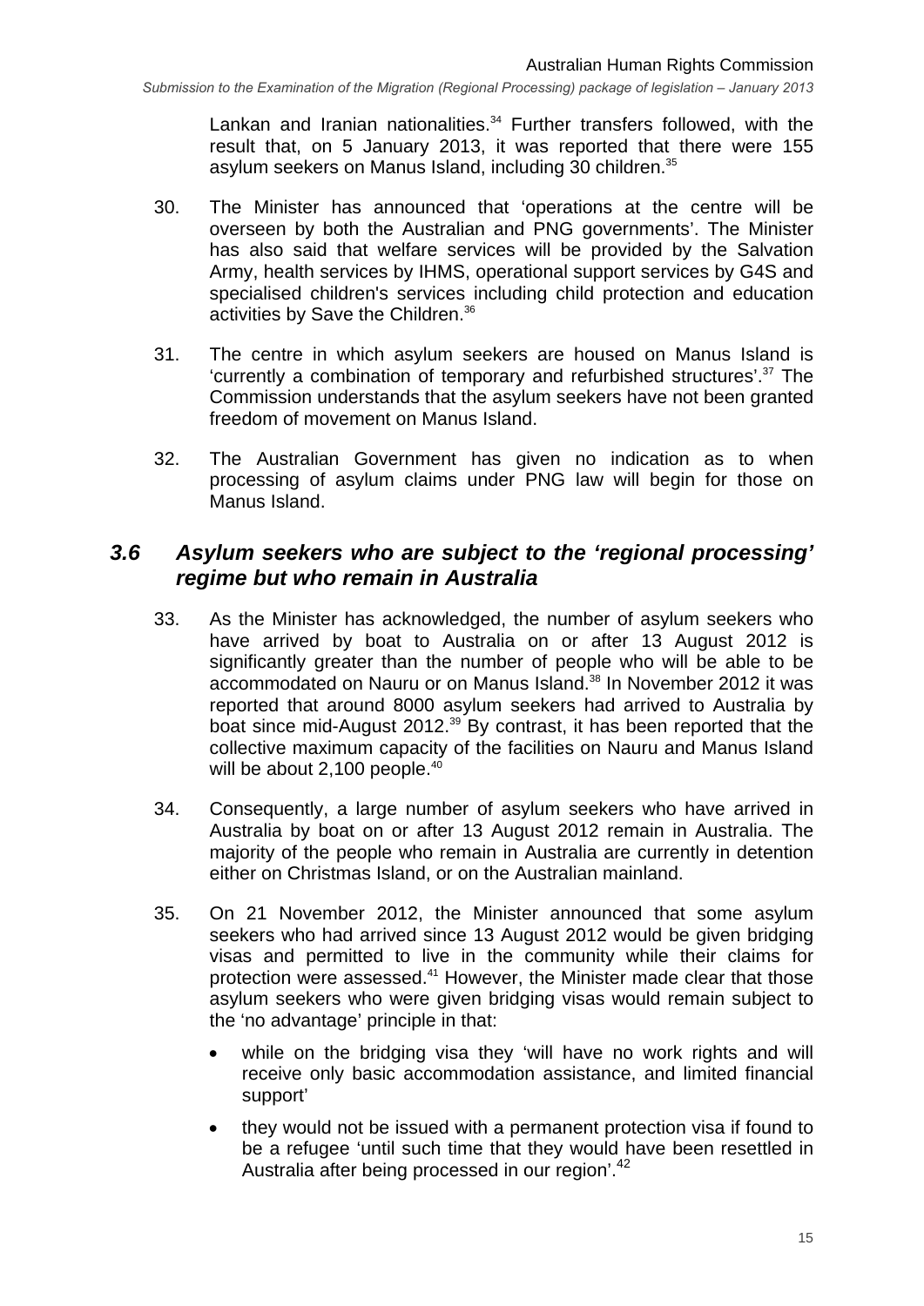Lankan and Iranian nationalities.[34] Further transfers followed, with the result that, on 5 January 2013, it was reported that there were 155 asylum seekers on Manus Island, including 30 children.[35]

30. The Minister has announced that 'operations at the centre will be overseen by both the Australian and PNG governments'. The Minister has also said that welfare services will be provided by the Salvation Army, health services by IHMS, operational support services by G4S and specialised children's services including child protection and education activities by Save the Children.[36]

31. The centre in which asylum seekers are housed on Manus Island is 'currently a combination of temporary and refurbished structures'.[37] The Commission understands that the asylum seekers have not been granted freedom of movement on Manus Island.

32. The Australian Government has given no indication as to when processing of asylum claims under PNG law will begin for those on Manus Island.

## *3.6 Asylum seekers who are subject to the 'regional processing' regime but who remain in Australia*

33. As the Minister has acknowledged, the number of asylum seekers who have arrived by boat to Australia on or after 13 August 2012 is significantly greater than the number of people who will be able to be accommodated on Nauru or on Manus Island.[38] In November 2012 it was reported that around 8000 asylum seekers had arrived to Australia by boat since mid-August 2012.[39] By contrast, it has been reported that the collective maximum capacity of the facilities on Nauru and Manus Island will be about 2,100 people.[40]

34. Consequently, a large number of asylum seekers who have arrived in Australia by boat on or after 13 August 2012 remain in Australia. The majority of the people who remain in Australia are currently in detention either on Christmas Island, or on the Australian mainland.

35. On 21 November 2012, the Minister announced that some asylum seekers who had arrived since 13 August 2012 would be given bridging visas and permitted to live in the community while their claims for protection were assessed.[41] However, the Minister made clear that those asylum seekers who were given bridging visas would remain subject to the 'no advantage' principle in that:

- while on the bridging visa they 'will have no work rights and will receive only basic accommodation assistance, and limited financial support'
- they would not be issued with a permanent protection visa if found to be a refugee 'until such time that they would have been resettled in Australia after being processed in our region'.[42]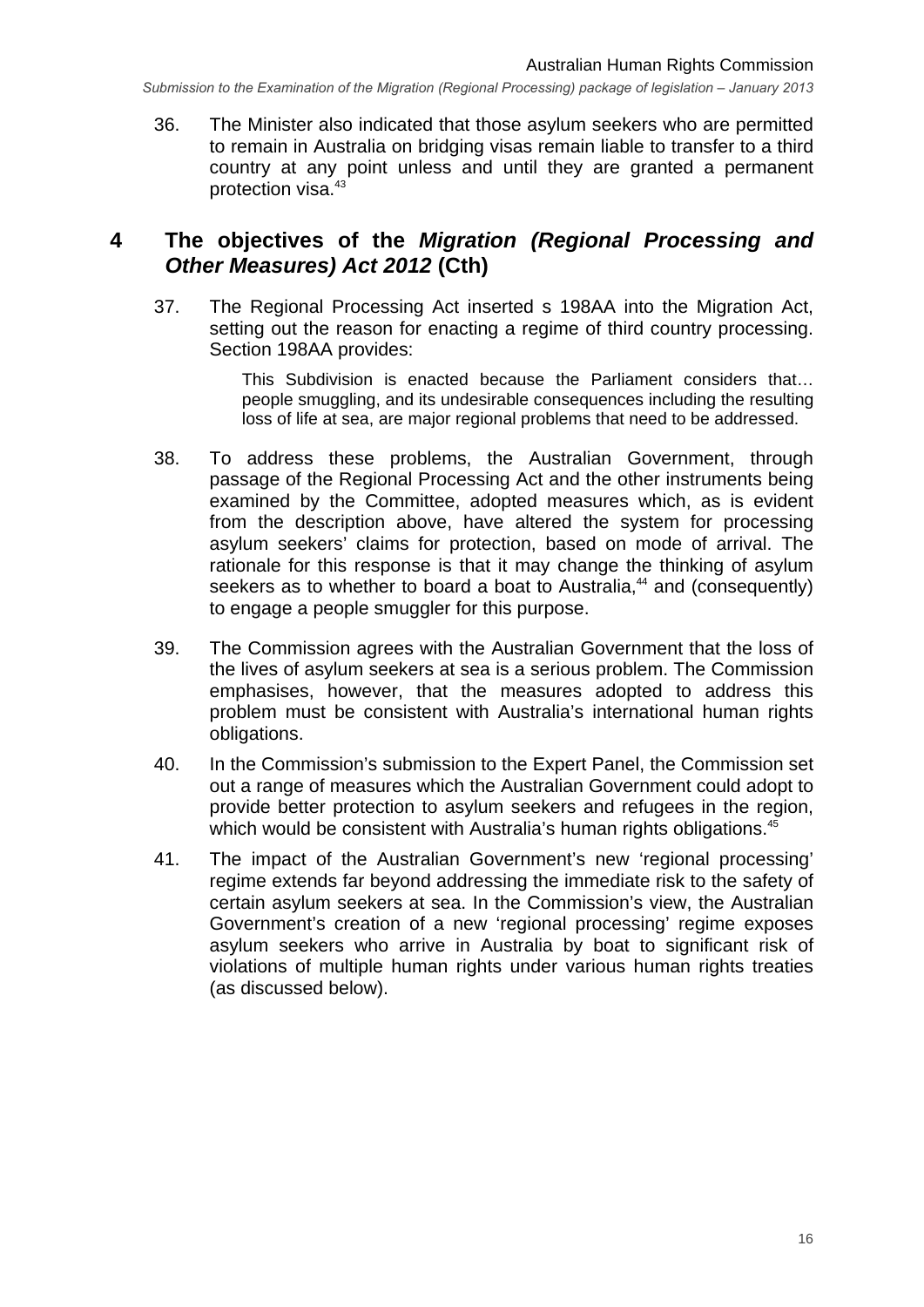36. The Minister also indicated that those asylum seekers who are permitted to remain in Australia on bridging visas remain liable to transfer to a third country at any point unless and until they are granted a permanent protection visa.[43]

## 4 The objectives of the *Migration (Regional Processing and Other Measures) Act 2012* (Cth)

37. The Regional Processing Act inserted s 198AA into the Migration Act, setting out the reason for enacting a regime of third country processing. Section 198AA provides:

> This Subdivision is enacted because the Parliament considers that… people smuggling, and its undesirable consequences including the resulting loss of life at sea, are major regional problems that need to be addressed.

38. To address these problems, the Australian Government, through passage of the Regional Processing Act and the other instruments being examined by the Committee, adopted measures which, as is evident from the description above, have altered the system for processing asylum seekers' claims for protection, based on mode of arrival. The rationale for this response is that it may change the thinking of asylum seekers as to whether to board a boat to Australia,[44] and (consequently) to engage a people smuggler for this purpose.

39. The Commission agrees with the Australian Government that the loss of the lives of asylum seekers at sea is a serious problem. The Commission emphasises, however, that the measures adopted to address this problem must be consistent with Australia's international human rights obligations.

40. In the Commission's submission to the Expert Panel, the Commission set out a range of measures which the Australian Government could adopt to provide better protection to asylum seekers and refugees in the region, which would be consistent with Australia's human rights obligations.[45]

41. The impact of the Australian Government's new 'regional processing' regime extends far beyond addressing the immediate risk to the safety of certain asylum seekers at sea. In the Commission's view, the Australian Government's creation of a new 'regional processing' regime exposes asylum seekers who arrive in Australia by boat to significant risk of violations of multiple human rights under various human rights treaties (as discussed below).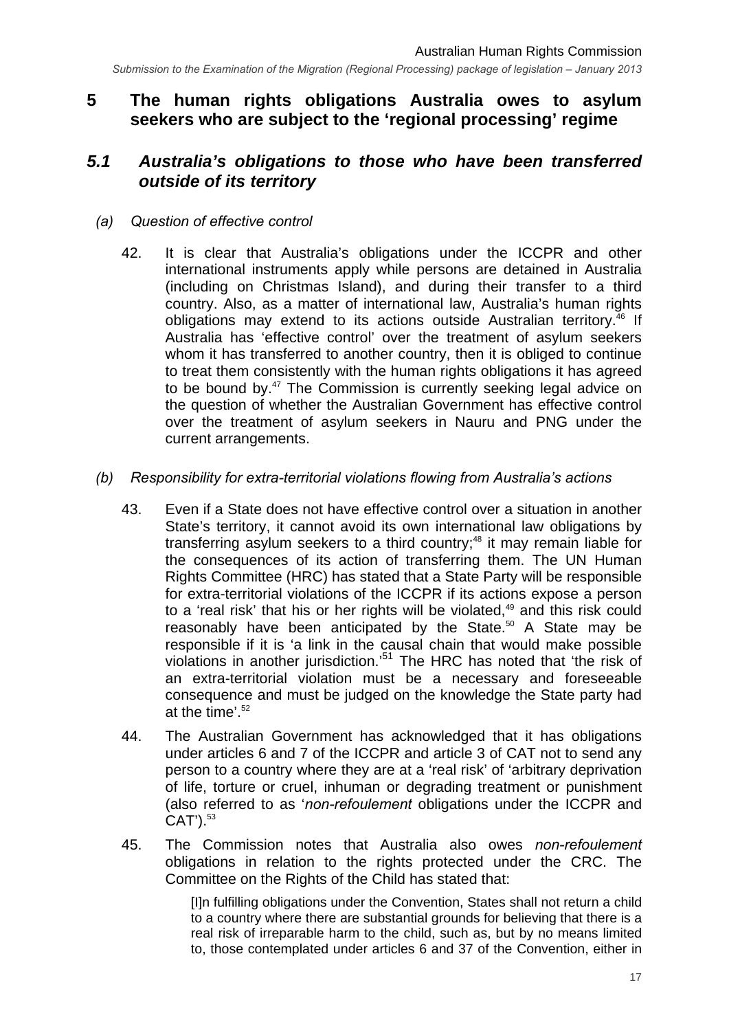## 5 The human rights obligations Australia owes to asylum seekers who are subject to the 'regional processing' regime

### *5.1 Australia's obligations to those who have been transferred outside of its territory*

#### *(a) Question of effective control*

42. It is clear that Australia's obligations under the ICCPR and other international instruments apply while persons are detained in Australia (including on Christmas Island), and during their transfer to a third country. Also, as a matter of international law, Australia's human rights obligations may extend to its actions outside Australian territory.[46] If Australia has 'effective control' over the treatment of asylum seekers whom it has transferred to another country, then it is obliged to continue to treat them consistently with the human rights obligations it has agreed to be bound by.[47] The Commission is currently seeking legal advice on the question of whether the Australian Government has effective control over the treatment of asylum seekers in Nauru and PNG under the current arrangements.

#### *(b) Responsibility for extra-territorial violations flowing from Australia's actions*

43. Even if a State does not have effective control over a situation in another State's territory, it cannot avoid its own international law obligations by transferring asylum seekers to a third country;[48] it may remain liable for the consequences of its action of transferring them. The UN Human Rights Committee (HRC) has stated that a State Party will be responsible for extra-territorial violations of the ICCPR if its actions expose a person to a 'real risk' that his or her rights will be violated,[49] and this risk could reasonably have been anticipated by the State.[50] A State may be responsible if it is 'a link in the causal chain that would make possible violations in another jurisdiction.'[51] The HRC has noted that 'the risk of an extra-territorial violation must be a necessary and foreseeable consequence and must be judged on the knowledge the State party had at the time'.[52]

44. The Australian Government has acknowledged that it has obligations under articles 6 and 7 of the ICCPR and article 3 of CAT not to send any person to a country where they are at a 'real risk' of 'arbitrary deprivation of life, torture or cruel, inhuman or degrading treatment or punishment (also referred to as '*non-refoulement* obligations under the ICCPR and CAT').[53]

45. The Commission notes that Australia also owes *non-refoulement* obligations in relation to the rights protected under the CRC. The Committee on the Rights of the Child has stated that:

> [I]n fulfilling obligations under the Convention, States shall not return a child to a country where there are substantial grounds for believing that there is a real risk of irreparable harm to the child, such as, but by no means limited to, those contemplated under articles 6 and 37 of the Convention, either in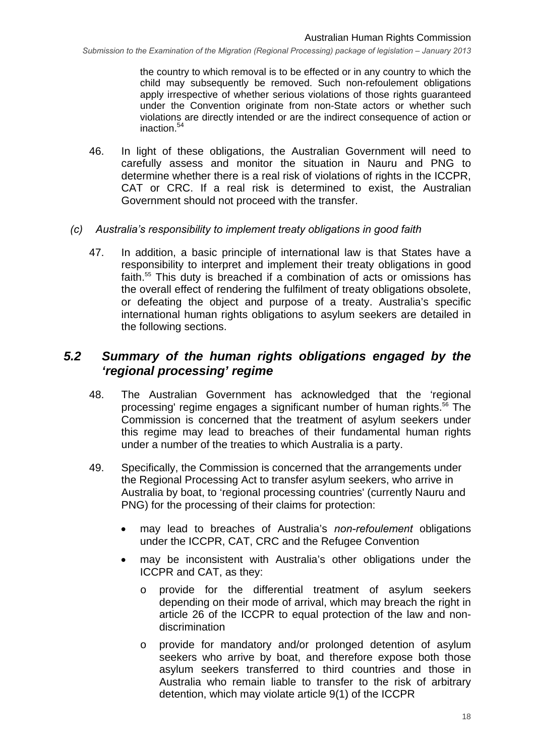the country to which removal is to be effected or in any country to which the child may subsequently be removed. Such non-refoulement obligations apply irrespective of whether serious violations of those rights guaranteed under the Convention originate from non-State actors or whether such violations are directly intended or are the indirect consequence of action or inaction.[54]

46. In light of these obligations, the Australian Government will need to carefully assess and monitor the situation in Nauru and PNG to determine whether there is a real risk of violations of rights in the ICCPR, CAT or CRC. If a real risk is determined to exist, the Australian Government should not proceed with the transfer.

*(c) Australia's responsibility to implement treaty obligations in good faith*

47. In addition, a basic principle of international law is that States have a responsibility to interpret and implement their treaty obligations in good faith.[55] This duty is breached if a combination of acts or omissions has the overall effect of rendering the fulfilment of treaty obligations obsolete, or defeating the object and purpose of a treaty. Australia's specific international human rights obligations to asylum seekers are detailed in the following sections.

## *5.2 Summary of the human rights obligations engaged by the 'regional processing' regime*

48. The Australian Government has acknowledged that the 'regional processing' regime engages a significant number of human rights.[56] The Commission is concerned that the treatment of asylum seekers under this regime may lead to breaches of their fundamental human rights under a number of the treaties to which Australia is a party.

49. Specifically, the Commission is concerned that the arrangements under the Regional Processing Act to transfer asylum seekers, who arrive in Australia by boat, to 'regional processing countries' (currently Nauru and PNG) for the processing of their claims for protection:

- may lead to breaches of Australia's *non-refoulement* obligations under the ICCPR, CAT, CRC and the Refugee Convention
- may be inconsistent with Australia's other obligations under the ICCPR and CAT, as they:
  - provide for the differential treatment of asylum seekers depending on their mode of arrival, which may breach the right in article 26 of the ICCPR to equal protection of the law and non-discrimination
  - provide for mandatory and/or prolonged detention of asylum seekers who arrive by boat, and therefore expose both those asylum seekers transferred to third countries and those in Australia who remain liable to transfer to the risk of arbitrary detention, which may violate article 9(1) of the ICCPR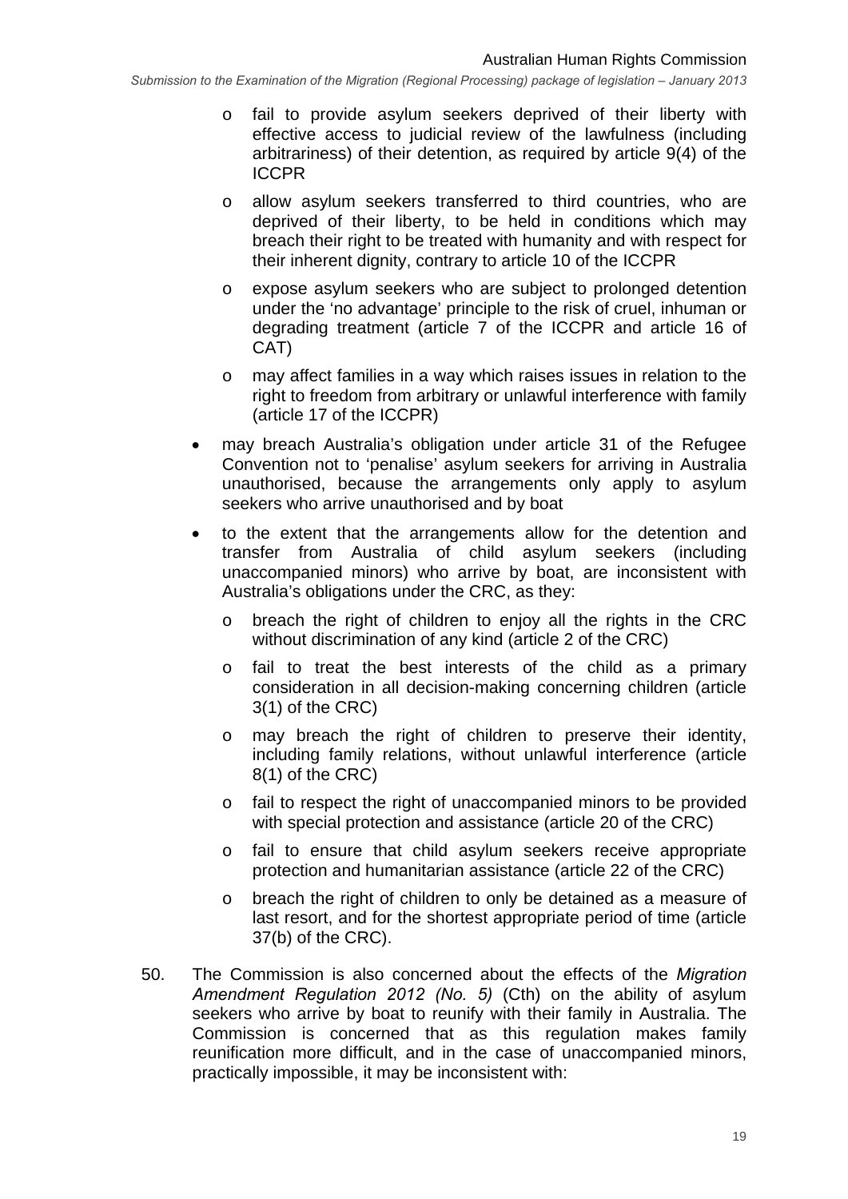- fail to provide asylum seekers deprived of their liberty with effective access to judicial review of the lawfulness (including arbitrariness) of their detention, as required by article 9(4) of the ICCPR
    - allow asylum seekers transferred to third countries, who are deprived of their liberty, to be held in conditions which may breach their right to be treated with humanity and with respect for their inherent dignity, contrary to article 10 of the ICCPR
    - expose asylum seekers who are subject to prolonged detention under the 'no advantage' principle to the risk of cruel, inhuman or degrading treatment (article 7 of the ICCPR and article 16 of CAT)
    - may affect families in a way which raises issues in relation to the right to freedom from arbitrary or unlawful interference with family (article 17 of the ICCPR)
- may breach Australia's obligation under article 31 of the Refugee Convention not to 'penalise' asylum seekers for arriving in Australia unauthorised, because the arrangements only apply to asylum seekers who arrive unauthorised and by boat
- to the extent that the arrangements allow for the detention and transfer from Australia of child asylum seekers (including unaccompanied minors) who arrive by boat, are inconsistent with Australia's obligations under the CRC, as they:
    - breach the right of children to enjoy all the rights in the CRC without discrimination of any kind (article 2 of the CRC)
    - fail to treat the best interests of the child as a primary consideration in all decision-making concerning children (article 3(1) of the CRC)
    - may breach the right of children to preserve their identity, including family relations, without unlawful interference (article 8(1) of the CRC)
    - fail to respect the right of unaccompanied minors to be provided with special protection and assistance (article 20 of the CRC)
    - fail to ensure that child asylum seekers receive appropriate protection and humanitarian assistance (article 22 of the CRC)
    - breach the right of children to only be detained as a measure of last resort, and for the shortest appropriate period of time (article 37(b) of the CRC).

50. The Commission is also concerned about the effects of the *Migration Amendment Regulation 2012 (No. 5)* (Cth) on the ability of asylum seekers who arrive by boat to reunify with their family in Australia. The Commission is concerned that as this regulation makes family reunification more difficult, and in the case of unaccompanied minors, practically impossible, it may be inconsistent with: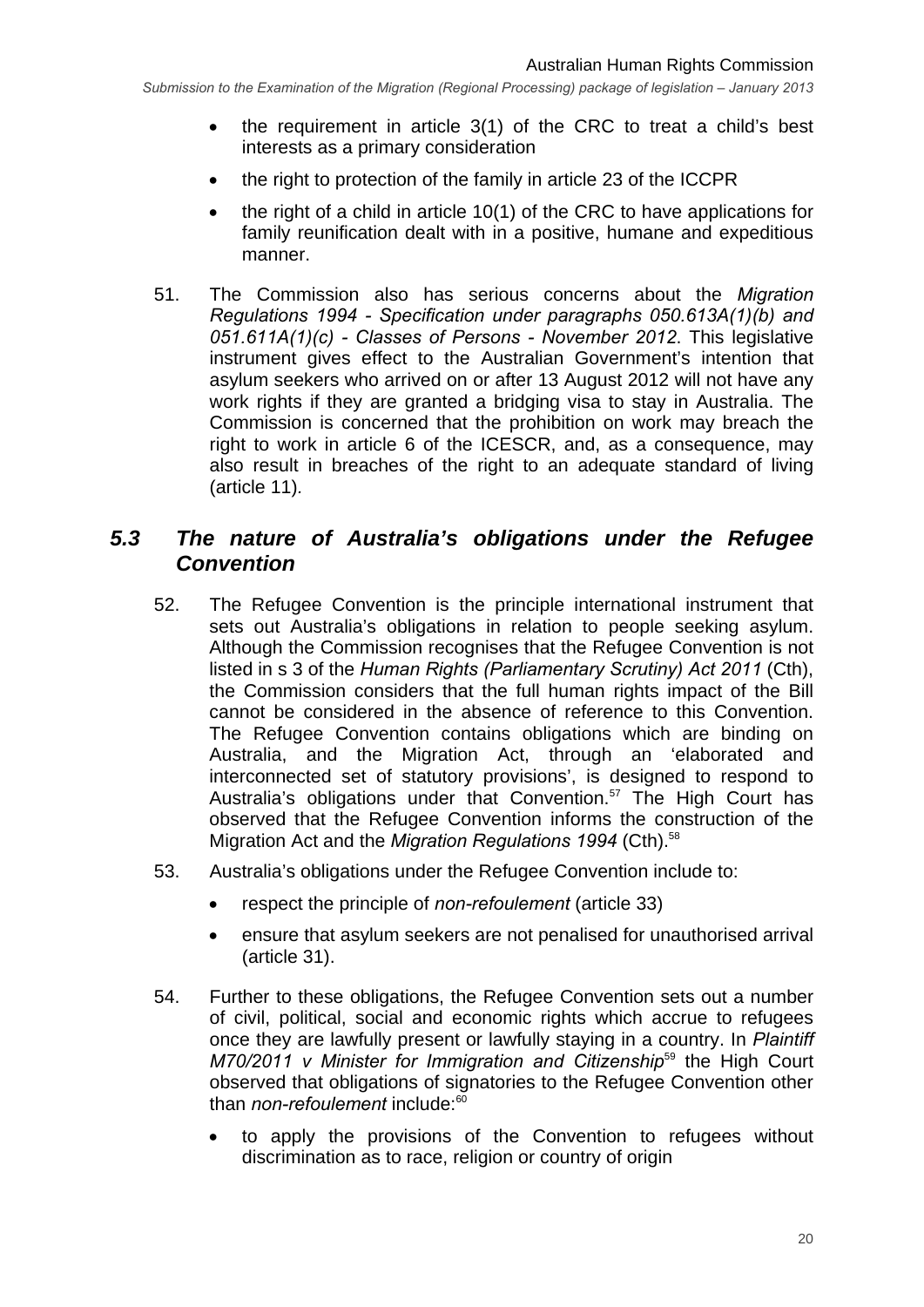- the requirement in article 3(1) of the CRC to treat a child's best interests as a primary consideration
- the right to protection of the family in article 23 of the ICCPR
- the right of a child in article 10(1) of the CRC to have applications for family reunification dealt with in a positive, humane and expeditious manner.

51. The Commission also has serious concerns about the *Migration Regulations 1994 - Specification under paragraphs 050.613A(1)(b) and 051.611A(1)(c) - Classes of Persons - November 2012*. This legislative instrument gives effect to the Australian Government's intention that asylum seekers who arrived on or after 13 August 2012 will not have any work rights if they are granted a bridging visa to stay in Australia. The Commission is concerned that the prohibition on work may breach the right to work in article 6 of the ICESCR, and, as a consequence, may also result in breaches of the right to an adequate standard of living (article 11).

## *5.3 The nature of Australia's obligations under the Refugee Convention*

52. The Refugee Convention is the principle international instrument that sets out Australia's obligations in relation to people seeking asylum. Although the Commission recognises that the Refugee Convention is not listed in s 3 of the *Human Rights (Parliamentary Scrutiny) Act 2011* (Cth), the Commission considers that the full human rights impact of the Bill cannot be considered in the absence of reference to this Convention. The Refugee Convention contains obligations which are binding on Australia, and the Migration Act, through an 'elaborated and interconnected set of statutory provisions', is designed to respond to Australia's obligations under that Convention.[57] The High Court has observed that the Refugee Convention informs the construction of the Migration Act and the *Migration Regulations 1994* (Cth).[58]

53. Australia's obligations under the Refugee Convention include to:
    - respect the principle of *non-refoulement* (article 33)
    - ensure that asylum seekers are not penalised for unauthorised arrival (article 31).

54. Further to these obligations, the Refugee Convention sets out a number of civil, political, social and economic rights which accrue to refugees once they are lawfully present or lawfully staying in a country. In *Plaintiff M70/2011 v Minister for Immigration and Citizenship*[59] the High Court observed that obligations of signatories to the Refugee Convention other than *non-refoulement* include:[60]
    - to apply the provisions of the Convention to refugees without discrimination as to race, religion or country of origin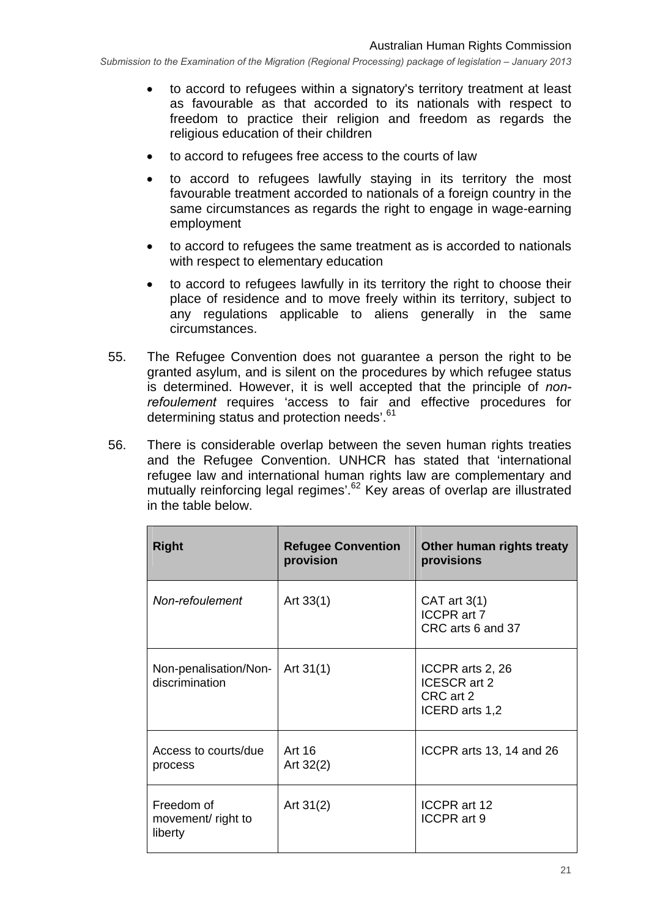- to accord to refugees within a signatory's territory treatment at least as favourable as that accorded to its nationals with respect to freedom to practice their religion and freedom as regards the religious education of their children
- to accord to refugees free access to the courts of law
- to accord to refugees lawfully staying in its territory the most favourable treatment accorded to nationals of a foreign country in the same circumstances as regards the right to engage in wage-earning employment
- to accord to refugees the same treatment as is accorded to nationals with respect to elementary education
- to accord to refugees lawfully in its territory the right to choose their place of residence and to move freely within its territory, subject to any regulations applicable to aliens generally in the same circumstances.

55. The Refugee Convention does not guarantee a person the right to be granted asylum, and is silent on the procedures by which refugee status is determined. However, it is well accepted that the principle of *non-refoulement* requires 'access to fair and effective procedures for determining status and protection needs'.[61]

56. There is considerable overlap between the seven human rights treaties and the Refugee Convention. UNHCR has stated that 'international refugee law and international human rights law are complementary and mutually reinforcing legal regimes'.[62] Key areas of overlap are illustrated in the table below.

| Right | Refugee Convention provision | Other human rights treaty provisions |
|---|---|---|
| *Non-refoulement* | Art 33(1) | CAT art 3(1)<br>ICCPR art 7<br>CRC arts 6 and 37 |
| Non-penalisation/Non-discrimination | Art 31(1) | ICCPR arts 2, 26<br>ICESCR art 2<br>CRC art 2<br>ICERD arts 1,2 |
| Access to courts/due process | Art 16<br>Art 32(2) | ICCPR arts 13, 14 and 26 |
| Freedom of movement/ right to liberty | Art 31(2) | ICCPR art 12<br>ICCPR art 9 |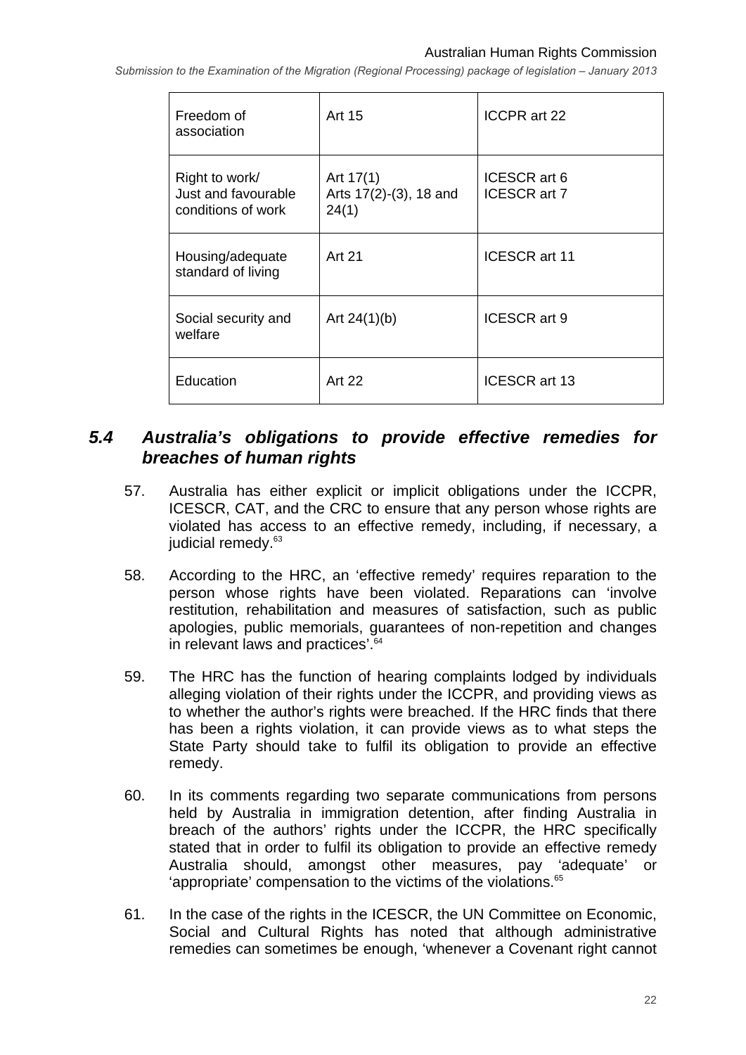| Freedom of association | Art 15 | ICCPR art 22 |
|---|---|---|
| Right to work/ Just and favourable conditions of work | Art 17(1) Arts 17(2)-(3), 18 and 24(1) | ICESCR art 6 ICESCR art 7 |
| Housing/adequate standard of living | Art 21 | ICESCR art 11 |
| Social security and welfare | Art 24(1)(b) | ICESCR art 9 |
| Education | Art 22 | ICESCR art 13 |

## 5.4 *Australia's obligations to provide effective remedies for breaches of human rights*

57. Australia has either explicit or implicit obligations under the ICCPR, ICESCR, CAT, and the CRC to ensure that any person whose rights are violated has access to an effective remedy, including, if necessary, a judicial remedy.[63]

58. According to the HRC, an 'effective remedy' requires reparation to the person whose rights have been violated. Reparations can 'involve restitution, rehabilitation and measures of satisfaction, such as public apologies, public memorials, guarantees of non-repetition and changes in relevant laws and practices'.[64]

59. The HRC has the function of hearing complaints lodged by individuals alleging violation of their rights under the ICCPR, and providing views as to whether the author's rights were breached. If the HRC finds that there has been a rights violation, it can provide views as to what steps the State Party should take to fulfil its obligation to provide an effective remedy.

60. In its comments regarding two separate communications from persons held by Australia in immigration detention, after finding Australia in breach of the authors' rights under the ICCPR, the HRC specifically stated that in order to fulfil its obligation to provide an effective remedy Australia should, amongst other measures, pay 'adequate' or 'appropriate' compensation to the victims of the violations.[65]

61. In the case of the rights in the ICESCR, the UN Committee on Economic, Social and Cultural Rights has noted that although administrative remedies can sometimes be enough, 'whenever a Covenant right cannot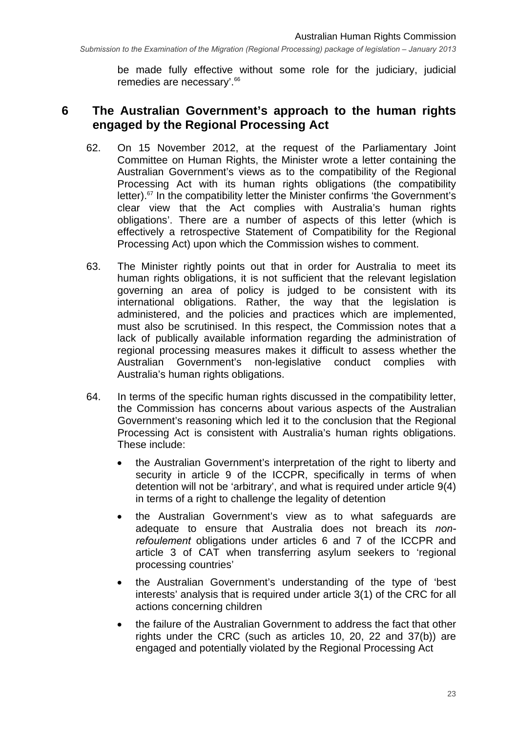be made fully effective without some role for the judiciary, judicial remedies are necessary'.[66]

## 6 The Australian Government's approach to the human rights engaged by the Regional Processing Act

62. On 15 November 2012, at the request of the Parliamentary Joint Committee on Human Rights, the Minister wrote a letter containing the Australian Government's views as to the compatibility of the Regional Processing Act with its human rights obligations (the compatibility letter).[67] In the compatibility letter the Minister confirms 'the Government's clear view that the Act complies with Australia's human rights obligations'. There are a number of aspects of this letter (which is effectively a retrospective Statement of Compatibility for the Regional Processing Act) upon which the Commission wishes to comment.

63. The Minister rightly points out that in order for Australia to meet its human rights obligations, it is not sufficient that the relevant legislation governing an area of policy is judged to be consistent with its international obligations. Rather, the way that the legislation is administered, and the policies and practices which are implemented, must also be scrutinised. In this respect, the Commission notes that a lack of publically available information regarding the administration of regional processing measures makes it difficult to assess whether the Australian Government's non-legislative conduct complies with Australia's human rights obligations.

64. In terms of the specific human rights discussed in the compatibility letter, the Commission has concerns about various aspects of the Australian Government's reasoning which led it to the conclusion that the Regional Processing Act is consistent with Australia's human rights obligations. These include:

    - the Australian Government's interpretation of the right to liberty and security in article 9 of the ICCPR, specifically in terms of when detention will not be 'arbitrary', and what is required under article 9(4) in terms of a right to challenge the legality of detention
    - the Australian Government's view as to what safeguards are adequate to ensure that Australia does not breach its *non-refoulement* obligations under articles 6 and 7 of the ICCPR and article 3 of CAT when transferring asylum seekers to 'regional processing countries'
    - the Australian Government's understanding of the type of 'best interests' analysis that is required under article 3(1) of the CRC for all actions concerning children
    - the failure of the Australian Government to address the fact that other rights under the CRC (such as articles 10, 20, 22 and 37(b)) are engaged and potentially violated by the Regional Processing Act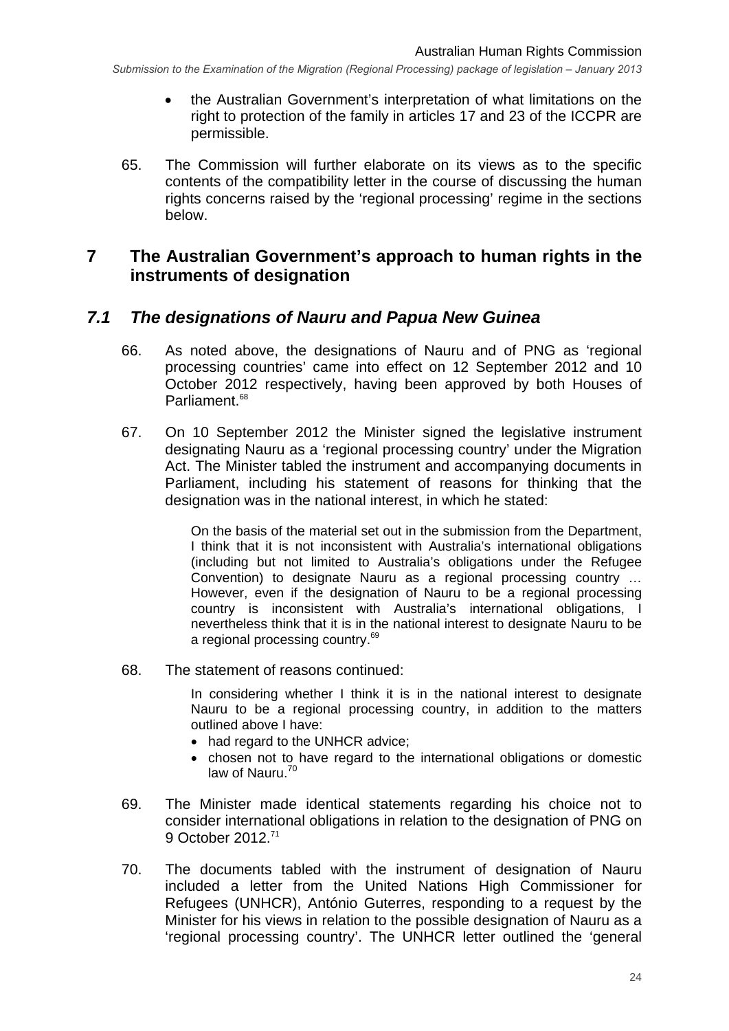- the Australian Government's interpretation of what limitations on the right to protection of the family in articles 17 and 23 of the ICCPR are permissible.

65. The Commission will further elaborate on its views as to the specific contents of the compatibility letter in the course of discussing the human rights concerns raised by the 'regional processing' regime in the sections below.

# 7 The Australian Government's approach to human rights in the instruments of designation

## *7.1 The designations of Nauru and Papua New Guinea*

66. As noted above, the designations of Nauru and of PNG as 'regional processing countries' came into effect on 12 September 2012 and 10 October 2012 respectively, having been approved by both Houses of Parliament.[68]

67. On 10 September 2012 the Minister signed the legislative instrument designating Nauru as a 'regional processing country' under the Migration Act. The Minister tabled the instrument and accompanying documents in Parliament, including his statement of reasons for thinking that the designation was in the national interest, in which he stated:

> On the basis of the material set out in the submission from the Department, I think that it is not inconsistent with Australia's international obligations (including but not limited to Australia's obligations under the Refugee Convention) to designate Nauru as a regional processing country … However, even if the designation of Nauru to be a regional processing country is inconsistent with Australia's international obligations, I nevertheless think that it is in the national interest to designate Nauru to be a regional processing country.[69]

68. The statement of reasons continued:

> In considering whether I think it is in the national interest to designate Nauru to be a regional processing country, in addition to the matters outlined above I have:
>
> - had regard to the UNHCR advice;
> - chosen not to have regard to the international obligations or domestic law of Nauru.[70]

69. The Minister made identical statements regarding his choice not to consider international obligations in relation to the designation of PNG on 9 October 2012.[71]

70. The documents tabled with the instrument of designation of Nauru included a letter from the United Nations High Commissioner for Refugees (UNHCR), António Guterres, responding to a request by the Minister for his views in relation to the possible designation of Nauru as a 'regional processing country'. The UNHCR letter outlined the 'general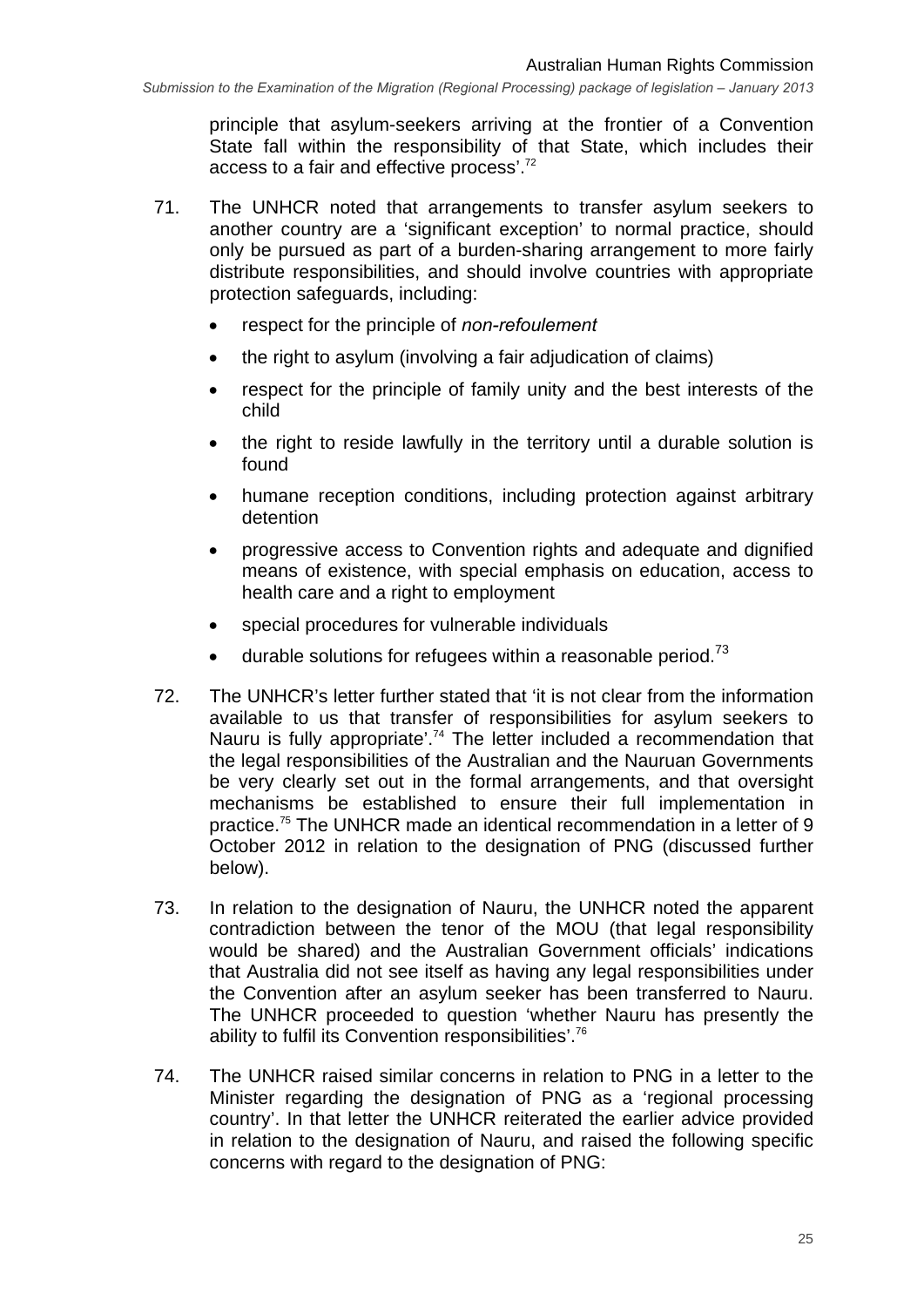principle that asylum-seekers arriving at the frontier of a Convention State fall within the responsibility of that State, which includes their access to a fair and effective process'.[72]

71. The UNHCR noted that arrangements to transfer asylum seekers to another country are a 'significant exception' to normal practice, should only be pursued as part of a burden-sharing arrangement to more fairly distribute responsibilities, and should involve countries with appropriate protection safeguards, including:

   - respect for the principle of *non-refoulement*
   - the right to asylum (involving a fair adjudication of claims)
   - respect for the principle of family unity and the best interests of the child
   - the right to reside lawfully in the territory until a durable solution is found
   - humane reception conditions, including protection against arbitrary detention
   - progressive access to Convention rights and adequate and dignified means of existence, with special emphasis on education, access to health care and a right to employment
   - special procedures for vulnerable individuals
   - durable solutions for refugees within a reasonable period.[73]

72. The UNHCR's letter further stated that 'it is not clear from the information available to us that transfer of responsibilities for asylum seekers to Nauru is fully appropriate'.[74] The letter included a recommendation that the legal responsibilities of the Australian and the Nauruan Governments be very clearly set out in the formal arrangements, and that oversight mechanisms be established to ensure their full implementation in practice.[75] The UNHCR made an identical recommendation in a letter of 9 October 2012 in relation to the designation of PNG (discussed further below).

73. In relation to the designation of Nauru, the UNHCR noted the apparent contradiction between the tenor of the MOU (that legal responsibility would be shared) and the Australian Government officials' indications that Australia did not see itself as having any legal responsibilities under the Convention after an asylum seeker has been transferred to Nauru. The UNHCR proceeded to question 'whether Nauru has presently the ability to fulfil its Convention responsibilities'.[76]

74. The UNHCR raised similar concerns in relation to PNG in a letter to the Minister regarding the designation of PNG as a 'regional processing country'. In that letter the UNHCR reiterated the earlier advice provided in relation to the designation of Nauru, and raised the following specific concerns with regard to the designation of PNG: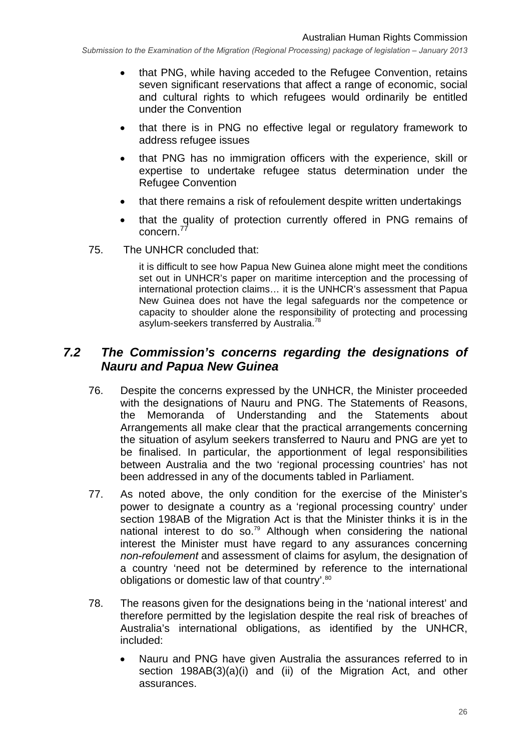- that PNG, while having acceded to the Refugee Convention, retains seven significant reservations that affect a range of economic, social and cultural rights to which refugees would ordinarily be entitled under the Convention
- that there is in PNG no effective legal or regulatory framework to address refugee issues
- that PNG has no immigration officers with the experience, skill or expertise to undertake refugee status determination under the Refugee Convention
- that there remains a risk of refoulement despite written undertakings
- that the quality of protection currently offered in PNG remains of concern.[77]

75. The UNHCR concluded that:

> it is difficult to see how Papua New Guinea alone might meet the conditions set out in UNHCR's paper on maritime interception and the processing of international protection claims… it is the UNHCR's assessment that Papua New Guinea does not have the legal safeguards nor the competence or capacity to shoulder alone the responsibility of protecting and processing asylum-seekers transferred by Australia.[78]

## *7.2 The Commission's concerns regarding the designations of Nauru and Papua New Guinea*

76. Despite the concerns expressed by the UNHCR, the Minister proceeded with the designations of Nauru and PNG. The Statements of Reasons, the Memoranda of Understanding and the Statements about Arrangements all make clear that the practical arrangements concerning the situation of asylum seekers transferred to Nauru and PNG are yet to be finalised. In particular, the apportionment of legal responsibilities between Australia and the two 'regional processing countries' has not been addressed in any of the documents tabled in Parliament.

77. As noted above, the only condition for the exercise of the Minister's power to designate a country as a 'regional processing country' under section 198AB of the Migration Act is that the Minister thinks it is in the national interest to do so.[79] Although when considering the national interest the Minister must have regard to any assurances concerning *non-refoulement* and assessment of claims for asylum, the designation of a country 'need not be determined by reference to the international obligations or domestic law of that country'.[80]

78. The reasons given for the designations being in the 'national interest' and therefore permitted by the legislation despite the real risk of breaches of Australia's international obligations, as identified by the UNHCR, included:

- Nauru and PNG have given Australia the assurances referred to in section 198AB(3)(a)(i) and (ii) of the Migration Act, and other assurances.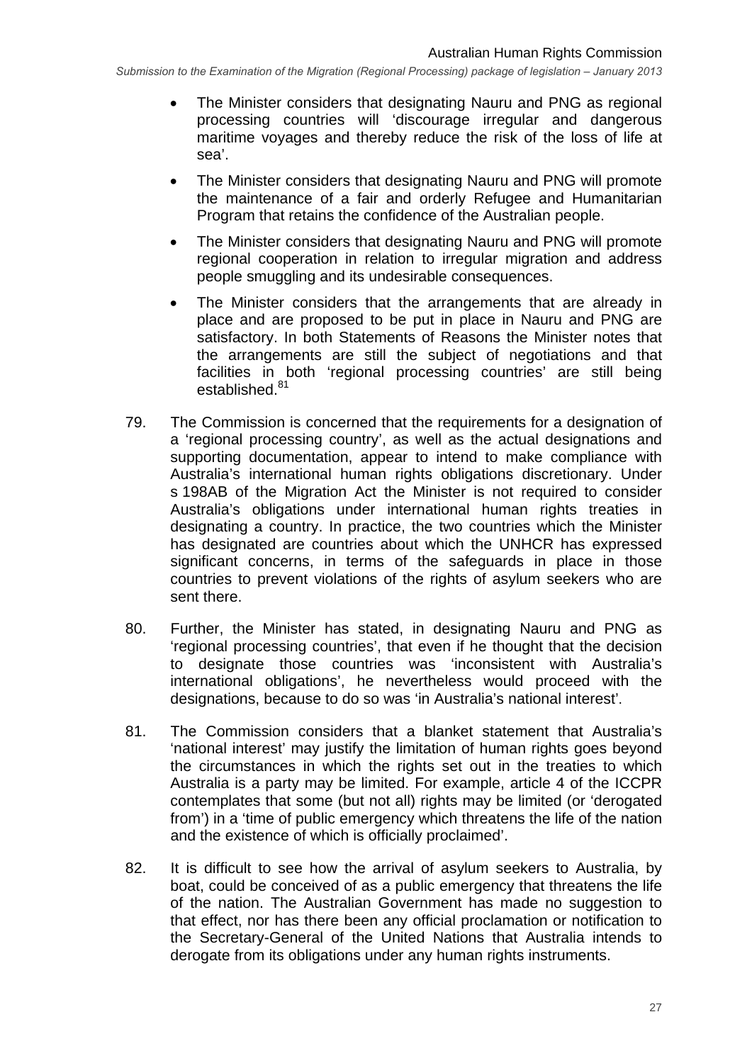- The Minister considers that designating Nauru and PNG as regional processing countries will 'discourage irregular and dangerous maritime voyages and thereby reduce the risk of the loss of life at sea'.
- The Minister considers that designating Nauru and PNG will promote the maintenance of a fair and orderly Refugee and Humanitarian Program that retains the confidence of the Australian people.
- The Minister considers that designating Nauru and PNG will promote regional cooperation in relation to irregular migration and address people smuggling and its undesirable consequences.
- The Minister considers that the arrangements that are already in place and are proposed to be put in place in Nauru and PNG are satisfactory. In both Statements of Reasons the Minister notes that the arrangements are still the subject of negotiations and that facilities in both 'regional processing countries' are still being established.[81]

79. The Commission is concerned that the requirements for a designation of a 'regional processing country', as well as the actual designations and supporting documentation, appear to intend to make compliance with Australia's international human rights obligations discretionary. Under s 198AB of the Migration Act the Minister is not required to consider Australia's obligations under international human rights treaties in designating a country. In practice, the two countries which the Minister has designated are countries about which the UNHCR has expressed significant concerns, in terms of the safeguards in place in those countries to prevent violations of the rights of asylum seekers who are sent there.

80. Further, the Minister has stated, in designating Nauru and PNG as 'regional processing countries', that even if he thought that the decision to designate those countries was 'inconsistent with Australia's international obligations', he nevertheless would proceed with the designations, because to do so was 'in Australia's national interest'.

81. The Commission considers that a blanket statement that Australia's 'national interest' may justify the limitation of human rights goes beyond the circumstances in which the rights set out in the treaties to which Australia is a party may be limited. For example, article 4 of the ICCPR contemplates that some (but not all) rights may be limited (or 'derogated from') in a 'time of public emergency which threatens the life of the nation and the existence of which is officially proclaimed'.

82. It is difficult to see how the arrival of asylum seekers to Australia, by boat, could be conceived of as a public emergency that threatens the life of the nation. The Australian Government has made no suggestion to that effect, nor has there been any official proclamation or notification to the Secretary-General of the United Nations that Australia intends to derogate from its obligations under any human rights instruments.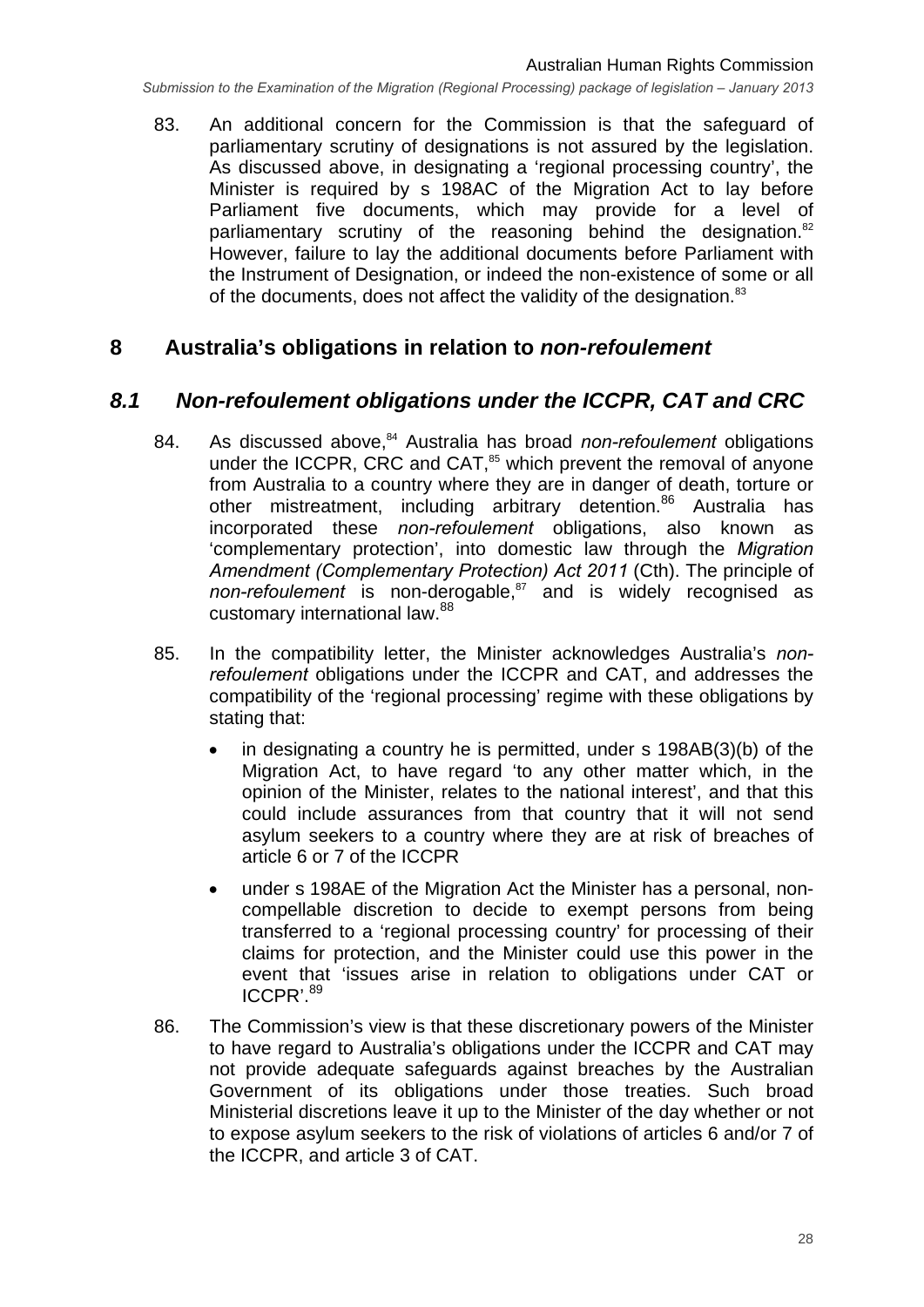83. An additional concern for the Commission is that the safeguard of parliamentary scrutiny of designations is not assured by the legislation. As discussed above, in designating a 'regional processing country', the Minister is required by s 198AC of the Migration Act to lay before Parliament five documents, which may provide for a level of parliamentary scrutiny of the reasoning behind the designation.[82] However, failure to lay the additional documents before Parliament with the Instrument of Designation, or indeed the non-existence of some or all of the documents, does not affect the validity of the designation.[83]

# 8 Australia's obligations in relation to *non-refoulement*

## *8.1 Non-refoulement obligations under the ICCPR, CAT and CRC*

84. As discussed above,[84] Australia has broad *non-refoulement* obligations under the ICCPR, CRC and CAT,[85] which prevent the removal of anyone from Australia to a country where they are in danger of death, torture or other mistreatment, including arbitrary detention.[86] Australia has incorporated these *non-refoulement* obligations, also known as 'complementary protection', into domestic law through the *Migration Amendment (Complementary Protection) Act 2011* (Cth). The principle of *non-refoulement* is non-derogable,[87] and is widely recognised as customary international law.[88]

85. In the compatibility letter, the Minister acknowledges Australia's *non-refoulement* obligations under the ICCPR and CAT, and addresses the compatibility of the 'regional processing' regime with these obligations by stating that:

    - in designating a country he is permitted, under s 198AB(3)(b) of the Migration Act, to have regard 'to any other matter which, in the opinion of the Minister, relates to the national interest', and that this could include assurances from that country that it will not send asylum seekers to a country where they are at risk of breaches of article 6 or 7 of the ICCPR
    - under s 198AE of the Migration Act the Minister has a personal, non-compellable discretion to decide to exempt persons from being transferred to a 'regional processing country' for processing of their claims for protection, and the Minister could use this power in the event that 'issues arise in relation to obligations under CAT or ICCPR'.[89]

86. The Commission's view is that these discretionary powers of the Minister to have regard to Australia's obligations under the ICCPR and CAT may not provide adequate safeguards against breaches by the Australian Government of its obligations under those treaties. Such broad Ministerial discretions leave it up to the Minister of the day whether or not to expose asylum seekers to the risk of violations of articles 6 and/or 7 of the ICCPR, and article 3 of CAT.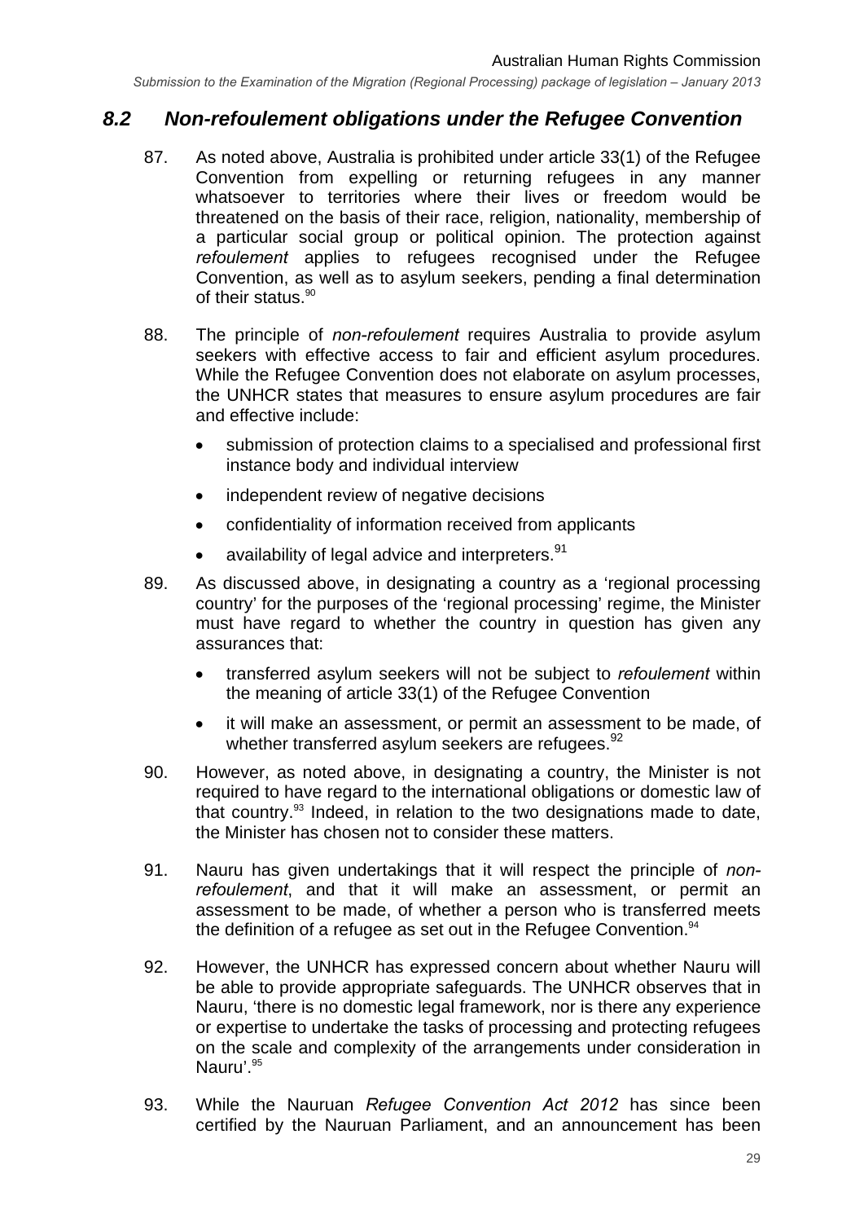## 8.2 *Non-refoulement obligations under the Refugee Convention*

87. As noted above, Australia is prohibited under article 33(1) of the Refugee Convention from expelling or returning refugees in any manner whatsoever to territories where their lives or freedom would be threatened on the basis of their race, religion, nationality, membership of a particular social group or political opinion. The protection against *refoulement* applies to refugees recognised under the Refugee Convention, as well as to asylum seekers, pending a final determination of their status.[90]

88. The principle of *non-refoulement* requires Australia to provide asylum seekers with effective access to fair and efficient asylum procedures. While the Refugee Convention does not elaborate on asylum processes, the UNHCR states that measures to ensure asylum procedures are fair and effective include:

    - submission of protection claims to a specialised and professional first instance body and individual interview
    - independent review of negative decisions
    - confidentiality of information received from applicants
    - availability of legal advice and interpreters.[91]

89. As discussed above, in designating a country as a 'regional processing country' for the purposes of the 'regional processing' regime, the Minister must have regard to whether the country in question has given any assurances that:

    - transferred asylum seekers will not be subject to *refoulement* within the meaning of article 33(1) of the Refugee Convention
    - it will make an assessment, or permit an assessment to be made, of whether transferred asylum seekers are refugees.[92]

90. However, as noted above, in designating a country, the Minister is not required to have regard to the international obligations or domestic law of that country.[93] Indeed, in relation to the two designations made to date, the Minister has chosen not to consider these matters.

91. Nauru has given undertakings that it will respect the principle of *non-refoulement*, and that it will make an assessment, or permit an assessment to be made, of whether a person who is transferred meets the definition of a refugee as set out in the Refugee Convention.[94]

92. However, the UNHCR has expressed concern about whether Nauru will be able to provide appropriate safeguards. The UNHCR observes that in Nauru, 'there is no domestic legal framework, nor is there any experience or expertise to undertake the tasks of processing and protecting refugees on the scale and complexity of the arrangements under consideration in Nauru'.[95]

93. While the Nauruan *Refugee Convention Act 2012* has since been certified by the Nauruan Parliament, and an announcement has been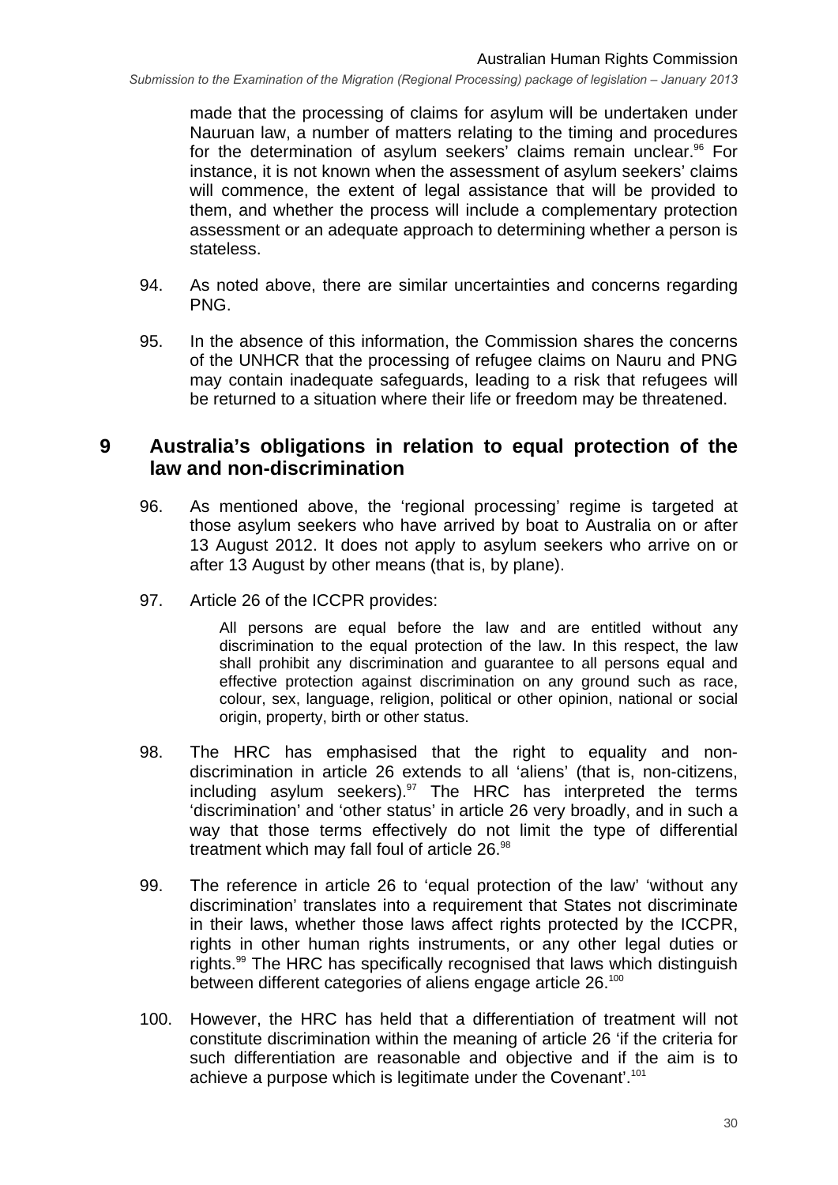made that the processing of claims for asylum will be undertaken under Nauruan law, a number of matters relating to the timing and procedures for the determination of asylum seekers' claims remain unclear.[96] For instance, it is not known when the assessment of asylum seekers' claims will commence, the extent of legal assistance that will be provided to them, and whether the process will include a complementary protection assessment or an adequate approach to determining whether a person is stateless.

94. As noted above, there are similar uncertainties and concerns regarding PNG.

95. In the absence of this information, the Commission shares the concerns of the UNHCR that the processing of refugee claims on Nauru and PNG may contain inadequate safeguards, leading to a risk that refugees will be returned to a situation where their life or freedom may be threatened.

# 9 Australia's obligations in relation to equal protection of the law and non-discrimination

96. As mentioned above, the 'regional processing' regime is targeted at those asylum seekers who have arrived by boat to Australia on or after 13 August 2012. It does not apply to asylum seekers who arrive on or after 13 August by other means (that is, by plane).

97. Article 26 of the ICCPR provides:

> All persons are equal before the law and are entitled without any discrimination to the equal protection of the law. In this respect, the law shall prohibit any discrimination and guarantee to all persons equal and effective protection against discrimination on any ground such as race, colour, sex, language, religion, political or other opinion, national or social origin, property, birth or other status.

98. The HRC has emphasised that the right to equality and non-discrimination in article 26 extends to all 'aliens' (that is, non-citizens, including asylum seekers).[97] The HRC has interpreted the terms 'discrimination' and 'other status' in article 26 very broadly, and in such a way that those terms effectively do not limit the type of differential treatment which may fall foul of article 26.[98]

99. The reference in article 26 to 'equal protection of the law' 'without any discrimination' translates into a requirement that States not discriminate in their laws, whether those laws affect rights protected by the ICCPR, rights in other human rights instruments, or any other legal duties or rights.[99] The HRC has specifically recognised that laws which distinguish between different categories of aliens engage article 26.[100]

100. However, the HRC has held that a differentiation of treatment will not constitute discrimination within the meaning of article 26 'if the criteria for such differentiation are reasonable and objective and if the aim is to achieve a purpose which is legitimate under the Covenant'.[101]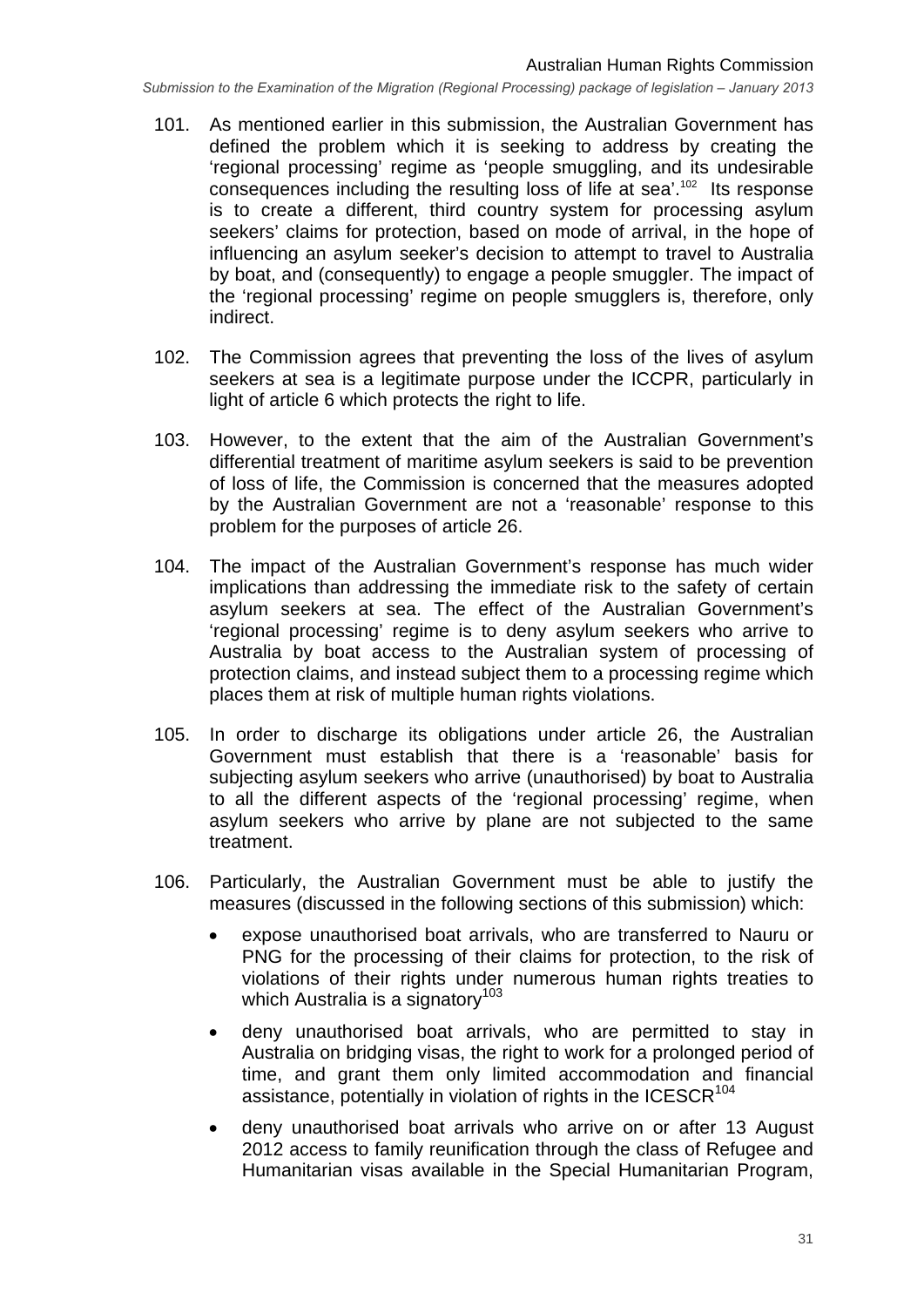101. As mentioned earlier in this submission, the Australian Government has defined the problem which it is seeking to address by creating the 'regional processing' regime as 'people smuggling, and its undesirable consequences including the resulting loss of life at sea'.[102] Its response is to create a different, third country system for processing asylum seekers' claims for protection, based on mode of arrival, in the hope of influencing an asylum seeker's decision to attempt to travel to Australia by boat, and (consequently) to engage a people smuggler. The impact of the 'regional processing' regime on people smugglers is, therefore, only indirect.

102. The Commission agrees that preventing the loss of the lives of asylum seekers at sea is a legitimate purpose under the ICCPR, particularly in light of article 6 which protects the right to life.

103. However, to the extent that the aim of the Australian Government's differential treatment of maritime asylum seekers is said to be prevention of loss of life, the Commission is concerned that the measures adopted by the Australian Government are not a 'reasonable' response to this problem for the purposes of article 26.

104. The impact of the Australian Government's response has much wider implications than addressing the immediate risk to the safety of certain asylum seekers at sea. The effect of the Australian Government's 'regional processing' regime is to deny asylum seekers who arrive to Australia by boat access to the Australian system of processing of protection claims, and instead subject them to a processing regime which places them at risk of multiple human rights violations.

105. In order to discharge its obligations under article 26, the Australian Government must establish that there is a 'reasonable' basis for subjecting asylum seekers who arrive (unauthorised) by boat to Australia to all the different aspects of the 'regional processing' regime, when asylum seekers who arrive by plane are not subjected to the same treatment.

106. Particularly, the Australian Government must be able to justify the measures (discussed in the following sections of this submission) which:

- expose unauthorised boat arrivals, who are transferred to Nauru or PNG for the processing of their claims for protection, to the risk of violations of their rights under numerous human rights treaties to which Australia is a signatory[103]
- deny unauthorised boat arrivals, who are permitted to stay in Australia on bridging visas, the right to work for a prolonged period of time, and grant them only limited accommodation and financial assistance, potentially in violation of rights in the ICESCR[104]
- deny unauthorised boat arrivals who arrive on or after 13 August 2012 access to family reunification through the class of Refugee and Humanitarian visas available in the Special Humanitarian Program,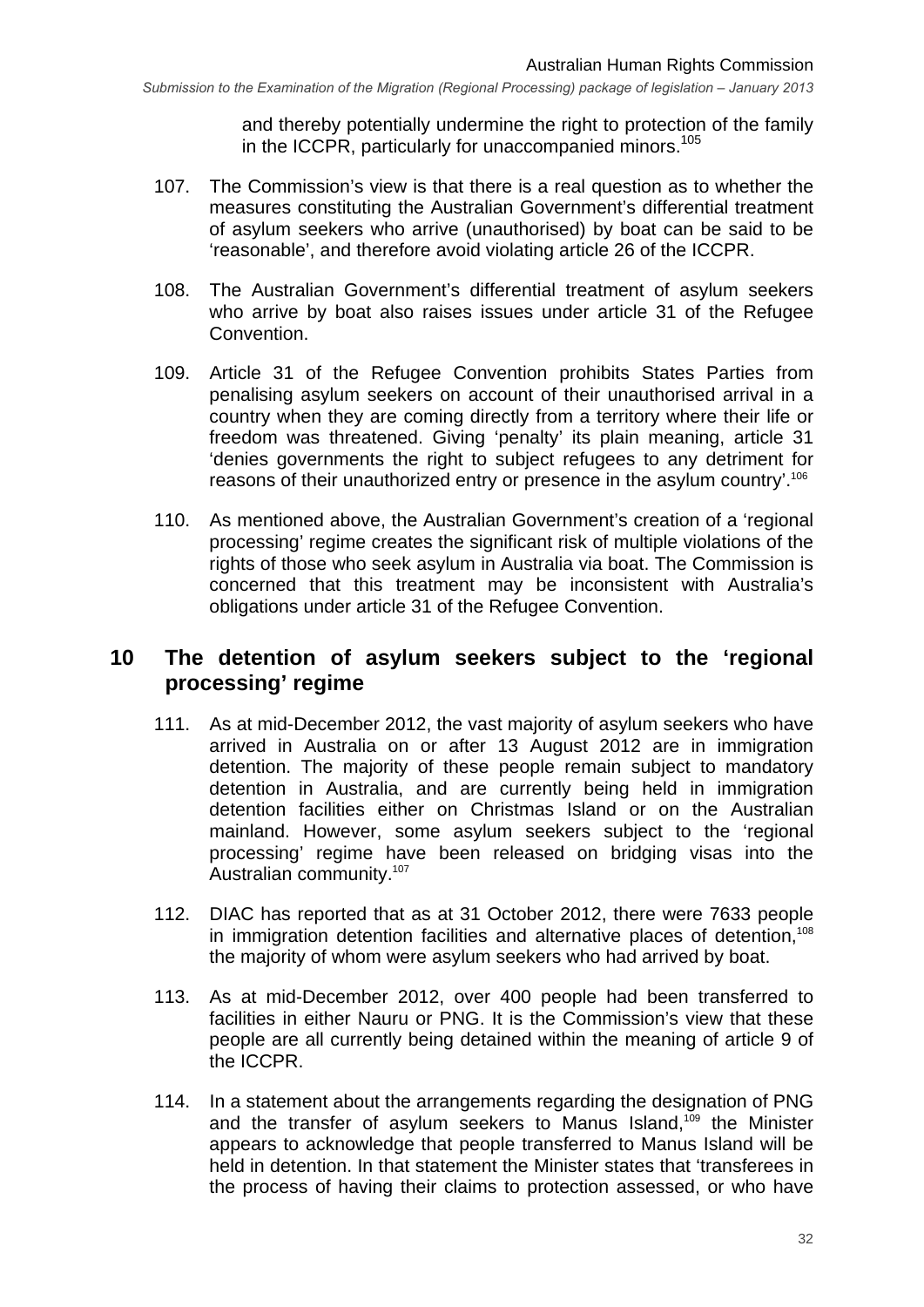and thereby potentially undermine the right to protection of the family in the ICCPR, particularly for unaccompanied minors.[105]

107. The Commission's view is that there is a real question as to whether the measures constituting the Australian Government's differential treatment of asylum seekers who arrive (unauthorised) by boat can be said to be 'reasonable', and therefore avoid violating article 26 of the ICCPR.

108. The Australian Government's differential treatment of asylum seekers who arrive by boat also raises issues under article 31 of the Refugee Convention.

109. Article 31 of the Refugee Convention prohibits States Parties from penalising asylum seekers on account of their unauthorised arrival in a country when they are coming directly from a territory where their life or freedom was threatened. Giving 'penalty' its plain meaning, article 31 'denies governments the right to subject refugees to any detriment for reasons of their unauthorized entry or presence in the asylum country'.[106]

110. As mentioned above, the Australian Government's creation of a 'regional processing' regime creates the significant risk of multiple violations of the rights of those who seek asylum in Australia via boat. The Commission is concerned that this treatment may be inconsistent with Australia's obligations under article 31 of the Refugee Convention.

## 10 The detention of asylum seekers subject to the 'regional processing' regime

111. As at mid-December 2012, the vast majority of asylum seekers who have arrived in Australia on or after 13 August 2012 are in immigration detention. The majority of these people remain subject to mandatory detention in Australia, and are currently being held in immigration detention facilities either on Christmas Island or on the Australian mainland. However, some asylum seekers subject to the 'regional processing' regime have been released on bridging visas into the Australian community.[107]

112. DIAC has reported that as at 31 October 2012, there were 7633 people in immigration detention facilities and alternative places of detention,[108] the majority of whom were asylum seekers who had arrived by boat.

113. As at mid-December 2012, over 400 people had been transferred to facilities in either Nauru or PNG. It is the Commission's view that these people are all currently being detained within the meaning of article 9 of the ICCPR.

114. In a statement about the arrangements regarding the designation of PNG and the transfer of asylum seekers to Manus Island,[109] the Minister appears to acknowledge that people transferred to Manus Island will be held in detention. In that statement the Minister states that 'transferees in the process of having their claims to protection assessed, or who have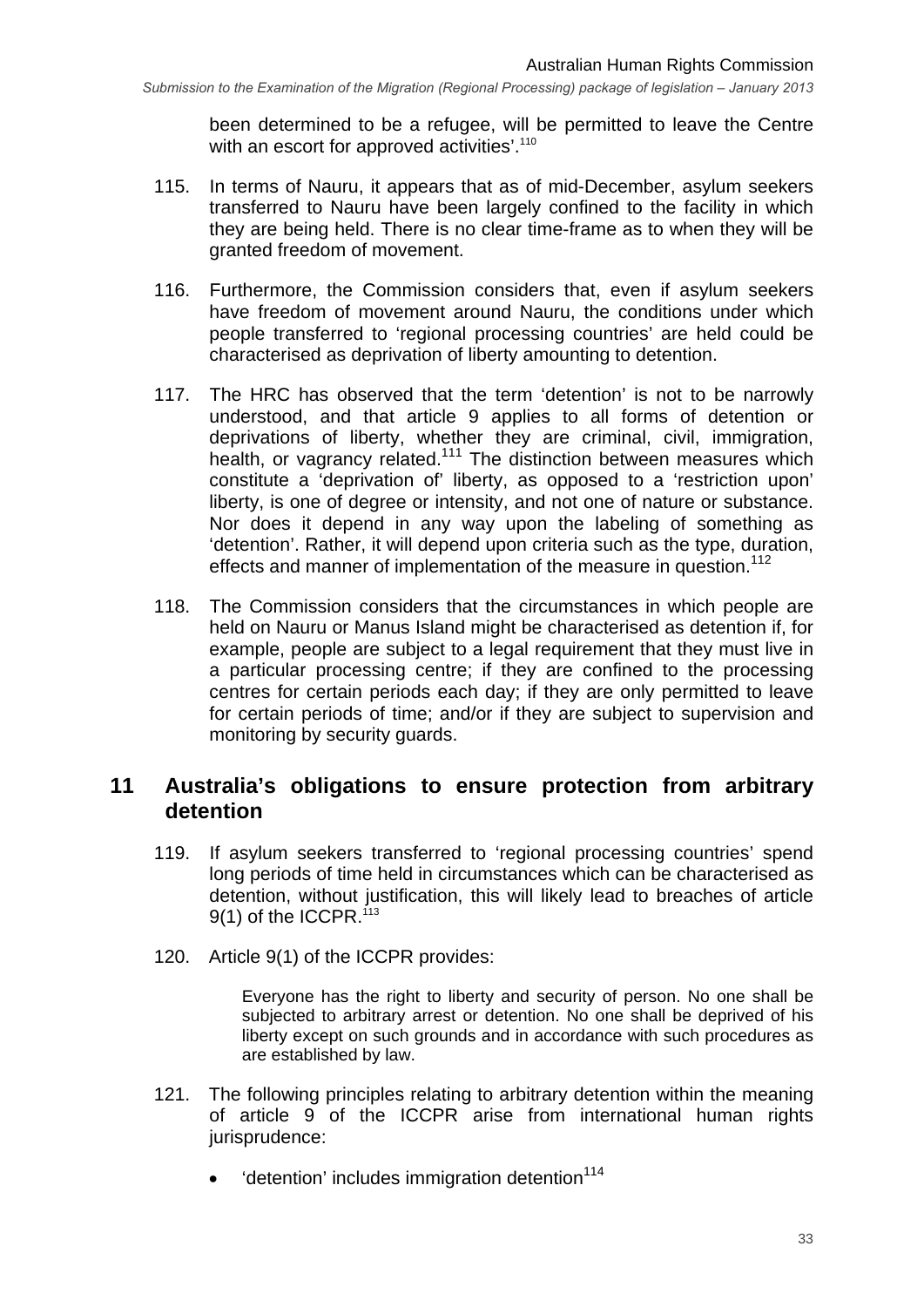been determined to be a refugee, will be permitted to leave the Centre with an escort for approved activities'.[110]

115. In terms of Nauru, it appears that as of mid-December, asylum seekers transferred to Nauru have been largely confined to the facility in which they are being held. There is no clear time-frame as to when they will be granted freedom of movement.

116. Furthermore, the Commission considers that, even if asylum seekers have freedom of movement around Nauru, the conditions under which people transferred to 'regional processing countries' are held could be characterised as deprivation of liberty amounting to detention.

117. The HRC has observed that the term 'detention' is not to be narrowly understood, and that article 9 applies to all forms of detention or deprivations of liberty, whether they are criminal, civil, immigration, health, or vagrancy related.[111] The distinction between measures which constitute a 'deprivation of' liberty, as opposed to a 'restriction upon' liberty, is one of degree or intensity, and not one of nature or substance. Nor does it depend in any way upon the labeling of something as 'detention'. Rather, it will depend upon criteria such as the type, duration, effects and manner of implementation of the measure in question.[112]

118. The Commission considers that the circumstances in which people are held on Nauru or Manus Island might be characterised as detention if, for example, people are subject to a legal requirement that they must live in a particular processing centre; if they are confined to the processing centres for certain periods each day; if they are only permitted to leave for certain periods of time; and/or if they are subject to supervision and monitoring by security guards.

## 11 Australia's obligations to ensure protection from arbitrary detention

119. If asylum seekers transferred to 'regional processing countries' spend long periods of time held in circumstances which can be characterised as detention, without justification, this will likely lead to breaches of article 9(1) of the ICCPR.[113]

120. Article 9(1) of the ICCPR provides:

> Everyone has the right to liberty and security of person. No one shall be subjected to arbitrary arrest or detention. No one shall be deprived of his liberty except on such grounds and in accordance with such procedures as are established by law.

121. The following principles relating to arbitrary detention within the meaning of article 9 of the ICCPR arise from international human rights jurisprudence:

- 'detention' includes immigration detention[114]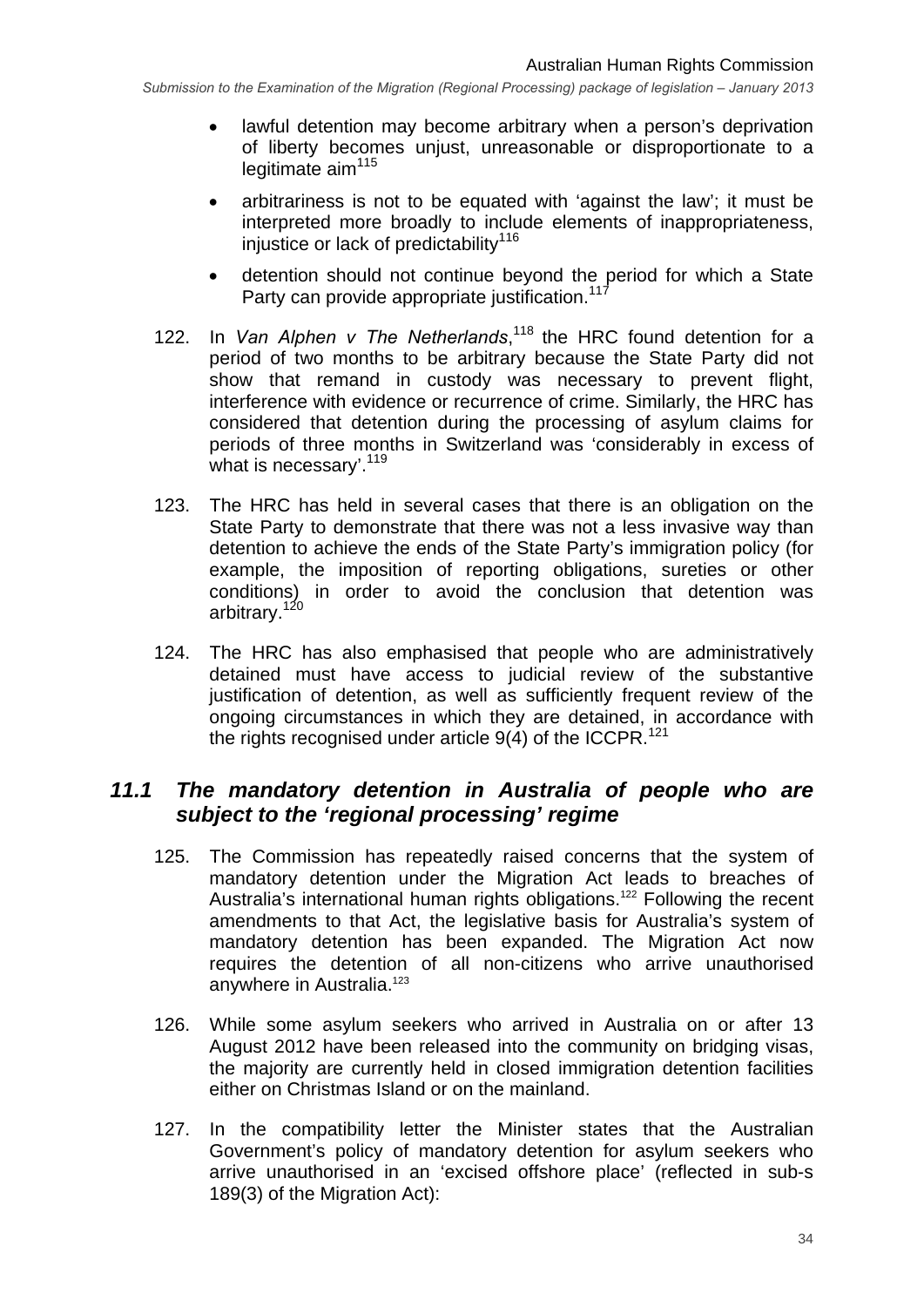- lawful detention may become arbitrary when a person's deprivation of liberty becomes unjust, unreasonable or disproportionate to a legitimate aim[115]
- arbitrariness is not to be equated with 'against the law'; it must be interpreted more broadly to include elements of inappropriateness, injustice or lack of predictability[116]
- detention should not continue beyond the period for which a State Party can provide appropriate justification.[117]

122. In *Van Alphen v The Netherlands*,[118] the HRC found detention for a period of two months to be arbitrary because the State Party did not show that remand in custody was necessary to prevent flight, interference with evidence or recurrence of crime. Similarly, the HRC has considered that detention during the processing of asylum claims for periods of three months in Switzerland was 'considerably in excess of what is necessary'.[119]

123. The HRC has held in several cases that there is an obligation on the State Party to demonstrate that there was not a less invasive way than detention to achieve the ends of the State Party's immigration policy (for example, the imposition of reporting obligations, sureties or other conditions) in order to avoid the conclusion that detention was arbitrary.[120]

124. The HRC has also emphasised that people who are administratively detained must have access to judicial review of the substantive justification of detention, as well as sufficiently frequent review of the ongoing circumstances in which they are detained, in accordance with the rights recognised under article 9(4) of the ICCPR.[121]

## *11.1 The mandatory detention in Australia of people who are subject to the 'regional processing' regime*

125. The Commission has repeatedly raised concerns that the system of mandatory detention under the Migration Act leads to breaches of Australia's international human rights obligations.[122] Following the recent amendments to that Act, the legislative basis for Australia's system of mandatory detention has been expanded. The Migration Act now requires the detention of all non-citizens who arrive unauthorised anywhere in Australia.[123]

126. While some asylum seekers who arrived in Australia on or after 13 August 2012 have been released into the community on bridging visas, the majority are currently held in closed immigration detention facilities either on Christmas Island or on the mainland.

127. In the compatibility letter the Minister states that the Australian Government's policy of mandatory detention for asylum seekers who arrive unauthorised in an 'excised offshore place' (reflected in sub-s 189(3) of the Migration Act):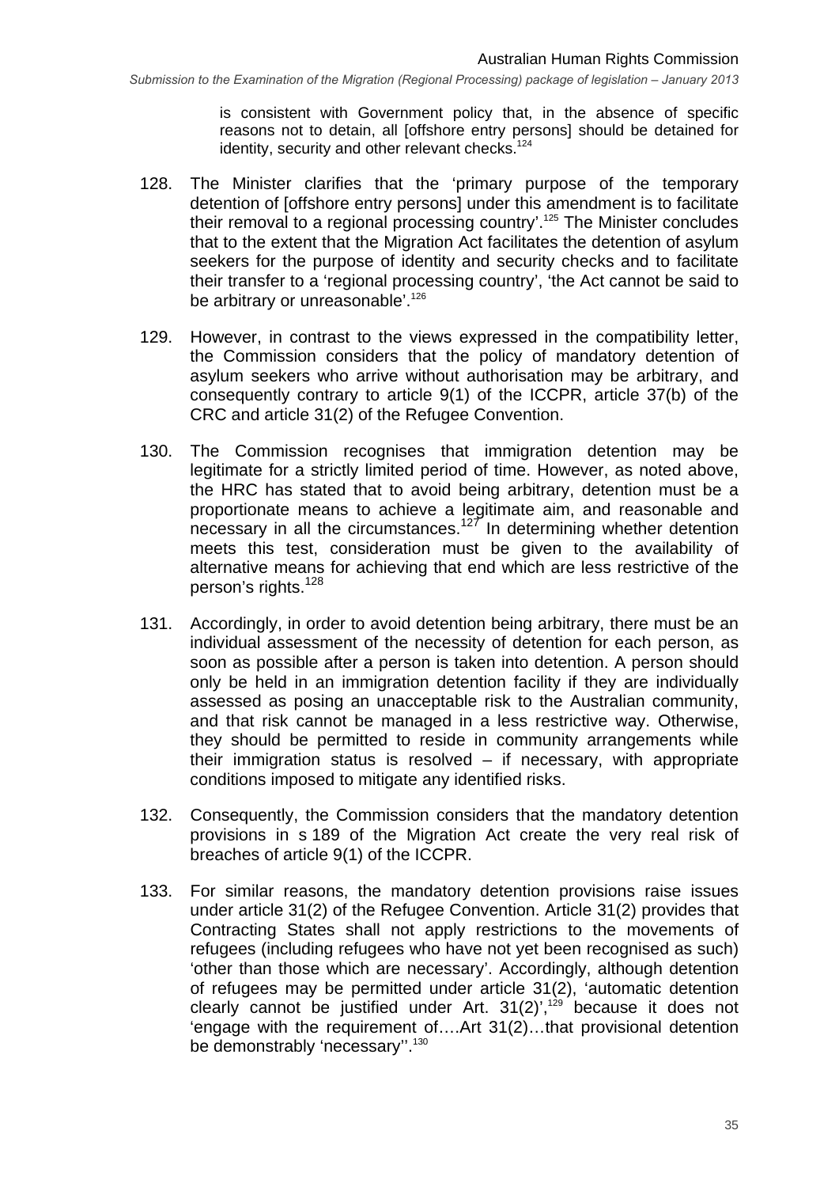> is consistent with Government policy that, in the absence of specific reasons not to detain, all [offshore entry persons] should be detained for identity, security and other relevant checks.[124]

128. The Minister clarifies that the 'primary purpose of the temporary detention of [offshore entry persons] under this amendment is to facilitate their removal to a regional processing country'.[125] The Minister concludes that to the extent that the Migration Act facilitates the detention of asylum seekers for the purpose of identity and security checks and to facilitate their transfer to a 'regional processing country', 'the Act cannot be said to be arbitrary or unreasonable'.[126]

129. However, in contrast to the views expressed in the compatibility letter, the Commission considers that the policy of mandatory detention of asylum seekers who arrive without authorisation may be arbitrary, and consequently contrary to article 9(1) of the ICCPR, article 37(b) of the CRC and article 31(2) of the Refugee Convention.

130. The Commission recognises that immigration detention may be legitimate for a strictly limited period of time. However, as noted above, the HRC has stated that to avoid being arbitrary, detention must be a proportionate means to achieve a legitimate aim, and reasonable and necessary in all the circumstances.[127] In determining whether detention meets this test, consideration must be given to the availability of alternative means for achieving that end which are less restrictive of the person's rights.[128]

131. Accordingly, in order to avoid detention being arbitrary, there must be an individual assessment of the necessity of detention for each person, as soon as possible after a person is taken into detention. A person should only be held in an immigration detention facility if they are individually assessed as posing an unacceptable risk to the Australian community, and that risk cannot be managed in a less restrictive way. Otherwise, they should be permitted to reside in community arrangements while their immigration status is resolved – if necessary, with appropriate conditions imposed to mitigate any identified risks.

132. Consequently, the Commission considers that the mandatory detention provisions in s 189 of the Migration Act create the very real risk of breaches of article 9(1) of the ICCPR.

133. For similar reasons, the mandatory detention provisions raise issues under article 31(2) of the Refugee Convention. Article 31(2) provides that Contracting States shall not apply restrictions to the movements of refugees (including refugees who have not yet been recognised as such) 'other than those which are necessary'. Accordingly, although detention of refugees may be permitted under article 31(2), 'automatic detention clearly cannot be justified under Art. 31(2)',[129] because it does not 'engage with the requirement of….Art 31(2)…that provisional detention be demonstrably 'necessary''.[130]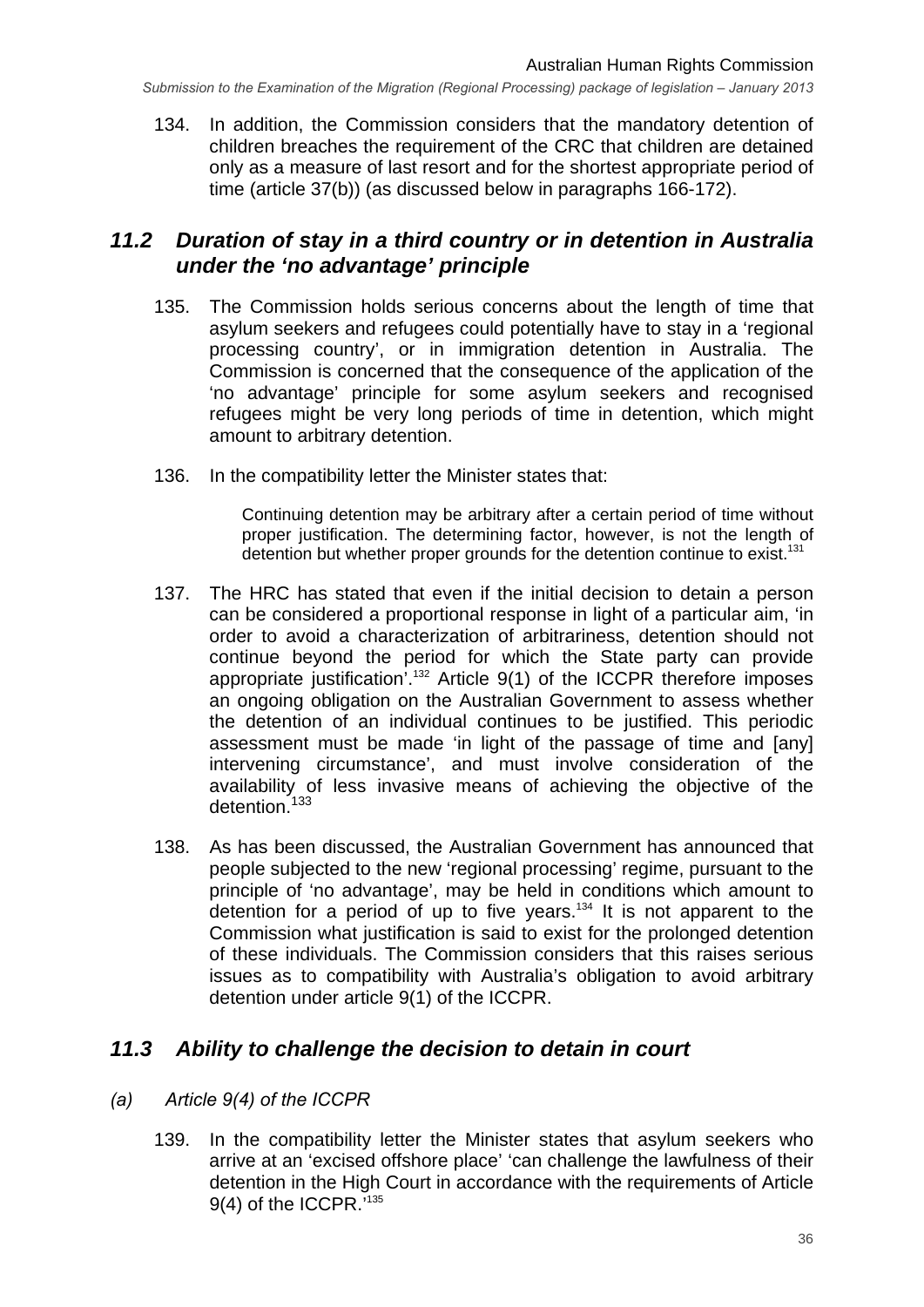134. In addition, the Commission considers that the mandatory detention of children breaches the requirement of the CRC that children are detained only as a measure of last resort and for the shortest appropriate period of time (article 37(b)) (as discussed below in paragraphs 166-172).

## *11.2 Duration of stay in a third country or in detention in Australia under the 'no advantage' principle*

135. The Commission holds serious concerns about the length of time that asylum seekers and refugees could potentially have to stay in a 'regional processing country', or in immigration detention in Australia. The Commission is concerned that the consequence of the application of the 'no advantage' principle for some asylum seekers and recognised refugees might be very long periods of time in detention, which might amount to arbitrary detention.

136. In the compatibility letter the Minister states that:

> Continuing detention may be arbitrary after a certain period of time without proper justification. The determining factor, however, is not the length of detention but whether proper grounds for the detention continue to exist.[131]

137. The HRC has stated that even if the initial decision to detain a person can be considered a proportional response in light of a particular aim, 'in order to avoid a characterization of arbitrariness, detention should not continue beyond the period for which the State party can provide appropriate justification'.[132] Article 9(1) of the ICCPR therefore imposes an ongoing obligation on the Australian Government to assess whether the detention of an individual continues to be justified. This periodic assessment must be made 'in light of the passage of time and [any] intervening circumstance', and must involve consideration of the availability of less invasive means of achieving the objective of the detention.[133]

138. As has been discussed, the Australian Government has announced that people subjected to the new 'regional processing' regime, pursuant to the principle of 'no advantage', may be held in conditions which amount to detention for a period of up to five years.[134] It is not apparent to the Commission what justification is said to exist for the prolonged detention of these individuals. The Commission considers that this raises serious issues as to compatibility with Australia's obligation to avoid arbitrary detention under article 9(1) of the ICCPR.

## *11.3 Ability to challenge the decision to detain in court*

### *(a) Article 9(4) of the ICCPR*

139. In the compatibility letter the Minister states that asylum seekers who arrive at an 'excised offshore place' 'can challenge the lawfulness of their detention in the High Court in accordance with the requirements of Article 9(4) of the ICCPR.'[135]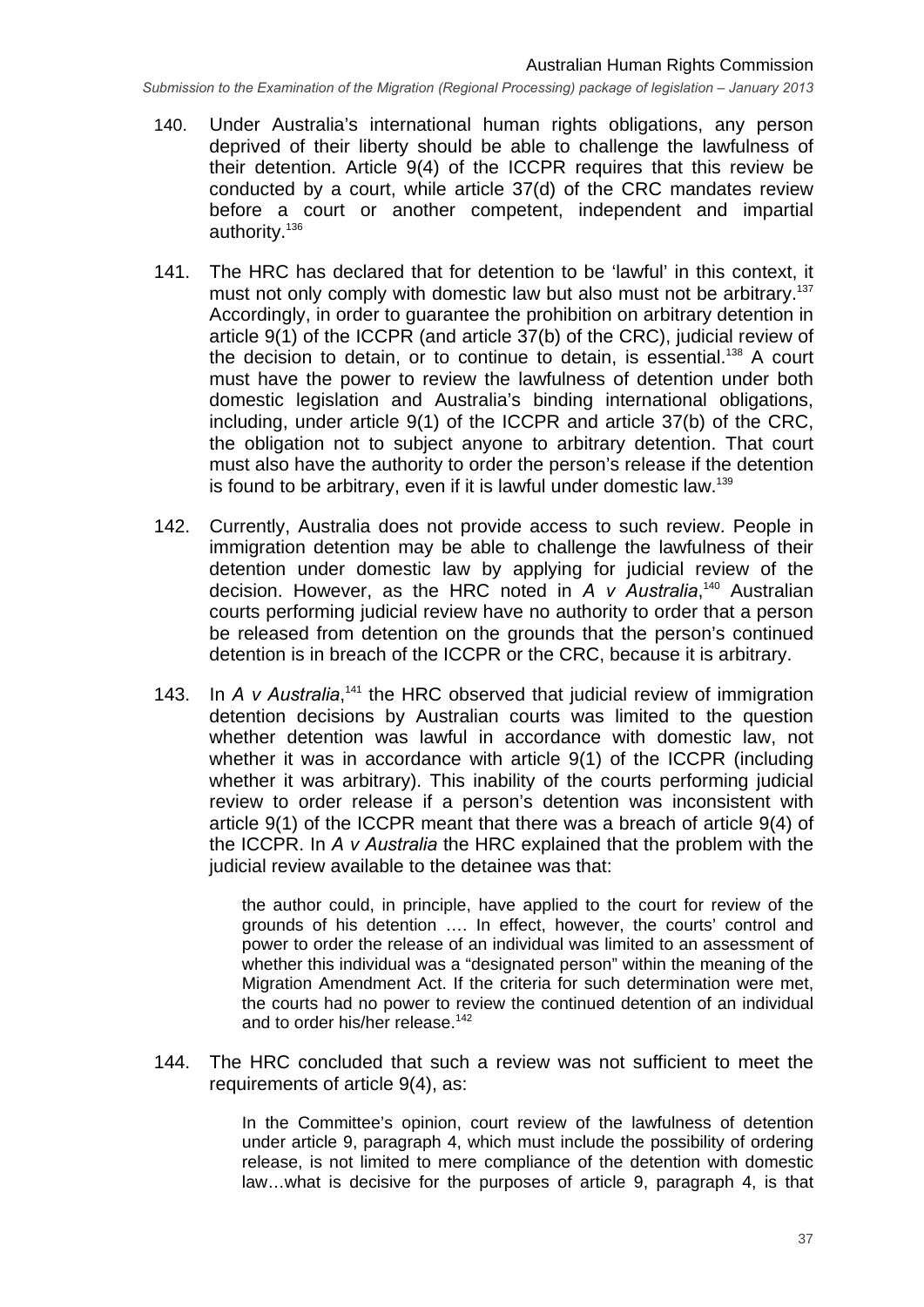140. Under Australia's international human rights obligations, any person deprived of their liberty should be able to challenge the lawfulness of their detention. Article 9(4) of the ICCPR requires that this review be conducted by a court, while article 37(d) of the CRC mandates review before a court or another competent, independent and impartial authority.[136]

141. The HRC has declared that for detention to be 'lawful' in this context, it must not only comply with domestic law but also must not be arbitrary.[137] Accordingly, in order to guarantee the prohibition on arbitrary detention in article 9(1) of the ICCPR (and article 37(b) of the CRC), judicial review of the decision to detain, or to continue to detain, is essential.[138] A court must have the power to review the lawfulness of detention under both domestic legislation and Australia's binding international obligations, including, under article 9(1) of the ICCPR and article 37(b) of the CRC, the obligation not to subject anyone to arbitrary detention. That court must also have the authority to order the person's release if the detention is found to be arbitrary, even if it is lawful under domestic law.[139]

142. Currently, Australia does not provide access to such review. People in immigration detention may be able to challenge the lawfulness of their detention under domestic law by applying for judicial review of the decision. However, as the HRC noted in *A v Australia*,[140] Australian courts performing judicial review have no authority to order that a person be released from detention on the grounds that the person's continued detention is in breach of the ICCPR or the CRC, because it is arbitrary.

143. In *A v Australia*,[141] the HRC observed that judicial review of immigration detention decisions by Australian courts was limited to the question whether detention was lawful in accordance with domestic law, not whether it was in accordance with article 9(1) of the ICCPR (including whether it was arbitrary). This inability of the courts performing judicial review to order release if a person's detention was inconsistent with article 9(1) of the ICCPR meant that there was a breach of article 9(4) of the ICCPR. In *A v Australia* the HRC explained that the problem with the judicial review available to the detainee was that:

> the author could, in principle, have applied to the court for review of the grounds of his detention …. In effect, however, the courts' control and power to order the release of an individual was limited to an assessment of whether this individual was a "designated person" within the meaning of the Migration Amendment Act. If the criteria for such determination were met, the courts had no power to review the continued detention of an individual and to order his/her release.[142]

144. The HRC concluded that such a review was not sufficient to meet the requirements of article 9(4), as:

> In the Committee's opinion, court review of the lawfulness of detention under article 9, paragraph 4, which must include the possibility of ordering release, is not limited to mere compliance of the detention with domestic law…what is decisive for the purposes of article 9, paragraph 4, is that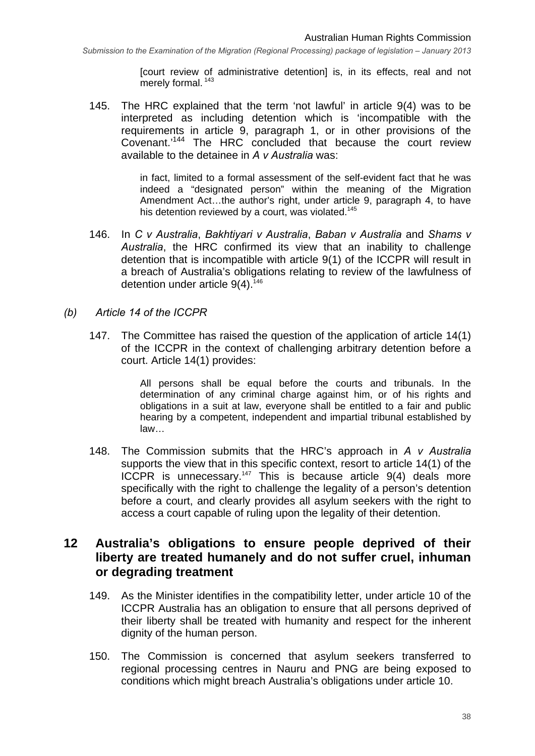> [court review of administrative detention] is, in its effects, real and not merely formal.[143]

145. The HRC explained that the term 'not lawful' in article 9(4) was to be interpreted as including detention which is 'incompatible with the requirements in article 9, paragraph 1, or in other provisions of the Covenant.'[144] The HRC concluded that because the court review available to the detainee in *A v Australia* was:

> in fact, limited to a formal assessment of the self-evident fact that he was indeed a "designated person" within the meaning of the Migration Amendment Act…the author's right, under article 9, paragraph 4, to have his detention reviewed by a court, was violated.[145]

146. In *C v Australia*, *Bakhtiyari v Australia*, *Baban v Australia* and *Shams v Australia*, the HRC confirmed its view that an inability to challenge detention that is incompatible with article 9(1) of the ICCPR will result in a breach of Australia's obligations relating to review of the lawfulness of detention under article 9(4).[146]

### *(b) Article 14 of the ICCPR*

147. The Committee has raised the question of the application of article 14(1) of the ICCPR in the context of challenging arbitrary detention before a court. Article 14(1) provides:

> All persons shall be equal before the courts and tribunals. In the determination of any criminal charge against him, or of his rights and obligations in a suit at law, everyone shall be entitled to a fair and public hearing by a competent, independent and impartial tribunal established by law…

148. The Commission submits that the HRC's approach in *A v Australia* supports the view that in this specific context, resort to article 14(1) of the ICCPR is unnecessary.[147] This is because article 9(4) deals more specifically with the right to challenge the legality of a person's detention before a court, and clearly provides all asylum seekers with the right to access a court capable of ruling upon the legality of their detention.

## 12 Australia's obligations to ensure people deprived of their liberty are treated humanely and do not suffer cruel, inhuman or degrading treatment

149. As the Minister identifies in the compatibility letter, under article 10 of the ICCPR Australia has an obligation to ensure that all persons deprived of their liberty shall be treated with humanity and respect for the inherent dignity of the human person.

150. The Commission is concerned that asylum seekers transferred to regional processing centres in Nauru and PNG are being exposed to conditions which might breach Australia's obligations under article 10.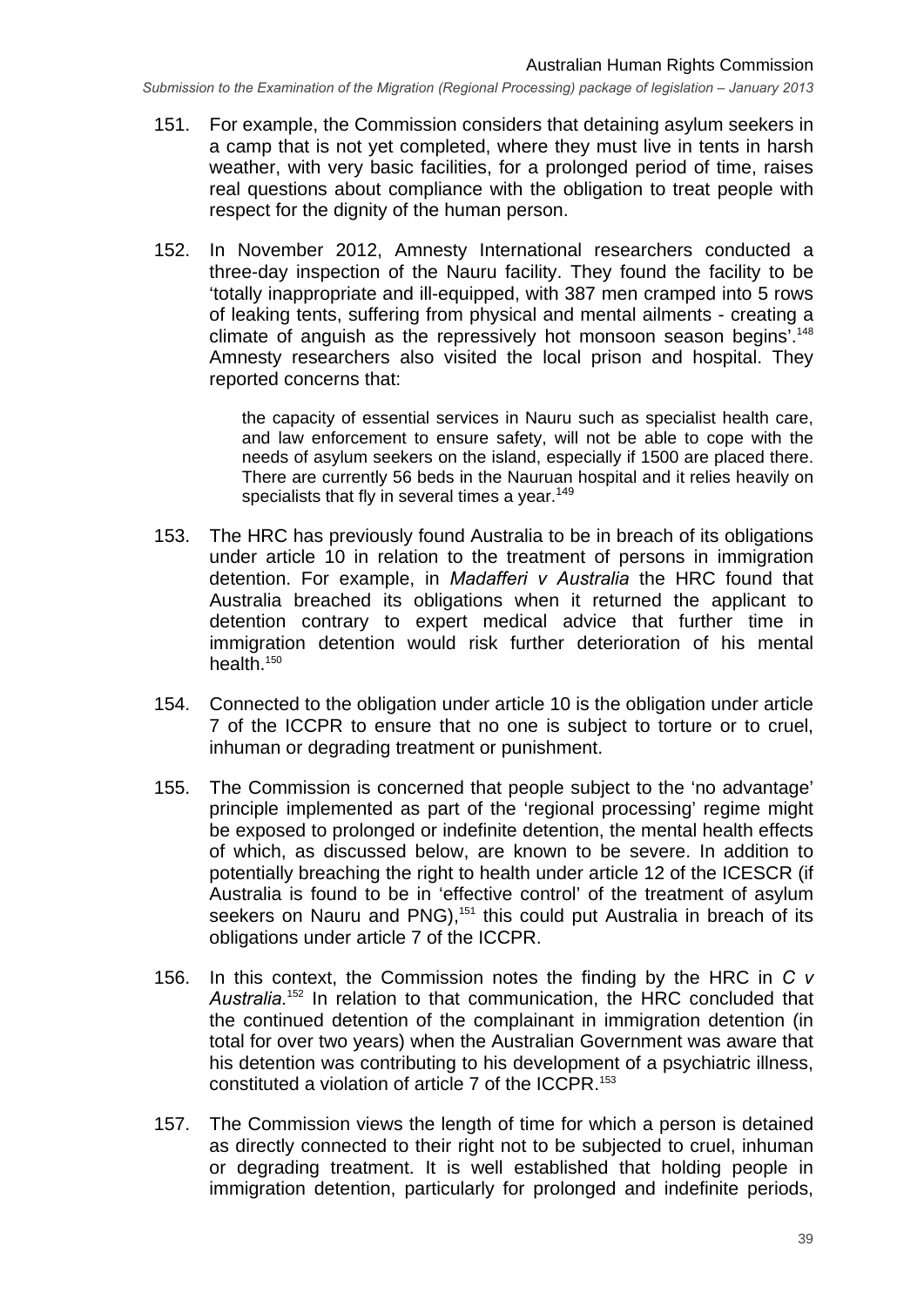151. For example, the Commission considers that detaining asylum seekers in a camp that is not yet completed, where they must live in tents in harsh weather, with very basic facilities, for a prolonged period of time, raises real questions about compliance with the obligation to treat people with respect for the dignity of the human person.

152. In November 2012, Amnesty International researchers conducted a three-day inspection of the Nauru facility. They found the facility to be 'totally inappropriate and ill-equipped, with 387 men cramped into 5 rows of leaking tents, suffering from physical and mental ailments - creating a climate of anguish as the repressively hot monsoon season begins'.[148] Amnesty researchers also visited the local prison and hospital. They reported concerns that:

> the capacity of essential services in Nauru such as specialist health care, and law enforcement to ensure safety, will not be able to cope with the needs of asylum seekers on the island, especially if 1500 are placed there. There are currently 56 beds in the Nauruan hospital and it relies heavily on specialists that fly in several times a year.[149]

153. The HRC has previously found Australia to be in breach of its obligations under article 10 in relation to the treatment of persons in immigration detention. For example, in *Madafferi v Australia* the HRC found that Australia breached its obligations when it returned the applicant to detention contrary to expert medical advice that further time in immigration detention would risk further deterioration of his mental health.[150]

154. Connected to the obligation under article 10 is the obligation under article 7 of the ICCPR to ensure that no one is subject to torture or to cruel, inhuman or degrading treatment or punishment.

155. The Commission is concerned that people subject to the 'no advantage' principle implemented as part of the 'regional processing' regime might be exposed to prolonged or indefinite detention, the mental health effects of which, as discussed below, are known to be severe. In addition to potentially breaching the right to health under article 12 of the ICESCR (if Australia is found to be in 'effective control' of the treatment of asylum seekers on Nauru and PNG),[151] this could put Australia in breach of its obligations under article 7 of the ICCPR.

156. In this context, the Commission notes the finding by the HRC in *C v Australia*.[152] In relation to that communication, the HRC concluded that the continued detention of the complainant in immigration detention (in total for over two years) when the Australian Government was aware that his detention was contributing to his development of a psychiatric illness, constituted a violation of article 7 of the ICCPR.[153]

157. The Commission views the length of time for which a person is detained as directly connected to their right not to be subjected to cruel, inhuman or degrading treatment. It is well established that holding people in immigration detention, particularly for prolonged and indefinite periods,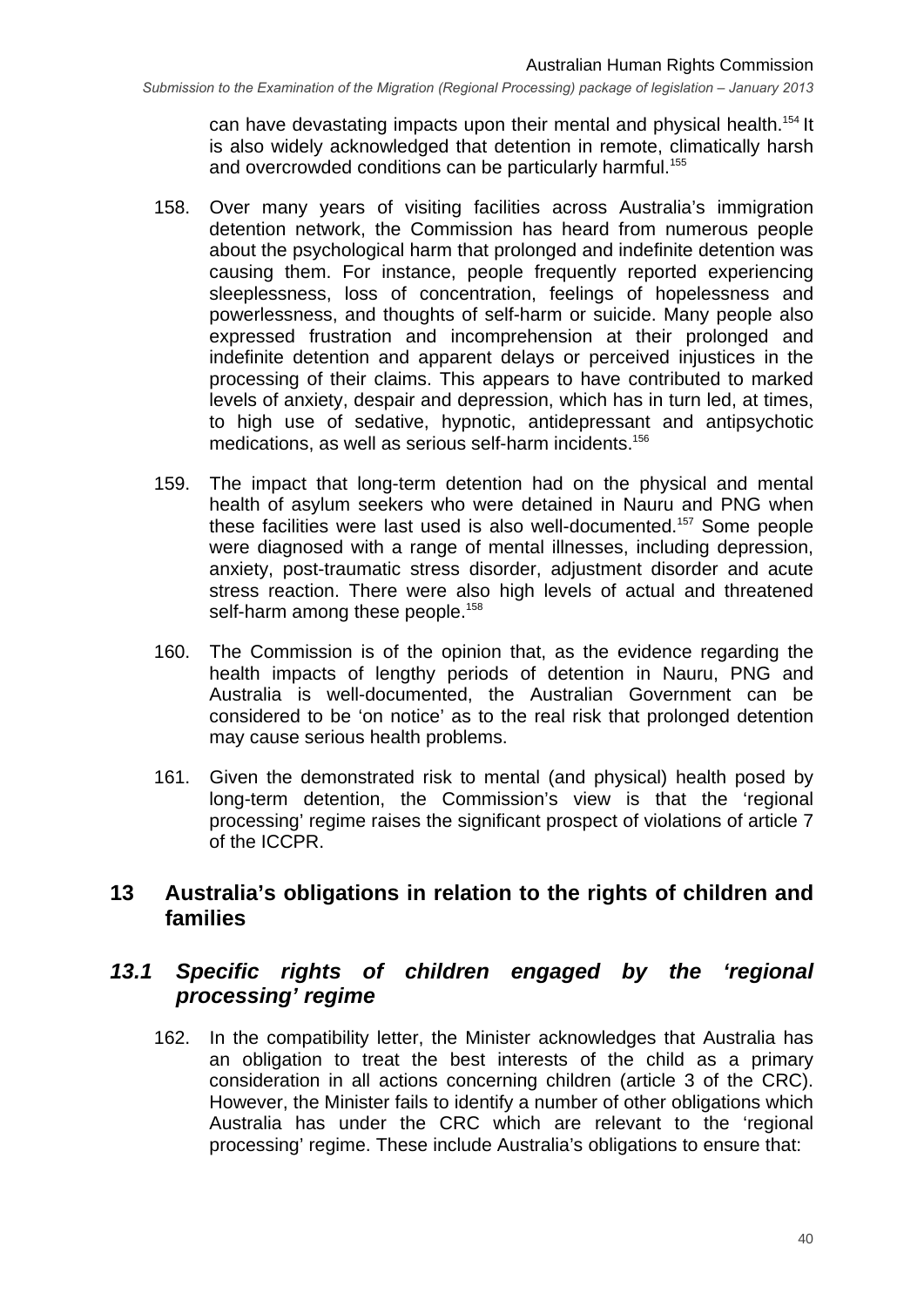can have devastating impacts upon their mental and physical health.[154] It is also widely acknowledged that detention in remote, climatically harsh and overcrowded conditions can be particularly harmful.[155]

158. Over many years of visiting facilities across Australia's immigration detention network, the Commission has heard from numerous people about the psychological harm that prolonged and indefinite detention was causing them. For instance, people frequently reported experiencing sleeplessness, loss of concentration, feelings of hopelessness and powerlessness, and thoughts of self-harm or suicide. Many people also expressed frustration and incomprehension at their prolonged and indefinite detention and apparent delays or perceived injustices in the processing of their claims. This appears to have contributed to marked levels of anxiety, despair and depression, which has in turn led, at times, to high use of sedative, hypnotic, antidepressant and antipsychotic medications, as well as serious self-harm incidents.[156]

159. The impact that long-term detention had on the physical and mental health of asylum seekers who were detained in Nauru and PNG when these facilities were last used is also well-documented.[157] Some people were diagnosed with a range of mental illnesses, including depression, anxiety, post-traumatic stress disorder, adjustment disorder and acute stress reaction. There were also high levels of actual and threatened self-harm among these people.[158]

160. The Commission is of the opinion that, as the evidence regarding the health impacts of lengthy periods of detention in Nauru, PNG and Australia is well-documented, the Australian Government can be considered to be 'on notice' as to the real risk that prolonged detention may cause serious health problems.

161. Given the demonstrated risk to mental (and physical) health posed by long-term detention, the Commission's view is that the 'regional processing' regime raises the significant prospect of violations of article 7 of the ICCPR.

## 13 Australia's obligations in relation to the rights of children and families

### *13.1 Specific rights of children engaged by the 'regional processing' regime*

162. In the compatibility letter, the Minister acknowledges that Australia has an obligation to treat the best interests of the child as a primary consideration in all actions concerning children (article 3 of the CRC). However, the Minister fails to identify a number of other obligations which Australia has under the CRC which are relevant to the 'regional processing' regime. These include Australia's obligations to ensure that: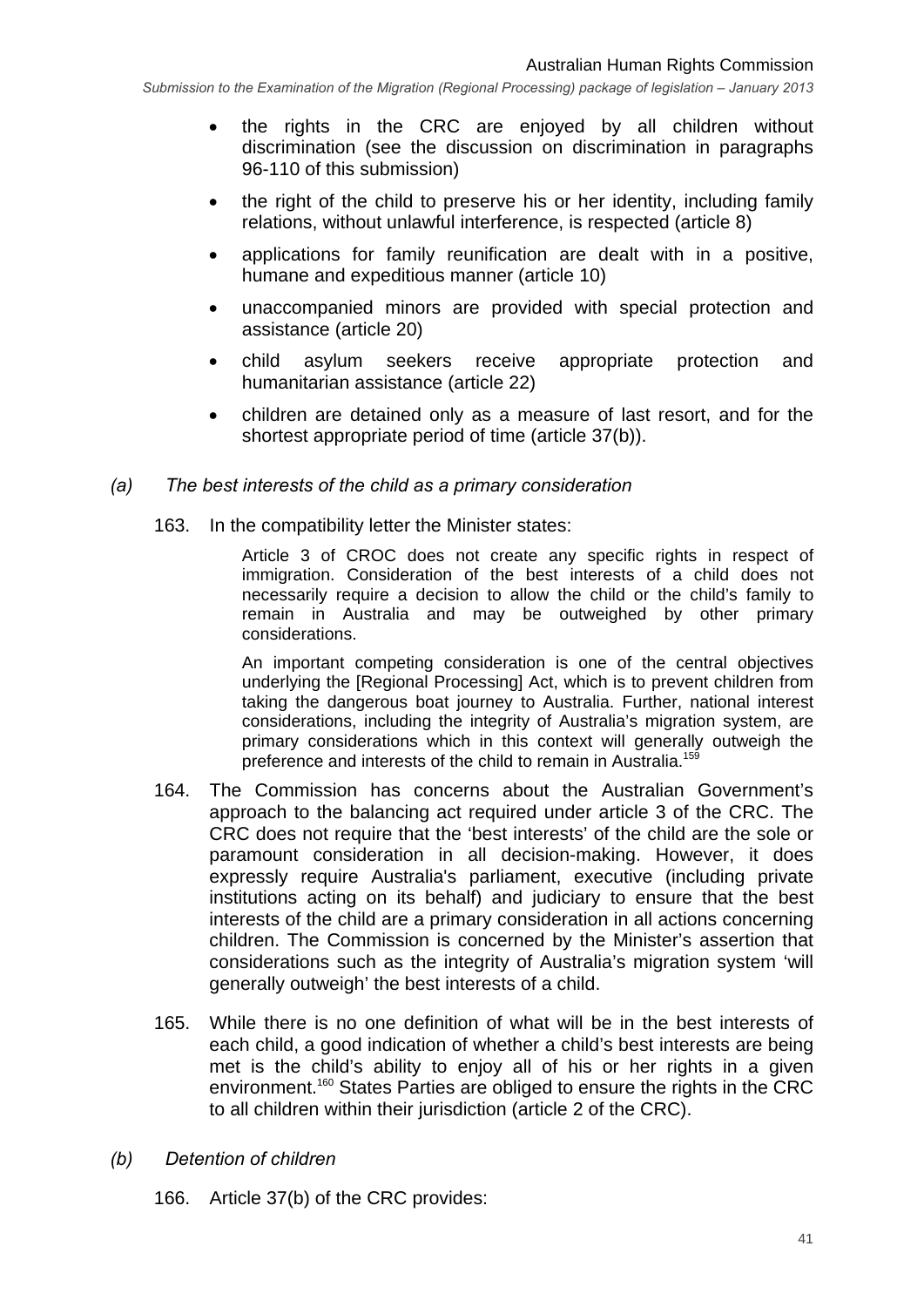- the rights in the CRC are enjoyed by all children without discrimination (see the discussion on discrimination in paragraphs 96-110 of this submission)
- the right of the child to preserve his or her identity, including family relations, without unlawful interference, is respected (article 8)
- applications for family reunification are dealt with in a positive, humane and expeditious manner (article 10)
- unaccompanied minors are provided with special protection and assistance (article 20)
- child asylum seekers receive appropriate protection and humanitarian assistance (article 22)
- children are detained only as a measure of last resort, and for the shortest appropriate period of time (article 37(b)).

### *(a) The best interests of the child as a primary consideration*

163. In the compatibility letter the Minister states:

> Article 3 of CROC does not create any specific rights in respect of immigration. Consideration of the best interests of a child does not necessarily require a decision to allow the child or the child's family to remain in Australia and may be outweighed by other primary considerations.
>
> An important competing consideration is one of the central objectives underlying the [Regional Processing] Act, which is to prevent children from taking the dangerous boat journey to Australia. Further, national interest considerations, including the integrity of Australia's migration system, are primary considerations which in this context will generally outweigh the preference and interests of the child to remain in Australia.[159]

164. The Commission has concerns about the Australian Government's approach to the balancing act required under article 3 of the CRC. The CRC does not require that the 'best interests' of the child are the sole or paramount consideration in all decision-making. However, it does expressly require Australia's parliament, executive (including private institutions acting on its behalf) and judiciary to ensure that the best interests of the child are a primary consideration in all actions concerning children. The Commission is concerned by the Minister's assertion that considerations such as the integrity of Australia's migration system 'will generally outweigh' the best interests of a child.

165. While there is no one definition of what will be in the best interests of each child, a good indication of whether a child's best interests are being met is the child's ability to enjoy all of his or her rights in a given environment.[160] States Parties are obliged to ensure the rights in the CRC to all children within their jurisdiction (article 2 of the CRC).

### *(b) Detention of children*

166. Article 37(b) of the CRC provides: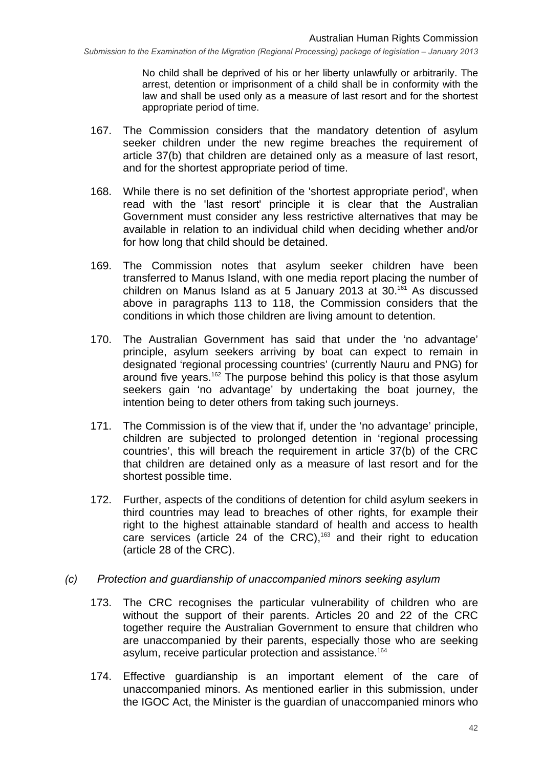> No child shall be deprived of his or her liberty unlawfully or arbitrarily. The arrest, detention or imprisonment of a child shall be in conformity with the law and shall be used only as a measure of last resort and for the shortest appropriate period of time.

167. The Commission considers that the mandatory detention of asylum seeker children under the new regime breaches the requirement of article 37(b) that children are detained only as a measure of last resort, and for the shortest appropriate period of time.

168. While there is no set definition of the 'shortest appropriate period', when read with the 'last resort' principle it is clear that the Australian Government must consider any less restrictive alternatives that may be available in relation to an individual child when deciding whether and/or for how long that child should be detained.

169. The Commission notes that asylum seeker children have been transferred to Manus Island, with one media report placing the number of children on Manus Island as at 5 January 2013 at 30.[161] As discussed above in paragraphs 113 to 118, the Commission considers that the conditions in which those children are living amount to detention.

170. The Australian Government has said that under the 'no advantage' principle, asylum seekers arriving by boat can expect to remain in designated 'regional processing countries' (currently Nauru and PNG) for around five years.[162] The purpose behind this policy is that those asylum seekers gain 'no advantage' by undertaking the boat journey, the intention being to deter others from taking such journeys.

171. The Commission is of the view that if, under the 'no advantage' principle, children are subjected to prolonged detention in 'regional processing countries', this will breach the requirement in article 37(b) of the CRC that children are detained only as a measure of last resort and for the shortest possible time.

172. Further, aspects of the conditions of detention for child asylum seekers in third countries may lead to breaches of other rights, for example their right to the highest attainable standard of health and access to health care services (article 24 of the CRC),[163] and their right to education (article 28 of the CRC).

### *(c) Protection and guardianship of unaccompanied minors seeking asylum*

173. The CRC recognises the particular vulnerability of children who are without the support of their parents. Articles 20 and 22 of the CRC together require the Australian Government to ensure that children who are unaccompanied by their parents, especially those who are seeking asylum, receive particular protection and assistance.[164]

174. Effective guardianship is an important element of the care of unaccompanied minors. As mentioned earlier in this submission, under the IGOC Act, the Minister is the guardian of unaccompanied minors who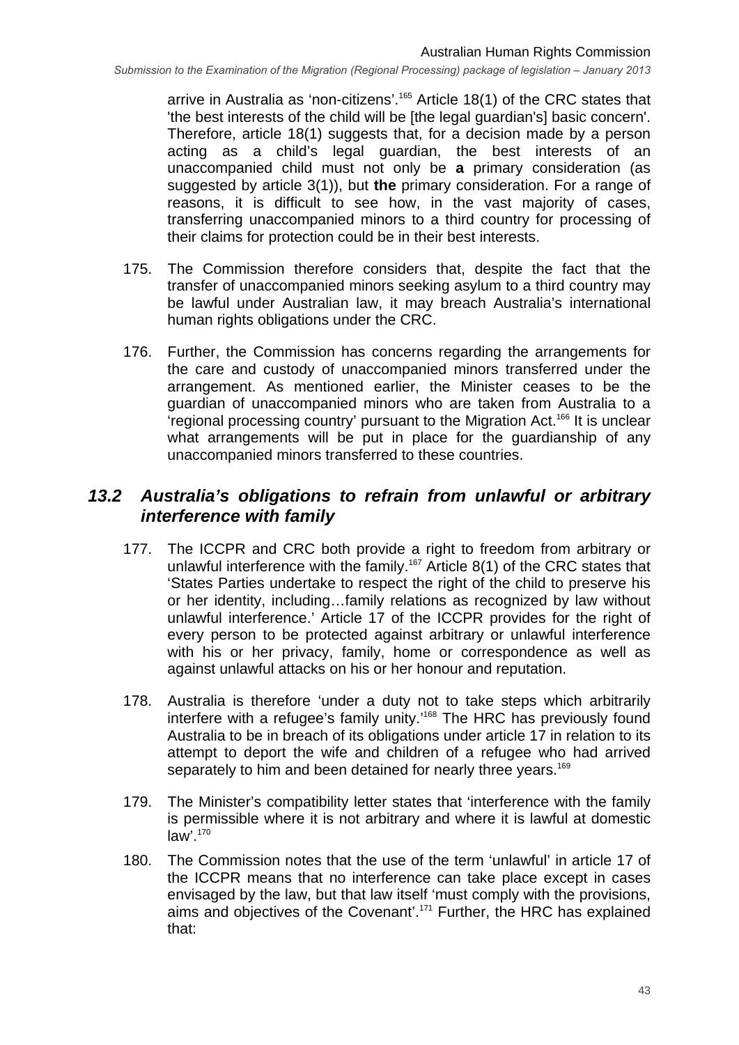arrive in Australia as 'non-citizens'.[165] Article 18(1) of the CRC states that 'the best interests of the child will be [the legal guardian's] basic concern'. Therefore, article 18(1) suggests that, for a decision made by a person acting as a child's legal guardian, the best interests of an unaccompanied child must not only be **a** primary consideration (as suggested by article 3(1)), but **the** primary consideration. For a range of reasons, it is difficult to see how, in the vast majority of cases, transferring unaccompanied minors to a third country for processing of their claims for protection could be in their best interests.

175. The Commission therefore considers that, despite the fact that the transfer of unaccompanied minors seeking asylum to a third country may be lawful under Australian law, it may breach Australia's international human rights obligations under the CRC.

176. Further, the Commission has concerns regarding the arrangements for the care and custody of unaccompanied minors transferred under the arrangement. As mentioned earlier, the Minister ceases to be the guardian of unaccompanied minors who are taken from Australia to a 'regional processing country' pursuant to the Migration Act.[166] It is unclear what arrangements will be put in place for the guardianship of any unaccompanied minors transferred to these countries.

## *13.2 Australia's obligations to refrain from unlawful or arbitrary interference with family*

177. The ICCPR and CRC both provide a right to freedom from arbitrary or unlawful interference with the family.[167] Article 8(1) of the CRC states that 'States Parties undertake to respect the right of the child to preserve his or her identity, including…family relations as recognized by law without unlawful interference.' Article 17 of the ICCPR provides for the right of every person to be protected against arbitrary or unlawful interference with his or her privacy, family, home or correspondence as well as against unlawful attacks on his or her honour and reputation.

178. Australia is therefore 'under a duty not to take steps which arbitrarily interfere with a refugee's family unity.'[168] The HRC has previously found Australia to be in breach of its obligations under article 17 in relation to its attempt to deport the wife and children of a refugee who had arrived separately to him and been detained for nearly three years.[169]

179. The Minister's compatibility letter states that 'interference with the family is permissible where it is not arbitrary and where it is lawful at domestic law'.[170]

180. The Commission notes that the use of the term 'unlawful' in article 17 of the ICCPR means that no interference can take place except in cases envisaged by the law, but that law itself 'must comply with the provisions, aims and objectives of the Covenant'.[171] Further, the HRC has explained that: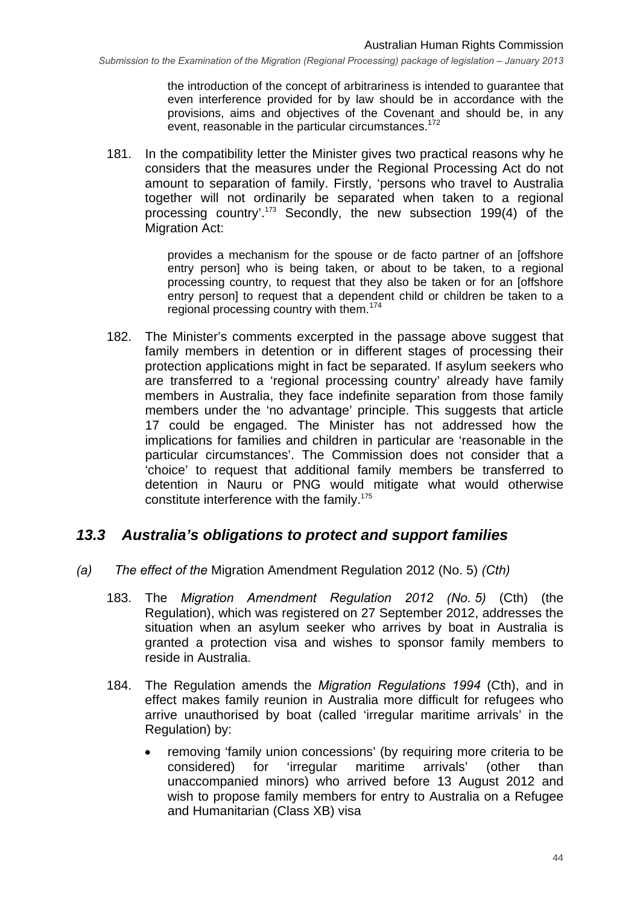> the introduction of the concept of arbitrariness is intended to guarantee that even interference provided for by law should be in accordance with the provisions, aims and objectives of the Covenant and should be, in any event, reasonable in the particular circumstances.[172]

181. In the compatibility letter the Minister gives two practical reasons why he considers that the measures under the Regional Processing Act do not amount to separation of family. Firstly, 'persons who travel to Australia together will not ordinarily be separated when taken to a regional processing country'.[173] Secondly, the new subsection 199(4) of the Migration Act:

> provides a mechanism for the spouse or de facto partner of an [offshore entry person] who is being taken, or about to be taken, to a regional processing country, to request that they also be taken or for an [offshore entry person] to request that a dependent child or children be taken to a regional processing country with them.[174]

182. The Minister's comments excerpted in the passage above suggest that family members in detention or in different stages of processing their protection applications might in fact be separated. If asylum seekers who are transferred to a 'regional processing country' already have family members in Australia, they face indefinite separation from those family members under the 'no advantage' principle. This suggests that article 17 could be engaged. The Minister has not addressed how the implications for families and children in particular are 'reasonable in the particular circumstances'. The Commission does not consider that a 'choice' to request that additional family members be transferred to detention in Nauru or PNG would mitigate what would otherwise constitute interference with the family.[175]

## *13.3 Australia's obligations to protect and support families*

### *(a) The effect of the* Migration Amendment Regulation 2012 (No. 5) *(Cth)*

183. The *Migration Amendment Regulation 2012 (No. 5)* (Cth) (the Regulation), which was registered on 27 September 2012, addresses the situation when an asylum seeker who arrives by boat in Australia is granted a protection visa and wishes to sponsor family members to reside in Australia.

184. The Regulation amends the *Migration Regulations 1994* (Cth), and in effect makes family reunion in Australia more difficult for refugees who arrive unauthorised by boat (called 'irregular maritime arrivals' in the Regulation) by:

   - removing 'family union concessions' (by requiring more criteria to be considered) for 'irregular maritime arrivals' (other than unaccompanied minors) who arrived before 13 August 2012 and wish to propose family members for entry to Australia on a Refugee and Humanitarian (Class XB) visa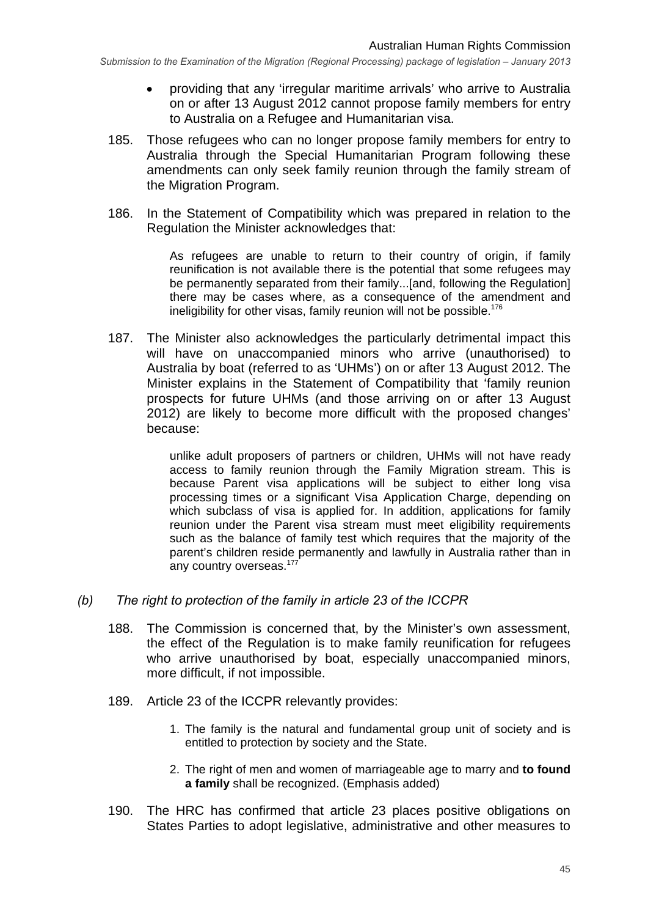- providing that any 'irregular maritime arrivals' who arrive to Australia on or after 13 August 2012 cannot propose family members for entry to Australia on a Refugee and Humanitarian visa.

185. Those refugees who can no longer propose family members for entry to Australia through the Special Humanitarian Program following these amendments can only seek family reunion through the family stream of the Migration Program.

186. In the Statement of Compatibility which was prepared in relation to the Regulation the Minister acknowledges that:

> As refugees are unable to return to their country of origin, if family reunification is not available there is the potential that some refugees may be permanently separated from their family...[and, following the Regulation] there may be cases where, as a consequence of the amendment and ineligibility for other visas, family reunion will not be possible.[176]

187. The Minister also acknowledges the particularly detrimental impact this will have on unaccompanied minors who arrive (unauthorised) to Australia by boat (referred to as 'UHMs') on or after 13 August 2012. The Minister explains in the Statement of Compatibility that 'family reunion prospects for future UHMs (and those arriving on or after 13 August 2012) are likely to become more difficult with the proposed changes' because:

> unlike adult proposers of partners or children, UHMs will not have ready access to family reunion through the Family Migration stream. This is because Parent visa applications will be subject to either long visa processing times or a significant Visa Application Charge, depending on which subclass of visa is applied for. In addition, applications for family reunion under the Parent visa stream must meet eligibility requirements such as the balance of family test which requires that the majority of the parent's children reside permanently and lawfully in Australia rather than in any country overseas.[177]

### *(b) The right to protection of the family in article 23 of the ICCPR*

188. The Commission is concerned that, by the Minister's own assessment, the effect of the Regulation is to make family reunification for refugees who arrive unauthorised by boat, especially unaccompanied minors, more difficult, if not impossible.

189. Article 23 of the ICCPR relevantly provides:

> 1. The family is the natural and fundamental group unit of society and is entitled to protection by society and the State.
>
> 2. The right of men and women of marriageable age to marry and **to found a family** shall be recognized. (Emphasis added)

190. The HRC has confirmed that article 23 places positive obligations on States Parties to adopt legislative, administrative and other measures to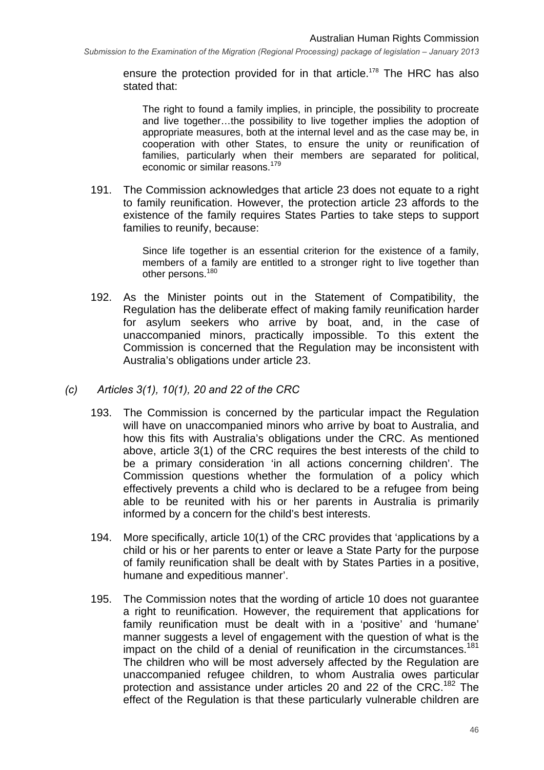ensure the protection provided for in that article.[178] The HRC has also stated that:

> The right to found a family implies, in principle, the possibility to procreate and live together…the possibility to live together implies the adoption of appropriate measures, both at the internal level and as the case may be, in cooperation with other States, to ensure the unity or reunification of families, particularly when their members are separated for political, economic or similar reasons.[179]

191. The Commission acknowledges that article 23 does not equate to a right to family reunification. However, the protection article 23 affords to the existence of the family requires States Parties to take steps to support families to reunify, because:

> Since life together is an essential criterion for the existence of a family, members of a family are entitled to a stronger right to live together than other persons.[180]

192. As the Minister points out in the Statement of Compatibility, the Regulation has the deliberate effect of making family reunification harder for asylum seekers who arrive by boat, and, in the case of unaccompanied minors, practically impossible. To this extent the Commission is concerned that the Regulation may be inconsistent with Australia's obligations under article 23.

### *(c) Articles 3(1), 10(1), 20 and 22 of the CRC*

193. The Commission is concerned by the particular impact the Regulation will have on unaccompanied minors who arrive by boat to Australia, and how this fits with Australia's obligations under the CRC. As mentioned above, article 3(1) of the CRC requires the best interests of the child to be a primary consideration 'in all actions concerning children'. The Commission questions whether the formulation of a policy which effectively prevents a child who is declared to be a refugee from being able to be reunited with his or her parents in Australia is primarily informed by a concern for the child's best interests.

194. More specifically, article 10(1) of the CRC provides that 'applications by a child or his or her parents to enter or leave a State Party for the purpose of family reunification shall be dealt with by States Parties in a positive, humane and expeditious manner'.

195. The Commission notes that the wording of article 10 does not guarantee a right to reunification. However, the requirement that applications for family reunification must be dealt with in a 'positive' and 'humane' manner suggests a level of engagement with the question of what is the impact on the child of a denial of reunification in the circumstances.[181] The children who will be most adversely affected by the Regulation are unaccompanied refugee children, to whom Australia owes particular protection and assistance under articles 20 and 22 of the CRC.[182] The effect of the Regulation is that these particularly vulnerable children are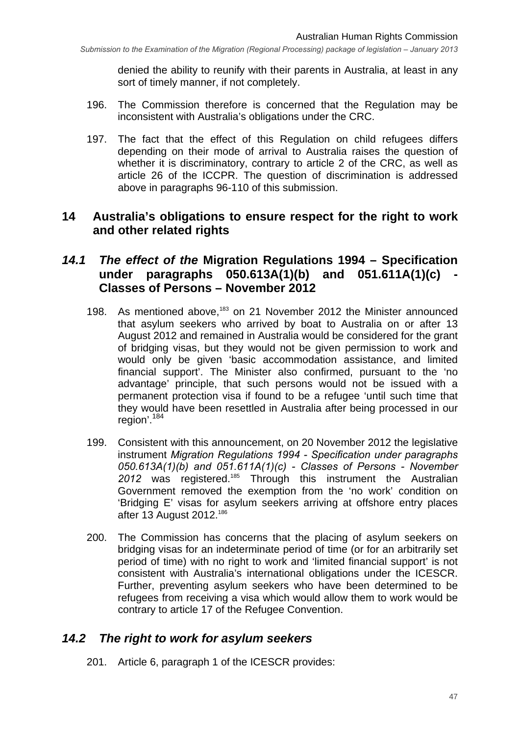denied the ability to reunify with their parents in Australia, at least in any sort of timely manner, if not completely.

196. The Commission therefore is concerned that the Regulation may be inconsistent with Australia's obligations under the CRC.

197. The fact that the effect of this Regulation on child refugees differs depending on their mode of arrival to Australia raises the question of whether it is discriminatory, contrary to article 2 of the CRC, as well as article 26 of the ICCPR. The question of discrimination is addressed above in paragraphs 96-110 of this submission.

## 14 Australia's obligations to ensure respect for the right to work and other related rights

### *14.1 The effect of the* **Migration Regulations 1994 – Specification under paragraphs 050.613A(1)(b) and 051.611A(1)(c) - Classes of Persons – November 2012**

198. As mentioned above,[183] on 21 November 2012 the Minister announced that asylum seekers who arrived by boat to Australia on or after 13 August 2012 and remained in Australia would be considered for the grant of bridging visas, but they would not be given permission to work and would only be given 'basic accommodation assistance, and limited financial support'. The Minister also confirmed, pursuant to the 'no advantage' principle, that such persons would not be issued with a permanent protection visa if found to be a refugee 'until such time that they would have been resettled in Australia after being processed in our region'.[184]

199. Consistent with this announcement, on 20 November 2012 the legislative instrument *Migration Regulations 1994 - Specification under paragraphs 050.613A(1)(b) and 051.611A(1)(c) - Classes of Persons - November 2012* was registered.[185] Through this instrument the Australian Government removed the exemption from the 'no work' condition on 'Bridging E' visas for asylum seekers arriving at offshore entry places after 13 August 2012.[186]

200. The Commission has concerns that the placing of asylum seekers on bridging visas for an indeterminate period of time (or for an arbitrarily set period of time) with no right to work and 'limited financial support' is not consistent with Australia's international obligations under the ICESCR. Further, preventing asylum seekers who have been determined to be refugees from receiving a visa which would allow them to work would be contrary to article 17 of the Refugee Convention.

### *14.2 The right to work for asylum seekers*

201. Article 6, paragraph 1 of the ICESCR provides: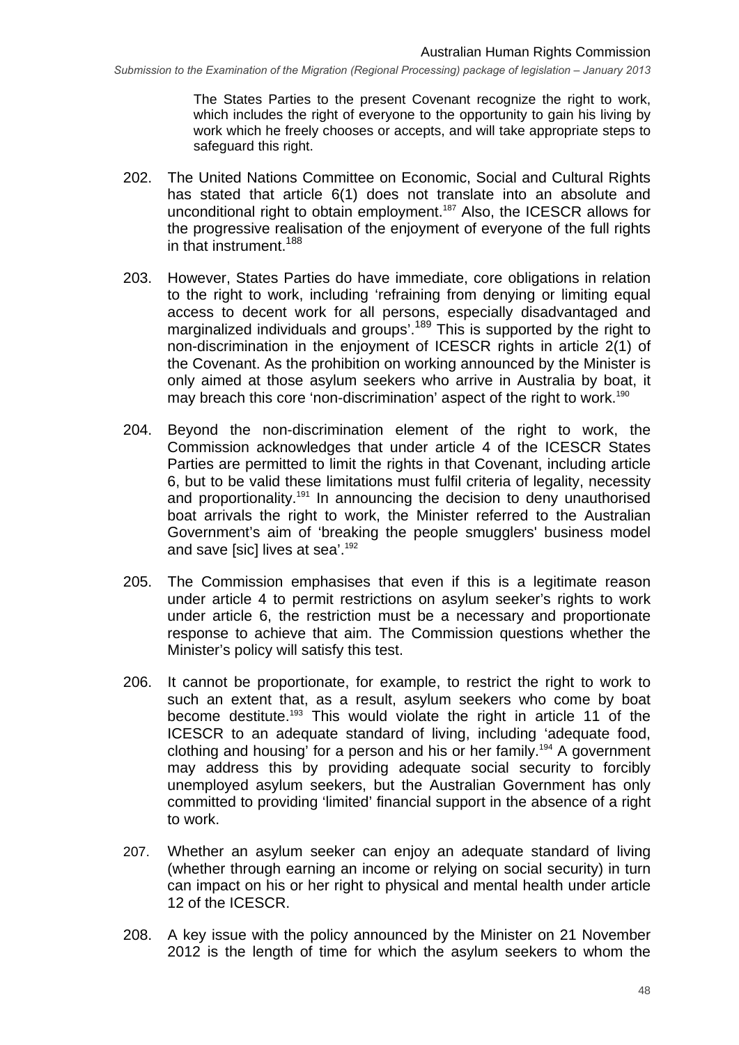> The States Parties to the present Covenant recognize the right to work, which includes the right of everyone to the opportunity to gain his living by work which he freely chooses or accepts, and will take appropriate steps to safeguard this right.

202. The United Nations Committee on Economic, Social and Cultural Rights has stated that article 6(1) does not translate into an absolute and unconditional right to obtain employment.[187] Also, the ICESCR allows for the progressive realisation of the enjoyment of everyone of the full rights in that instrument.[188]

203. However, States Parties do have immediate, core obligations in relation to the right to work, including 'refraining from denying or limiting equal access to decent work for all persons, especially disadvantaged and marginalized individuals and groups'.[189] This is supported by the right to non-discrimination in the enjoyment of ICESCR rights in article 2(1) of the Covenant. As the prohibition on working announced by the Minister is only aimed at those asylum seekers who arrive in Australia by boat, it may breach this core 'non-discrimination' aspect of the right to work.[190]

204. Beyond the non-discrimination element of the right to work, the Commission acknowledges that under article 4 of the ICESCR States Parties are permitted to limit the rights in that Covenant, including article 6, but to be valid these limitations must fulfil criteria of legality, necessity and proportionality.[191] In announcing the decision to deny unauthorised boat arrivals the right to work, the Minister referred to the Australian Government's aim of 'breaking the people smugglers' business model and save [sic] lives at sea'.[192]

205. The Commission emphasises that even if this is a legitimate reason under article 4 to permit restrictions on asylum seeker's rights to work under article 6, the restriction must be a necessary and proportionate response to achieve that aim. The Commission questions whether the Minister's policy will satisfy this test.

206. It cannot be proportionate, for example, to restrict the right to work to such an extent that, as a result, asylum seekers who come by boat become destitute.[193] This would violate the right in article 11 of the ICESCR to an adequate standard of living, including 'adequate food, clothing and housing' for a person and his or her family.[194] A government may address this by providing adequate social security to forcibly unemployed asylum seekers, but the Australian Government has only committed to providing 'limited' financial support in the absence of a right to work.

207. Whether an asylum seeker can enjoy an adequate standard of living (whether through earning an income or relying on social security) in turn can impact on his or her right to physical and mental health under article 12 of the ICESCR.

208. A key issue with the policy announced by the Minister on 21 November 2012 is the length of time for which the asylum seekers to whom the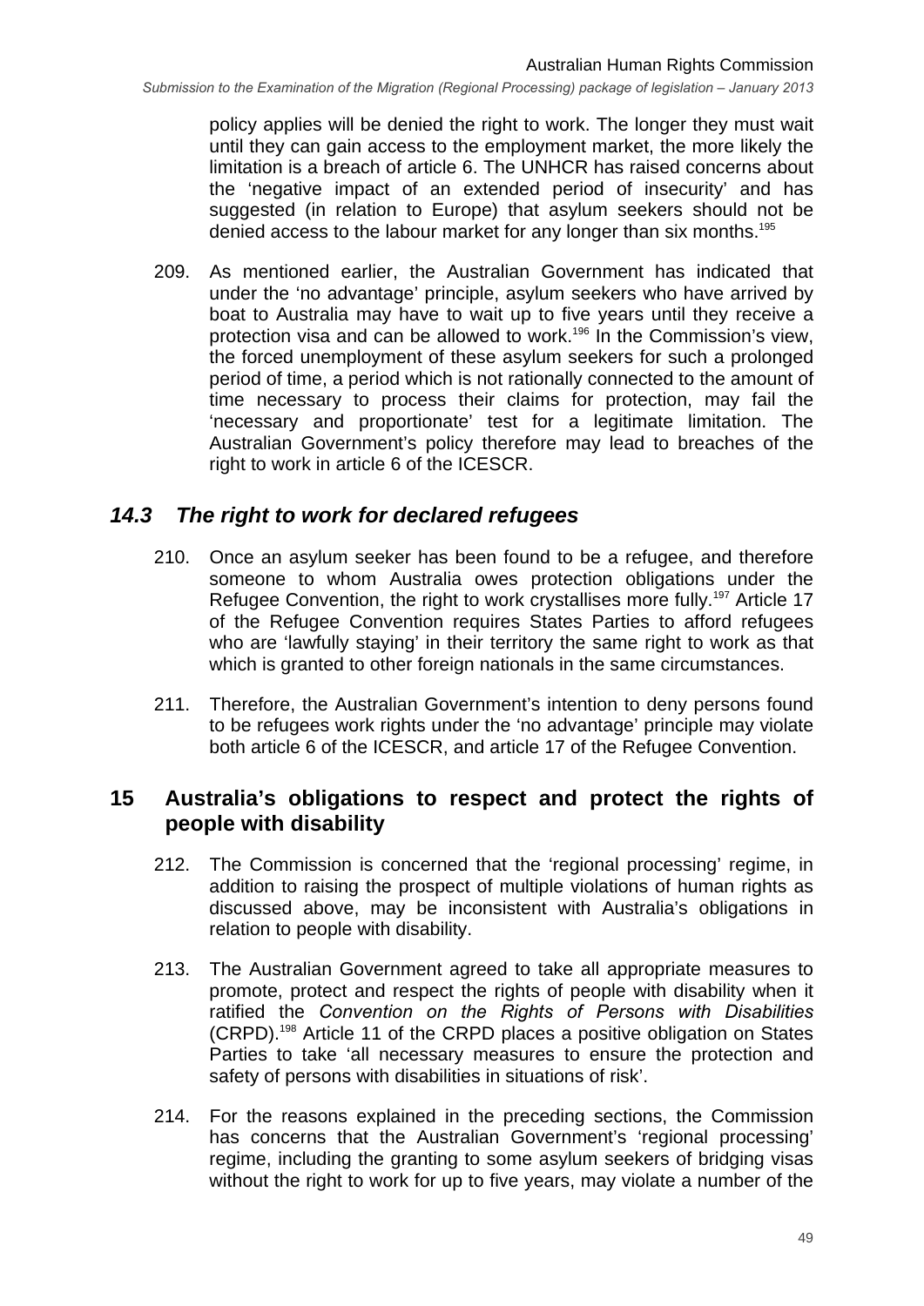policy applies will be denied the right to work. The longer they must wait until they can gain access to the employment market, the more likely the limitation is a breach of article 6. The UNHCR has raised concerns about the 'negative impact of an extended period of insecurity' and has suggested (in relation to Europe) that asylum seekers should not be denied access to the labour market for any longer than six months.[195]

209. As mentioned earlier, the Australian Government has indicated that under the 'no advantage' principle, asylum seekers who have arrived by boat to Australia may have to wait up to five years until they receive a protection visa and can be allowed to work.[196] In the Commission's view, the forced unemployment of these asylum seekers for such a prolonged period of time, a period which is not rationally connected to the amount of time necessary to process their claims for protection, may fail the 'necessary and proportionate' test for a legitimate limitation. The Australian Government's policy therefore may lead to breaches of the right to work in article 6 of the ICESCR.

### *14.3 The right to work for declared refugees*

210. Once an asylum seeker has been found to be a refugee, and therefore someone to whom Australia owes protection obligations under the Refugee Convention, the right to work crystallises more fully.[197] Article 17 of the Refugee Convention requires States Parties to afford refugees who are 'lawfully staying' in their territory the same right to work as that which is granted to other foreign nationals in the same circumstances.

211. Therefore, the Australian Government's intention to deny persons found to be refugees work rights under the 'no advantage' principle may violate both article 6 of the ICESCR, and article 17 of the Refugee Convention.

## 15 Australia's obligations to respect and protect the rights of people with disability

212. The Commission is concerned that the 'regional processing' regime, in addition to raising the prospect of multiple violations of human rights as discussed above, may be inconsistent with Australia's obligations in relation to people with disability.

213. The Australian Government agreed to take all appropriate measures to promote, protect and respect the rights of people with disability when it ratified the *Convention on the Rights of Persons with Disabilities* (CRPD).[198] Article 11 of the CRPD places a positive obligation on States Parties to take 'all necessary measures to ensure the protection and safety of persons with disabilities in situations of risk'.

214. For the reasons explained in the preceding sections, the Commission has concerns that the Australian Government's 'regional processing' regime, including the granting to some asylum seekers of bridging visas without the right to work for up to five years, may violate a number of the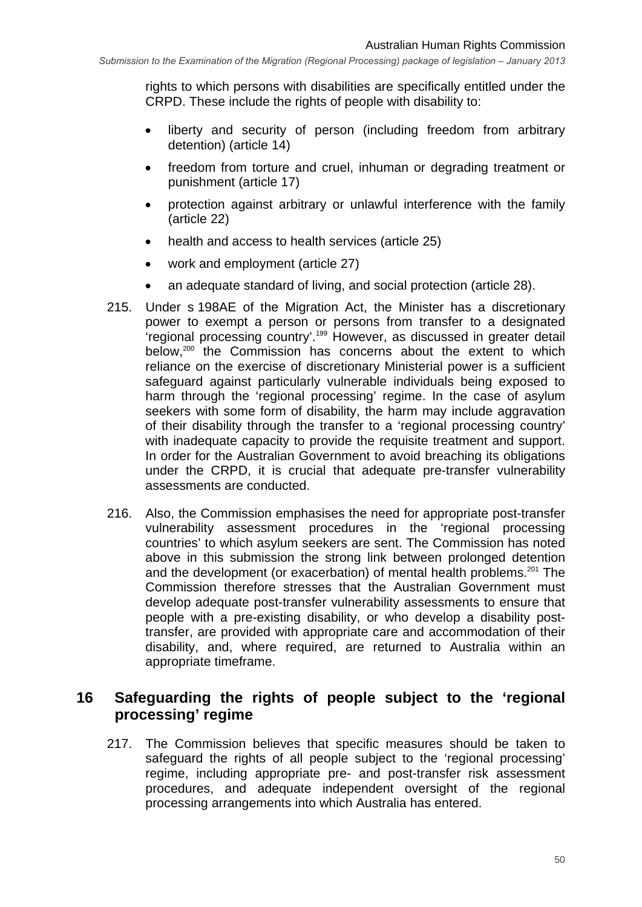rights to which persons with disabilities are specifically entitled under the CRPD. These include the rights of people with disability to:

- liberty and security of person (including freedom from arbitrary detention) (article 14)
- freedom from torture and cruel, inhuman or degrading treatment or punishment (article 17)
- protection against arbitrary or unlawful interference with the family (article 22)
- health and access to health services (article 25)
- work and employment (article 27)
- an adequate standard of living, and social protection (article 28).

215. Under s 198AE of the Migration Act, the Minister has a discretionary power to exempt a person or persons from transfer to a designated 'regional processing country'.[199] However, as discussed in greater detail below,[200] the Commission has concerns about the extent to which reliance on the exercise of discretionary Ministerial power is a sufficient safeguard against particularly vulnerable individuals being exposed to harm through the 'regional processing' regime. In the case of asylum seekers with some form of disability, the harm may include aggravation of their disability through the transfer to a 'regional processing country' with inadequate capacity to provide the requisite treatment and support. In order for the Australian Government to avoid breaching its obligations under the CRPD, it is crucial that adequate pre-transfer vulnerability assessments are conducted.

216. Also, the Commission emphasises the need for appropriate post-transfer vulnerability assessment procedures in the 'regional processing countries' to which asylum seekers are sent. The Commission has noted above in this submission the strong link between prolonged detention and the development (or exacerbation) of mental health problems.[201] The Commission therefore stresses that the Australian Government must develop adequate post-transfer vulnerability assessments to ensure that people with a pre-existing disability, or who develop a disability post-transfer, are provided with appropriate care and accommodation of their disability, and, where required, are returned to Australia within an appropriate timeframe.

## 16 Safeguarding the rights of people subject to the 'regional processing' regime

217. The Commission believes that specific measures should be taken to safeguard the rights of all people subject to the 'regional processing' regime, including appropriate pre- and post-transfer risk assessment procedures, and adequate independent oversight of the regional processing arrangements into which Australia has entered.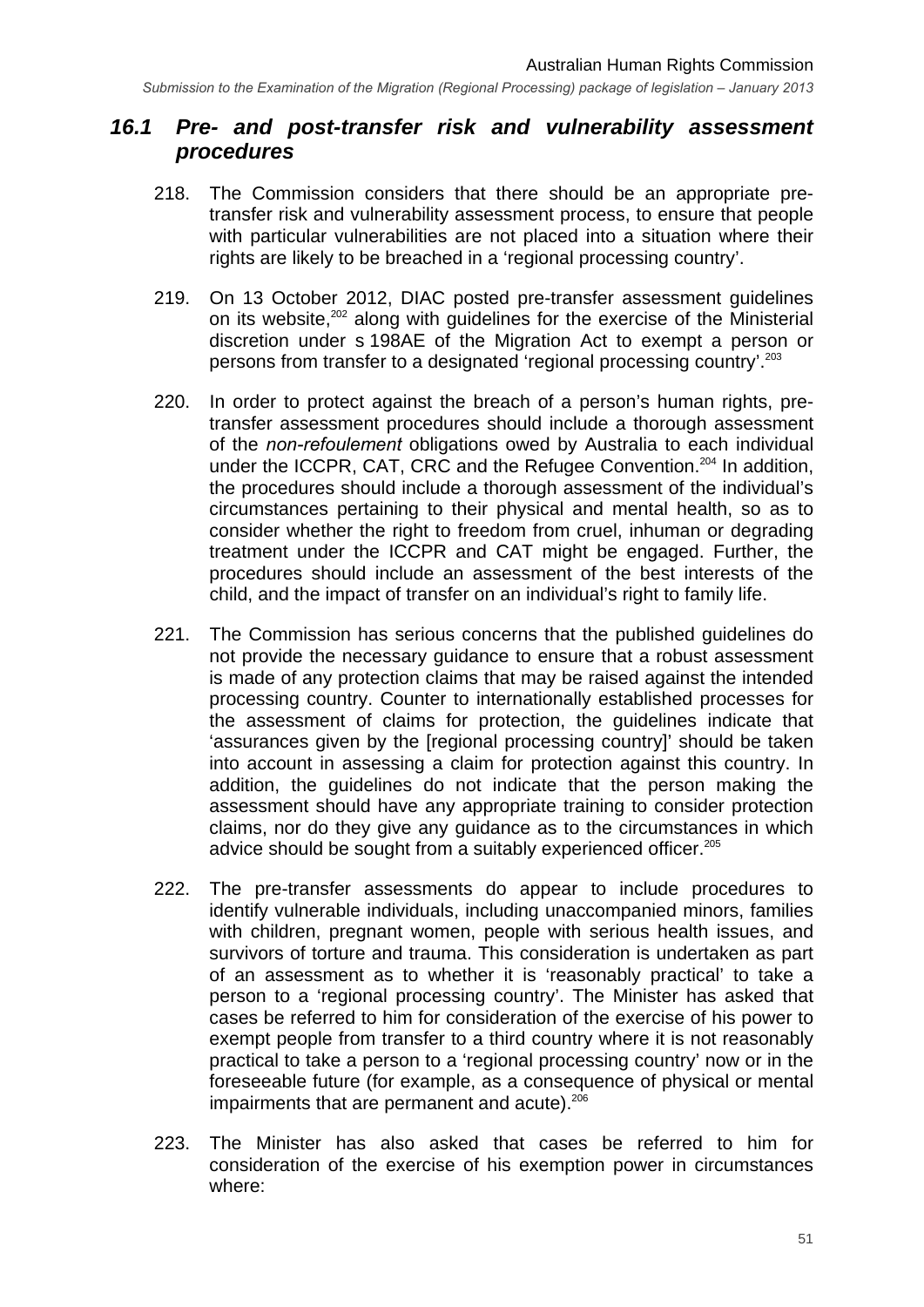## *16.1 Pre- and post-transfer risk and vulnerability assessment procedures*

218. The Commission considers that there should be an appropriate pre-transfer risk and vulnerability assessment process, to ensure that people with particular vulnerabilities are not placed into a situation where their rights are likely to be breached in a 'regional processing country'.

219. On 13 October 2012, DIAC posted pre-transfer assessment guidelines on its website,[202] along with guidelines for the exercise of the Ministerial discretion under s 198AE of the Migration Act to exempt a person or persons from transfer to a designated 'regional processing country'.[203]

220. In order to protect against the breach of a person's human rights, pre-transfer assessment procedures should include a thorough assessment of the *non-refoulement* obligations owed by Australia to each individual under the ICCPR, CAT, CRC and the Refugee Convention.[204] In addition, the procedures should include a thorough assessment of the individual's circumstances pertaining to their physical and mental health, so as to consider whether the right to freedom from cruel, inhuman or degrading treatment under the ICCPR and CAT might be engaged. Further, the procedures should include an assessment of the best interests of the child, and the impact of transfer on an individual's right to family life.

221. The Commission has serious concerns that the published guidelines do not provide the necessary guidance to ensure that a robust assessment is made of any protection claims that may be raised against the intended processing country. Counter to internationally established processes for the assessment of claims for protection, the guidelines indicate that 'assurances given by the [regional processing country]' should be taken into account in assessing a claim for protection against this country. In addition, the guidelines do not indicate that the person making the assessment should have any appropriate training to consider protection claims, nor do they give any guidance as to the circumstances in which advice should be sought from a suitably experienced officer.[205]

222. The pre-transfer assessments do appear to include procedures to identify vulnerable individuals, including unaccompanied minors, families with children, pregnant women, people with serious health issues, and survivors of torture and trauma. This consideration is undertaken as part of an assessment as to whether it is 'reasonably practical' to take a person to a 'regional processing country'. The Minister has asked that cases be referred to him for consideration of the exercise of his power to exempt people from transfer to a third country where it is not reasonably practical to take a person to a 'regional processing country' now or in the foreseeable future (for example, as a consequence of physical or mental impairments that are permanent and acute).[206]

223. The Minister has also asked that cases be referred to him for consideration of the exercise of his exemption power in circumstances where: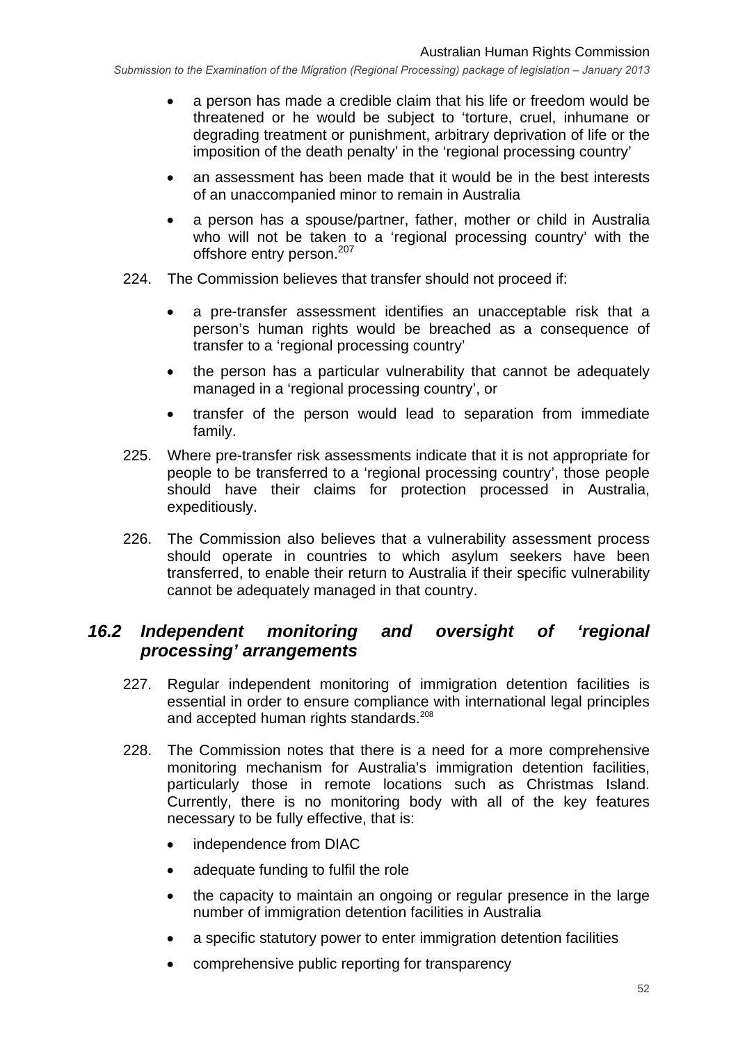- a person has made a credible claim that his life or freedom would be threatened or he would be subject to 'torture, cruel, inhumane or degrading treatment or punishment, arbitrary deprivation of life or the imposition of the death penalty' in the 'regional processing country'
- an assessment has been made that it would be in the best interests of an unaccompanied minor to remain in Australia
- a person has a spouse/partner, father, mother or child in Australia who will not be taken to a 'regional processing country' with the offshore entry person.[207]

224. The Commission believes that transfer should not proceed if:

- a pre-transfer assessment identifies an unacceptable risk that a person's human rights would be breached as a consequence of transfer to a 'regional processing country'
- the person has a particular vulnerability that cannot be adequately managed in a 'regional processing country', or
- transfer of the person would lead to separation from immediate family.

225. Where pre-transfer risk assessments indicate that it is not appropriate for people to be transferred to a 'regional processing country', those people should have their claims for protection processed in Australia, expeditiously.

226. The Commission also believes that a vulnerability assessment process should operate in countries to which asylum seekers have been transferred, to enable their return to Australia if their specific vulnerability cannot be adequately managed in that country.

## *16.2 Independent monitoring and oversight of 'regional processing' arrangements*

227. Regular independent monitoring of immigration detention facilities is essential in order to ensure compliance with international legal principles and accepted human rights standards.[208]

228. The Commission notes that there is a need for a more comprehensive monitoring mechanism for Australia's immigration detention facilities, particularly those in remote locations such as Christmas Island. Currently, there is no monitoring body with all of the key features necessary to be fully effective, that is:

- independence from DIAC
- adequate funding to fulfil the role
- the capacity to maintain an ongoing or regular presence in the large number of immigration detention facilities in Australia
- a specific statutory power to enter immigration detention facilities
- comprehensive public reporting for transparency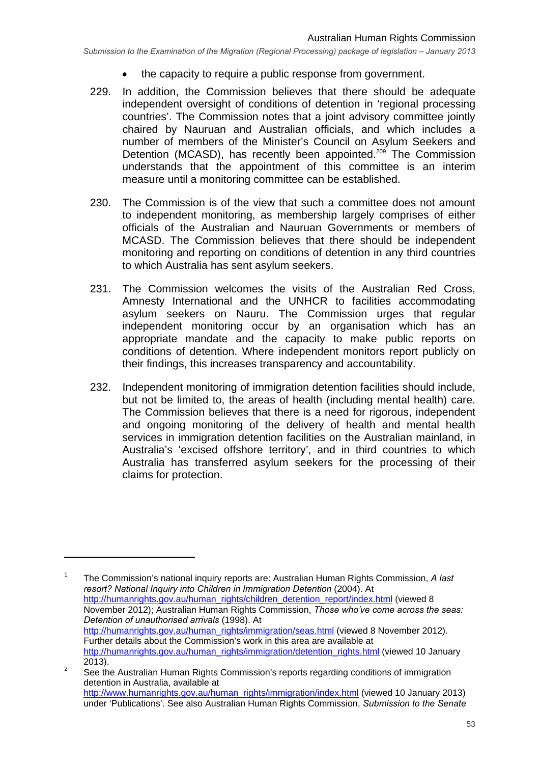- the capacity to require a public response from government.

229. In addition, the Commission believes that there should be adequate independent oversight of conditions of detention in 'regional processing countries'. The Commission notes that a joint advisory committee jointly chaired by Nauruan and Australian officials, and which includes a number of members of the Minister's Council on Asylum Seekers and Detention (MCASD), has recently been appointed.[209] The Commission understands that the appointment of this committee is an interim measure until a monitoring committee can be established.

230. The Commission is of the view that such a committee does not amount to independent monitoring, as membership largely comprises of either officials of the Australian and Nauruan Governments or members of MCASD. The Commission believes that there should be independent monitoring and reporting on conditions of detention in any third countries to which Australia has sent asylum seekers.

231. The Commission welcomes the visits of the Australian Red Cross, Amnesty International and the UNHCR to facilities accommodating asylum seekers on Nauru. The Commission urges that regular independent monitoring occur by an organisation which has an appropriate mandate and the capacity to make public reports on conditions of detention. Where independent monitors report publicly on their findings, this increases transparency and accountability.

232. Independent monitoring of immigration detention facilities should include, but not be limited to, the areas of health (including mental health) care. The Commission believes that there is a need for rigorous, independent and ongoing monitoring of the delivery of health and mental health services in immigration detention facilities on the Australian mainland, in Australia's 'excised offshore territory', and in third countries to which Australia has transferred asylum seekers for the processing of their claims for protection.

---

[1] The Commission's national inquiry reports are: Australian Human Rights Commission, *A last resort? National Inquiry into Children in Immigration Detention* (2004). At http://humanrights.gov.au/human_rights/children_detention_report/index.html (viewed 8 November 2012); Australian Human Rights Commission, *Those who've come across the seas: Detention of unauthorised arrivals* (1998). At http://humanrights.gov.au/human_rights/immigration/seas.html (viewed 8 November 2012). Further details about the Commission's work in this area are available at http://humanrights.gov.au/human_rights/immigration/detention_rights.html (viewed 10 January 2013).

[2] See the Australian Human Rights Commission's reports regarding conditions of immigration detention in Australia, available at http://www.humanrights.gov.au/human_rights/immigration/index.html (viewed 10 January 2013) under 'Publications'. See also Australian Human Rights Commission, *Submission to the Senate*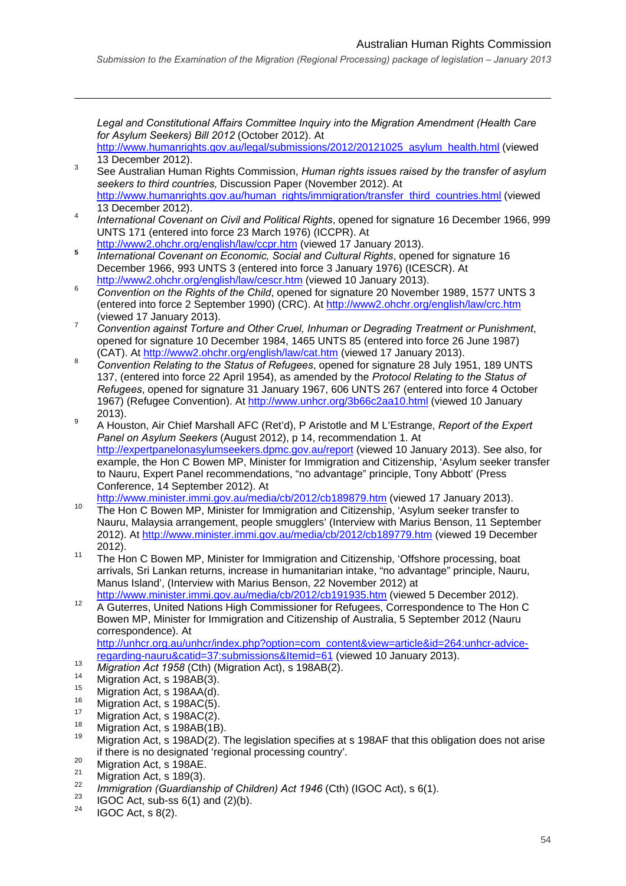*Legal and Constitutional Affairs Committee Inquiry into the Migration Amendment (Health Care for Asylum Seekers) Bill 2012* (October 2012). At http://www.humanrights.gov.au/legal/submissions/2012/20121025_asylum_health.html (viewed 13 December 2012).

[3] See Australian Human Rights Commission, *Human rights issues raised by the transfer of asylum seekers to third countries,* Discussion Paper (November 2012). At http://www.humanrights.gov.au/human_rights/immigration/transfer_third_countries.html (viewed 13 December 2012).

[4] *International Covenant on Civil and Political Rights*, opened for signature 16 December 1966, 999 UNTS 171 (entered into force 23 March 1976) (ICCPR). At http://www2.ohchr.org/english/law/ccpr.htm (viewed 17 January 2013).

[5] *International Covenant on Economic, Social and Cultural Rights*, opened for signature 16 December 1966, 993 UNTS 3 (entered into force 3 January 1976) (ICESCR). At http://www2.ohchr.org/english/law/cescr.htm (viewed 10 January 2013).

[6] *Convention on the Rights of the Child*, opened for signature 20 November 1989, 1577 UNTS 3 (entered into force 2 September 1990) (CRC). At http://www2.ohchr.org/english/law/crc.htm (viewed 17 January 2013).

[7] *Convention against Torture and Other Cruel, Inhuman or Degrading Treatment or Punishment*, opened for signature 10 December 1984, 1465 UNTS 85 (entered into force 26 June 1987) (CAT). At http://www2.ohchr.org/english/law/cat.htm (viewed 17 January 2013).

[8] *Convention Relating to the Status of Refugees*, opened for signature 28 July 1951, 189 UNTS 137, (entered into force 22 April 1954), as amended by the *Protocol Relating to the Status of Refugees*, opened for signature 31 January 1967, 606 UNTS 267 (entered into force 4 October 1967) (Refugee Convention). At http://www.unhcr.org/3b66c2aa10.html (viewed 10 January 2013).

[9] A Houston, Air Chief Marshall AFC (Ret'd), P Aristotle and M L'Estrange, *Report of the Expert Panel on Asylum Seekers* (August 2012), p 14, recommendation 1. At http://expertpanelonasylumseekers.dpmc.gov.au/report (viewed 10 January 2013). See also, for example, the Hon C Bowen MP, Minister for Immigration and Citizenship, 'Asylum seeker transfer to Nauru, Expert Panel recommendations, "no advantage" principle, Tony Abbott' (Press Conference, 14 September 2012). At http://www.minister.immi.gov.au/media/cb/2012/cb189879.htm (viewed 17 January 2013).

[10] The Hon C Bowen MP, Minister for Immigration and Citizenship, 'Asylum seeker transfer to Nauru, Malaysia arrangement, people smugglers' (Interview with Marius Benson, 11 September 2012). At http://www.minister.immi.gov.au/media/cb/2012/cb189779.htm (viewed 19 December 2012).

[11] The Hon C Bowen MP, Minister for Immigration and Citizenship, 'Offshore processing, boat arrivals, Sri Lankan returns, increase in humanitarian intake, "no advantage" principle, Nauru, Manus Island', (Interview with Marius Benson, 22 November 2012) at http://www.minister.immi.gov.au/media/cb/2012/cb191935.htm (viewed 5 December 2012).

[12] A Guterres, United Nations High Commissioner for Refugees, Correspondence to The Hon C Bowen MP, Minister for Immigration and Citizenship of Australia, 5 September 2012 (Nauru correspondence). At http://unhcr.org.au/unhcr/index.php?option=com_content&view=article&id=264:unhcr-advice-regarding-nauru&catid=37:submissions&Itemid=61 (viewed 10 January 2013).

[13] *Migration Act 1958* (Cth) (Migration Act), s 198AB(2).

[14] Migration Act, s 198AB(3).

[15] Migration Act, s 198AA(d).

[16] Migration Act, s 198AC(5).

[17] Migration Act, s 198AC(2).

[18] Migration Act, s 198AB(1B).

[19] Migration Act, s 198AD(2). The legislation specifies at s 198AF that this obligation does not arise if there is no designated 'regional processing country'.

[20] Migration Act, s 198AE.

[21] Migration Act, s 189(3).

[22] *Immigration (Guardianship of Children) Act 1946* (Cth) (IGOC Act), s 6(1).

[23] IGOC Act, sub-ss 6(1) and (2)(b).

[24] IGOC Act, s 8(2).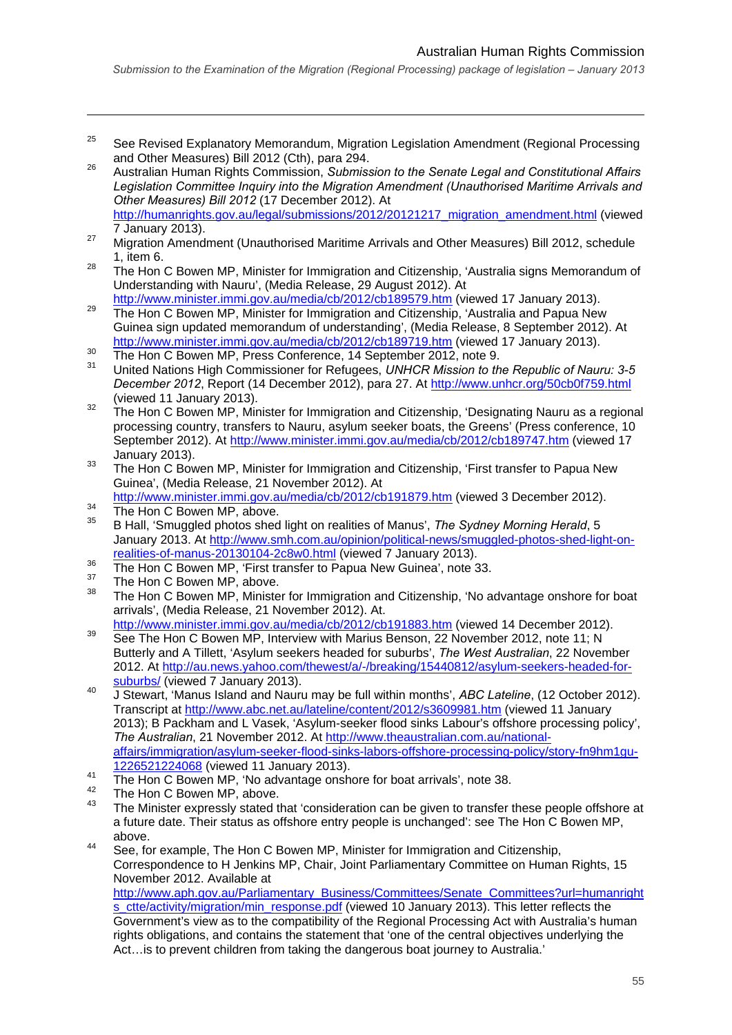[25] See Revised Explanatory Memorandum, Migration Legislation Amendment (Regional Processing and Other Measures) Bill 2012 (Cth), para 294.

[26] Australian Human Rights Commission, *Submission to the Senate Legal and Constitutional Affairs Legislation Committee Inquiry into the Migration Amendment (Unauthorised Maritime Arrivals and Other Measures) Bill 2012* (17 December 2012). At http://humanrights.gov.au/legal/submissions/2012/20121217_migration_amendment.html (viewed 7 January 2013).

[27] Migration Amendment (Unauthorised Maritime Arrivals and Other Measures) Bill 2012, schedule 1, item 6.

[28] The Hon C Bowen MP, Minister for Immigration and Citizenship, 'Australia signs Memorandum of Understanding with Nauru', (Media Release, 29 August 2012). At http://www.minister.immi.gov.au/media/cb/2012/cb189579.htm (viewed 17 January 2013).

[29] The Hon C Bowen MP, Minister for Immigration and Citizenship, 'Australia and Papua New Guinea sign updated memorandum of understanding', (Media Release, 8 September 2012). At http://www.minister.immi.gov.au/media/cb/2012/cb189719.htm (viewed 17 January 2013).

[30] The Hon C Bowen MP, Press Conference, 14 September 2012, note 9.

[31] United Nations High Commissioner for Refugees, *UNHCR Mission to the Republic of Nauru: 3-5 December 2012*, Report (14 December 2012), para 27. At http://www.unhcr.org/50cb0f759.html (viewed 11 January 2013).

[32] The Hon C Bowen MP, Minister for Immigration and Citizenship, 'Designating Nauru as a regional processing country, transfers to Nauru, asylum seeker boats, the Greens' (Press conference, 10 September 2012). At http://www.minister.immi.gov.au/media/cb/2012/cb189747.htm (viewed 17 January 2013).

[33] The Hon C Bowen MP, Minister for Immigration and Citizenship, 'First transfer to Papua New Guinea', (Media Release, 21 November 2012). At http://www.minister.immi.gov.au/media/cb/2012/cb191879.htm (viewed 3 December 2012).

[34] The Hon C Bowen MP, above.

[35] B Hall, 'Smuggled photos shed light on realities of Manus', *The Sydney Morning Herald*, 5 January 2013. At http://www.smh.com.au/opinion/political-news/smuggled-photos-shed-light-on-realities-of-manus-20130104-2c8w0.html (viewed 7 January 2013).

[36] The Hon C Bowen MP, 'First transfer to Papua New Guinea', note 33.

[37] The Hon C Bowen MP, above.

[38] The Hon C Bowen MP, Minister for Immigration and Citizenship, 'No advantage onshore for boat arrivals', (Media Release, 21 November 2012). At. http://www.minister.immi.gov.au/media/cb/2012/cb191883.htm (viewed 14 December 2012).

[39] See The Hon C Bowen MP, Interview with Marius Benson, 22 November 2012, note 11; N Butterly and A Tillett, 'Asylum seekers headed for suburbs', *The West Australian*, 22 November 2012. At http://au.news.yahoo.com/thewest/a/-/breaking/15440812/asylum-seekers-headed-for-suburbs/ (viewed 7 January 2013).

[40] J Stewart, 'Manus Island and Nauru may be full within months', *ABC Lateline*, (12 October 2012). Transcript at http://www.abc.net.au/lateline/content/2012/s3609981.htm (viewed 11 January 2013); B Packham and L Vasek, 'Asylum-seeker flood sinks Labour's offshore processing policy', *The Australian*, 21 November 2012. At http://www.theaustralian.com.au/national-affairs/immigration/asylum-seeker-flood-sinks-labors-offshore-processing-policy/story-fn9hm1gu-1226521224068 (viewed 11 January 2013).

[41] The Hon C Bowen MP, 'No advantage onshore for boat arrivals', note 38.

[42] The Hon C Bowen MP, above.

[43] The Minister expressly stated that 'consideration can be given to transfer these people offshore at a future date. Their status as offshore entry people is unchanged': see The Hon C Bowen MP, above.

[44] See, for example, The Hon C Bowen MP, Minister for Immigration and Citizenship, Correspondence to H Jenkins MP, Chair, Joint Parliamentary Committee on Human Rights, 15 November 2012. Available at http://www.aph.gov.au/Parliamentary_Business/Committees/Senate_Committees?url=humanrights_ctte/activity/migration/min_response.pdf (viewed 10 January 2013). This letter reflects the Government's view as to the compatibility of the Regional Processing Act with Australia's human rights obligations, and contains the statement that 'one of the central objectives underlying the Act…is to prevent children from taking the dangerous boat journey to Australia.'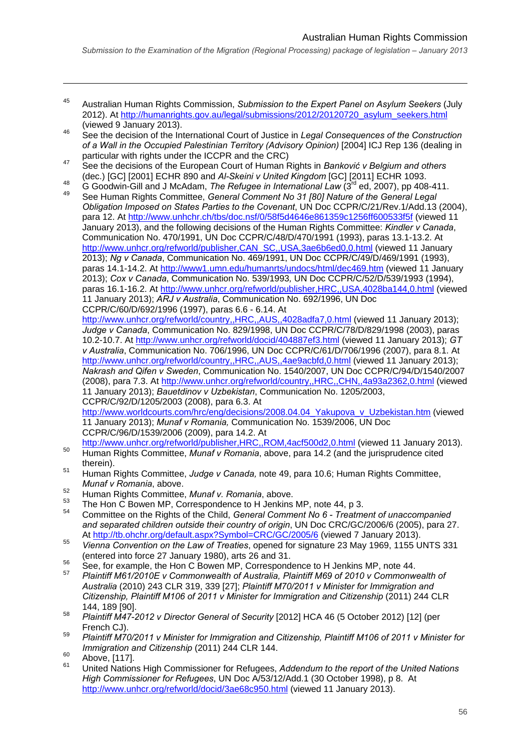[45] Australian Human Rights Commission, *Submission to the Expert Panel on Asylum Seekers* (July 2012). At http://humanrights.gov.au/legal/submissions/2012/20120720_asylum_seekers.html (viewed 9 January 2013).

[46] See the decision of the International Court of Justice in *Legal Consequences of the Construction of a Wall in the Occupied Palestinian Territory (Advisory Opinion)* [2004] ICJ Rep 136 (dealing in particular with rights under the ICCPR and the CRC)

[47] See the decisions of the European Court of Human Rights in *Banković v Belgium and others* (dec.) [GC] [2001] ECHR 890 and *Al-Skeini v United Kingdom* [GC] [2011] ECHR 1093.

[48] G Goodwin-Gill and J McAdam, *The Refugee in International Law* (3rd ed, 2007), pp 408-411.

[49] See Human Rights Committee, *General Comment No 31 [80] Nature of the General Legal Obligation Imposed on States Parties to the Covenant*, UN Doc CCPR/C/21/Rev.1/Add.13 (2004), para 12. At http://www.unhchr.ch/tbs/doc.nsf/0/58f5d4646e861359c1256ff600533f5f (viewed 11 January 2013), and the following decisions of the Human Rights Committee: *Kindler v Canada*, Communication No. 470/1991, UN Doc CCPR/C/48/D/470/1991 (1993), paras 13.1-13.2. At http://www.unhcr.org/refworld/publisher,CAN_SC,,USA,3ae6b6ed0,0.html (viewed 11 January 2013); *Ng v Canada*, Communication No. 469/1991, UN Doc CCPR/C/49/D/469/1991 (1993), paras 14.1-14.2. At http://www1.umn.edu/humanrts/undocs/html/dec469.htm (viewed 11 January 2013); *Cox v Canada*, Communication No. 539/1993, UN Doc CCPR/C/52/D/539/1993 (1994), paras 16.1-16.2. At http://www.unhcr.org/refworld/publisher,HRC,,USA,4028ba144,0.html (viewed 11 January 2013); *ARJ v Australia*, Communication No. 692/1996, UN Doc CCPR/C/60/D/692/1996 (1997), paras 6.6 - 6.14. At http://www.unhcr.org/refworld/country,,HRC,,AUS,,4028adfa7,0.html (viewed 11 January 2013); *Judge v Canada*, Communication No. 829/1998, UN Doc CCPR/C/78/D/829/1998 (2003), paras 10.2-10.7. At http://www.unhcr.org/refworld/docid/404887ef3.html (viewed 11 January 2013); *GT v Australia*, Communication No. 706/1996, UN Doc CCPR/C/61/D/706/1996 (2007), para 8.1. At http://www.unhcr.org/refworld/country,,HRC,,AUS,,4ae9acbfd,0.html (viewed 11 January 2013); *Nakrash and Qifen v Sweden*, Communication No. 1540/2007, UN Doc CCPR/C/94/D/1540/2007 (2008), para 7.3. At http://www.unhcr.org/refworld/country,,HRC,,CHN,,4a93a2362,0.html (viewed 11 January 2013); *Bauetdinov v Uzbekistan*, Communication No. 1205/2003, CCPR/C/92/D/1205/2003 (2008), para 6.3. At http://www.worldcourts.com/hrc/eng/decisions/2008.04.04_Yakupova_v_Uzbekistan.htm (viewed 11 January 2013); *Munaf v Romania,* Communication No. 1539/2006, UN Doc CCPR/C/96/D/1539/2006 (2009), para 14.2. At http://www.unhcr.org/refworld/publisher,HRC,,ROM,4acf500d2,0.html (viewed 11 January 2013).

[50] Human Rights Committee, *Munaf v Romania*, above, para 14.2 (and the jurisprudence cited therein).

[51] Human Rights Committee, *Judge v Canada,* note 49, para 10.6; Human Rights Committee, *Munaf v Romania*, above.

[52] Human Rights Committee, *Munaf v. Romania*, above.

[53] The Hon C Bowen MP, Correspondence to H Jenkins MP, note 44, p 3.

[54] Committee on the Rights of the Child, *General Comment No 6 - Treatment of unaccompanied and separated children outside their country of origin*, UN Doc CRC/GC/2006/6 (2005), para 27. At http://tb.ohchr.org/default.aspx?Symbol=CRC/GC/2005/6 (viewed 7 January 2013).

[55] *Vienna Convention on the Law of Treaties*, opened for signature 23 May 1969, 1155 UNTS 331 (entered into force 27 January 1980), arts 26 and 31.

[56] See, for example, the Hon C Bowen MP, Correspondence to H Jenkins MP, note 44.

[57] *Plaintiff M61/2010E v Commonwealth of Australia, Plaintiff M69 of 2010 v Commonwealth of Australia* (2010) 243 CLR 319, 339 [27]; *Plaintiff M70/2011 v Minister for Immigration and Citizenship, Plaintiff M106 of 2011 v Minister for Immigration and Citizenship* (2011) 244 CLR 144, 189 [90].

[58] *Plaintiff M47-2012 v Director General of Security* [2012] HCA 46 (5 October 2012) [12] (per French CJ).

[59] *Plaintiff M70/2011 v Minister for Immigration and Citizenship, Plaintiff M106 of 2011 v Minister for Immigration and Citizenship* (2011) 244 CLR 144.

[60] Above, [117].

[61] United Nations High Commissioner for Refugees, *Addendum to the report of the United Nations High Commissioner for Refugees*, UN Doc A/53/12/Add.1 (30 October 1998), p 8. At http://www.unhcr.org/refworld/docid/3ae68c950.html (viewed 11 January 2013).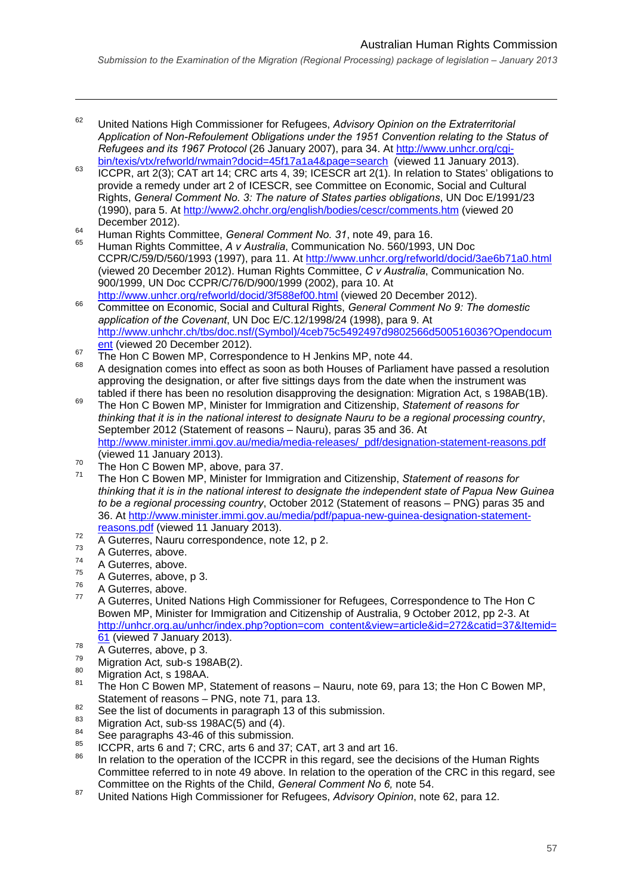[62] United Nations High Commissioner for Refugees, *Advisory Opinion on the Extraterritorial Application of Non-Refoulement Obligations under the 1951 Convention relating to the Status of Refugees and its 1967 Protocol* (26 January 2007), para 34. At http://www.unhcr.org/cgi-bin/texis/vtx/refworld/rwmain?docid=45f17a1a4&page=search (viewed 11 January 2013).

[63] ICCPR, art 2(3); CAT art 14; CRC arts 4, 39; ICESCR art 2(1). In relation to States' obligations to provide a remedy under art 2 of ICESCR, see Committee on Economic, Social and Cultural Rights, *General Comment No. 3: The nature of States parties obligations*, UN Doc E/1991/23 (1990), para 5. At http://www2.ohchr.org/english/bodies/cescr/comments.htm (viewed 20 December 2012).

[64] Human Rights Committee, *General Comment No. 31*, note 49, para 16.

[65] Human Rights Committee, *A v Australia*, Communication No. 560/1993, UN Doc CCPR/C/59/D/560/1993 (1997), para 11. At http://www.unhcr.org/refworld/docid/3ae6b71a0.html (viewed 20 December 2012). Human Rights Committee, *C v Australia*, Communication No. 900/1999, UN Doc CCPR/C/76/D/900/1999 (2002), para 10. At http://www.unhcr.org/refworld/docid/3f588ef00.html (viewed 20 December 2012).

[66] Committee on Economic, Social and Cultural Rights, *General Comment No 9: The domestic application of the Covenant*, UN Doc E/C.12/1998/24 (1998), para 9. At http://www.unhchr.ch/tbs/doc.nsf/(Symbol)/4ceb75c5492497d9802566d500516036?Opendocument (viewed 20 December 2012).

[67] The Hon C Bowen MP, Correspondence to H Jenkins MP, note 44.

[68] A designation comes into effect as soon as both Houses of Parliament have passed a resolution approving the designation, or after five sittings days from the date when the instrument was tabled if there has been no resolution disapproving the designation: Migration Act, s 198AB(1B).

[69] The Hon C Bowen MP, Minister for Immigration and Citizenship, *Statement of reasons for thinking that it is in the national interest to designate Nauru to be a regional processing country*, September 2012 (Statement of reasons – Nauru), paras 35 and 36. At http://www.minister.immi.gov.au/media/media-releases/_pdf/designation-statement-reasons.pdf (viewed 11 January 2013).

[70] The Hon C Bowen MP, above, para 37.

[71] The Hon C Bowen MP, Minister for Immigration and Citizenship, *Statement of reasons for thinking that it is in the national interest to designate the independent state of Papua New Guinea to be a regional processing country*, October 2012 (Statement of reasons – PNG) paras 35 and 36. At http://www.minister.immi.gov.au/media/pdf/papua-new-guinea-designation-statement-reasons.pdf (viewed 11 January 2013).

[72] A Guterres, Nauru correspondence, note 12, p 2.

[73] A Guterres, above.

[74] A Guterres, above.

[75] A Guterres, above, p 3.

[76] A Guterres, above.

[77] A Guterres, United Nations High Commissioner for Refugees, Correspondence to The Hon C Bowen MP, Minister for Immigration and Citizenship of Australia, 9 October 2012, pp 2-3. At http://unhcr.org.au/unhcr/index.php?option=com_content&view=article&id=272&catid=37&Itemid=61 (viewed 7 January 2013).

[78] A Guterres, above, p 3.

[79] Migration Act, sub-s 198AB(2).

[80] Migration Act, s 198AA.

[81] The Hon C Bowen MP, Statement of reasons – Nauru, note 69, para 13; the Hon C Bowen MP, Statement of reasons – PNG, note 71, para 13.

[82] See the list of documents in paragraph 13 of this submission.

[83] Migration Act, sub-ss 198AC(5) and (4).

[84] See paragraphs 43-46 of this submission.

[85] ICCPR, arts 6 and 7; CRC, arts 6 and 37; CAT, art 3 and art 16.

[86] In relation to the operation of the ICCPR in this regard, see the decisions of the Human Rights Committee referred to in note 49 above. In relation to the operation of the CRC in this regard, see Committee on the Rights of the Child, *General Comment No 6,* note 54.

[87] United Nations High Commissioner for Refugees, *Advisory Opinion*, note 62, para 12.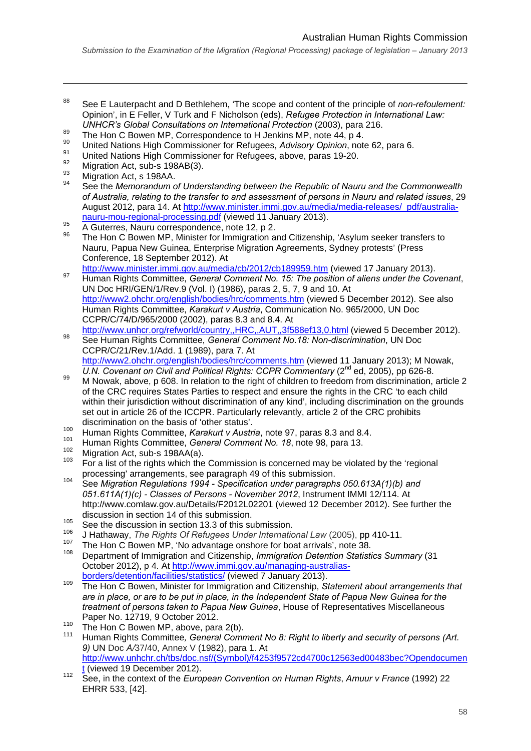[88] See E Lauterpacht and D Bethlehem, 'The scope and content of the principle of *non-refoulement:* Opinion', in E Feller, V Turk and F Nicholson (eds), *Refugee Protection in International Law: UNHCR's Global Consultations on International Protection* (2003), para 216.

[89] The Hon C Bowen MP, Correspondence to H Jenkins MP, note 44, p 4.

[90] United Nations High Commissioner for Refugees, *Advisory Opinion*, note 62, para 6.

[91] United Nations High Commissioner for Refugees, above, paras 19-20.

[92] Migration Act, sub-s 198AB(3).

[93] Migration Act, s 198AA.

[94] See the *Memorandum of Understanding between the Republic of Nauru and the Commonwealth of Australia, relating to the transfer to and assessment of persons in Nauru and related issues*, 29 August 2012, para 14. At http://www.minister.immi.gov.au/media/media-releases/_pdf/australia-nauru-mou-regional-processing.pdf (viewed 11 January 2013).

[95] A Guterres, Nauru correspondence, note 12, p 2.

[96] The Hon C Bowen MP, Minister for Immigration and Citizenship, 'Asylum seeker transfers to Nauru, Papua New Guinea, Enterprise Migration Agreements, Sydney protests' (Press Conference, 18 September 2012). At http://www.minister.immi.gov.au/media/cb/2012/cb189959.htm (viewed 17 January 2013).

[97] Human Rights Committee, *General Comment No. 15: The position of aliens under the Covenant*, UN Doc HRI/GEN/1/Rev.9 (Vol. I) (1986), paras 2, 5, 7, 9 and 10. At http://www2.ohchr.org/english/bodies/hrc/comments.htm (viewed 5 December 2012). See also Human Rights Committee, *Karakurt v Austria*, Communication No. 965/2000, UN Doc CCPR/C/74/D/965/2000 (2002), paras 8.3 and 8.4. At http://www.unhcr.org/refworld/country,,HRC,,AUT,,3f588ef13,0.html (viewed 5 December 2012).

[98] See Human Rights Committee, *General Comment No.18: Non-discrimination*, UN Doc CCPR/C/21/Rev.1/Add. 1 (1989), para 7. At http://www2.ohchr.org/english/bodies/hrc/comments.htm (viewed 11 January 2013); M Nowak, *U.N. Covenant on Civil and Political Rights: CCPR Commentary* (2nd ed, 2005), pp 626-8.

[99] M Nowak, above, p 608. In relation to the right of children to freedom from discrimination, article 2 of the CRC requires States Parties to respect and ensure the rights in the CRC 'to each child within their jurisdiction without discrimination of any kind', including discrimination on the grounds set out in article 26 of the ICCPR. Particularly relevantly, article 2 of the CRC prohibits discrimination on the basis of 'other status'.

[100] Human Rights Committee, *Karakurt v Austria*, note 97, paras 8.3 and 8.4.

[101] Human Rights Committee, *General Comment No. 18*, note 98, para 13.

[102] Migration Act, sub-s 198AA(a).

[103] For a list of the rights which the Commission is concerned may be violated by the 'regional processing' arrangements, see paragraph 49 of this submission.

[104] See *Migration Regulations 1994 - Specification under paragraphs 050.613A(1)(b) and 051.611A(1)(c) - Classes of Persons - November 2012*, Instrument IMMI 12/114. At http://www.comlaw.gov.au/Details/F2012L02201 (viewed 12 December 2012). See further the discussion in section 14 of this submission.

[105] See the discussion in section 13.3 of this submission.

[106] J Hathaway, *The Rights Of Refugees Under International Law* (2005), pp 410-11.

[107] The Hon C Bowen MP, 'No advantage onshore for boat arrivals', note 38.

[108] Department of Immigration and Citizenship, *Immigration Detention Statistics Summary* (31 October 2012), p 4. At http://www.immi.gov.au/managing-australias-borders/detention/facilities/statistics/ (viewed 7 January 2013).

[109] The Hon C Bowen, Minister for Immigration and Citizenship, *Statement about arrangements that are in place, or are to be put in place, in the Independent State of Papua New Guinea for the treatment of persons taken to Papua New Guinea*, House of Representatives Miscellaneous Paper No. 12719, 9 October 2012.

[110] The Hon C Bowen MP, above, para 2(b).

[111] Human Rights Committee*, General Comment No 8: Right to liberty and security of persons (Art. 9)* UN Doc *A/*37/40, Annex V (1982), para 1. At http://www.unhchr.ch/tbs/doc.nsf/(Symbol)/f4253f9572cd4700c12563ed00483bec?Opendocument (viewed 19 December 2012).

[112] See, in the context of the *European Convention on Human Rights*, *Amuur v France* (1992) 22 EHRR 533, [42].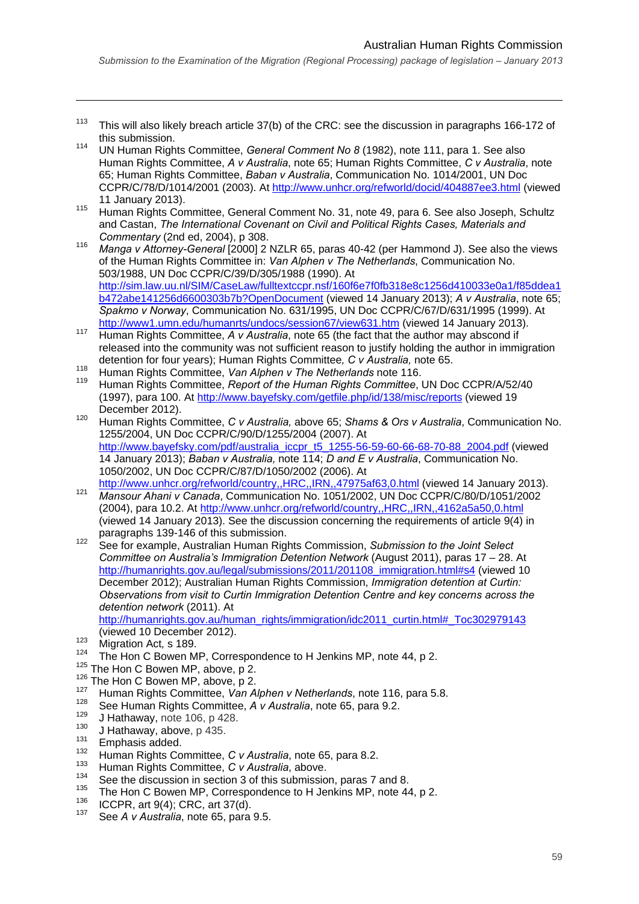[113] This will also likely breach article 37(b) of the CRC: see the discussion in paragraphs 166-172 of this submission.

[114] UN Human Rights Committee, *General Comment No 8* (1982), note 111, para 1. See also Human Rights Committee, *A v Australia*, note 65; Human Rights Committee, *C v Australia*, note 65; Human Rights Committee, *Baban v Australia*, Communication No. 1014/2001, UN Doc CCPR/C/78/D/1014/2001 (2003). At http://www.unhcr.org/refworld/docid/404887ee3.html (viewed 11 January 2013).

[115] Human Rights Committee, General Comment No. 31, note 49, para 6. See also Joseph, Schultz and Castan, *The International Covenant on Civil and Political Rights Cases, Materials and Commentary* (2nd ed, 2004), p 308.

[116] *Manga v Attorney-General* [2000] 2 NZLR 65, paras 40-42 (per Hammond J). See also the views of the Human Rights Committee in: *Van Alphen v The Netherlands*, Communication No. 503/1988, UN Doc CCPR/C/39/D/305/1988 (1990). At http://sim.law.uu.nl/SIM/CaseLaw/fulltextccpr.nsf/160f6e7f0fb318e8c1256d410033e0a1/f85ddea1b472abe141256d6600303b7b?OpenDocument (viewed 14 January 2013); *A v Australia*, note 65; *Spakmo v Norway*, Communication No. 631/1995, UN Doc CCPR/C/67/D/631/1995 (1999). At http://www1.umn.edu/humanrts/undocs/session67/view631.htm (viewed 14 January 2013).

[117] Human Rights Committee, *A v Australia*, note 65 (the fact that the author may abscond if released into the community was not sufficient reason to justify holding the author in immigration detention for four years); Human Rights Committee*, C v Australia,* note 65.

[118] Human Rights Committee, *Van Alphen v The Netherlands* note 116.

[119] Human Rights Committee, *Report of the Human Rights Committee*, UN Doc CCPR/A/52/40 (1997), para 100. At http://www.bayefsky.com/getfile.php/id/138/misc/reports (viewed 19 December 2012).

[120] Human Rights Committee, *C v Australia,* above 65; *Shams & Ors v Australia*, Communication No. 1255/2004, UN Doc CCPR/C/90/D/1255/2004 (2007). At http://www.bayefsky.com/pdf/australia_iccpr_t5_1255-56-59-60-66-68-70-88_2004.pdf (viewed 14 January 2013); *Baban v Australia,* note 114; *D and E v Australia*, Communication No. 1050/2002, UN Doc CCPR/C/87/D/1050/2002 (2006). At http://www.unhcr.org/refworld/country,,HRC,,IRN,,47975af63,0.html (viewed 14 January 2013).

[121] *Mansour Ahani v Canada*, Communication No. 1051/2002, UN Doc CCPR/C/80/D/1051/2002 (2004), para 10.2. At http://www.unhcr.org/refworld/country,,HRC,,IRN,,4162a5a50,0.html (viewed 14 January 2013). See the discussion concerning the requirements of article 9(4) in paragraphs 139-146 of this submission.

[122] See for example, Australian Human Rights Commission, *Submission to the Joint Select Committee on Australia's Immigration Detention Network* (August 2011), paras 17 – 28. At http://humanrights.gov.au/legal/submissions/2011/201108_immigration.html#s4 (viewed 10 December 2012); Australian Human Rights Commission, *Immigration detention at Curtin: Observations from visit to Curtin Immigration Detention Centre and key concerns across the detention network* (2011). At http://humanrights.gov.au/human_rights/immigration/idc2011_curtin.html#_Toc302979143 (viewed 10 December 2012).

[123] Migration Act*,* s 189.

[124] The Hon C Bowen MP, Correspondence to H Jenkins MP, note 44, p 2.

[125] The Hon C Bowen MP, above, p 2.

[126] The Hon C Bowen MP, above, p 2.

[127] Human Rights Committee, *Van Alphen v Netherlands*, note 116, para 5.8.

[128] See Human Rights Committee, *A v Australia*, note 65, para 9.2.

[129] J Hathaway, note 106, p 428.

[130] J Hathaway, above, p 435.

[131] Emphasis added.

[132] Human Rights Committee, *C v Australia*, note 65, para 8.2.

[133] Human Rights Committee, *C v Australia*, above.

[134] See the discussion in section 3 of this submission, paras 7 and 8.

[135] The Hon C Bowen MP, Correspondence to H Jenkins MP, note 44, p 2.

[136] ICCPR, art 9(4); CRC, art 37(d).

[137] See *A v Australia*, note 65, para 9.5.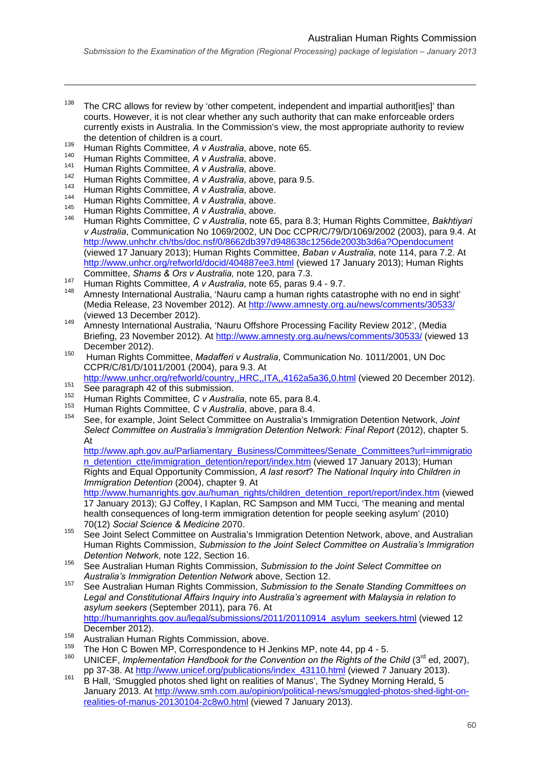[138] The CRC allows for review by 'other competent, independent and impartial authorit[ies]' than courts. However, it is not clear whether any such authority that can make enforceable orders currently exists in Australia. In the Commission's view, the most appropriate authority to review the detention of children is a court.

[139] Human Rights Committee, *A v Australia*, above, note 65.

[140] Human Rights Committee, *A v Australia*, above.

[141] Human Rights Committee, *A v Australia*, above.

[142] Human Rights Committee, *A v Australia*, above, para 9.5.

[143] Human Rights Committee, *A v Australia*, above.

[144] Human Rights Committee, *A v Australia*, above.

[145] Human Rights Committee, *A v Australia*, above.

[146] Human Rights Committee, *C v Australia*, note 65, para 8.3; Human Rights Committee, *Bakhtiyari v Australia*, Communication No 1069/2002, UN Doc CCPR/C/79/D/1069/2002 (2003), para 9.4. At http://www.unhchr.ch/tbs/doc.nsf/0/8662db397d948638c1256de2003b3d6a?Opendocument (viewed 17 January 2013); Human Rights Committee, *Baban v Australia,* note 114, para 7.2. At http://www.unhcr.org/refworld/docid/404887ee3.html (viewed 17 January 2013); Human Rights Committee, *Shams & Ors v Australia,* note 120, para 7.3.

[147] Human Rights Committee, *A v Australia*, note 65, paras 9.4 - 9.7.

[148] Amnesty International Australia, 'Nauru camp a human rights catastrophe with no end in sight' (Media Release, 23 November 2012). At http://www.amnesty.org.au/news/comments/30533/ (viewed 13 December 2012).

[149] Amnesty International Australia, 'Nauru Offshore Processing Facility Review 2012', (Media Briefing, 23 November 2012). At http://www.amnesty.org.au/news/comments/30533/ (viewed 13 December 2012).

[150] Human Rights Committee, *Madafferi v Australia*, Communication No. 1011/2001, UN Doc CCPR/C/81/D/1011/2001 (2004), para 9.3. At http://www.unhcr.org/refworld/country,,HRC,,ITA,,4162a5a36,0.html (viewed 20 December 2012).

[151] See paragraph 42 of this submission.

[152] Human Rights Committee, *C v Australia*, note 65, para 8.4.

[153] Human Rights Committee, *C v Australia*, above, para 8.4.

[154] See, for example, Joint Select Committee on Australia's Immigration Detention Network, *Joint Select Committee on Australia's Immigration Detention Network: Final Report* (2012), chapter 5. At http://www.aph.gov.au/Parliamentary_Business/Committees/Senate_Committees?url=immigration_detention_ctte/immigration_detention/report/index.htm (viewed 17 January 2013); Human Rights and Equal Opportunity Commission, *A last resort? The National Inquiry into Children in Immigration Detention* (2004), chapter 9. At http://www.humanrights.gov.au/human_rights/children_detention_report/report/index.htm (viewed 17 January 2013); GJ Coffey, I Kaplan, RC Sampson and MM Tucci, 'The meaning and mental health consequences of long-term immigration detention for people seeking asylum' (2010) 70(12) *Social Science & Medicine* 2070.

[155] See Joint Select Committee on Australia's Immigration Detention Network, above, and Australian Human Rights Commission, *Submission to the Joint Select Committee on Australia's Immigration Detention Network*, note 122, Section 16.

[156] See Australian Human Rights Commission, *Submission to the Joint Select Committee on Australia's Immigration Detention Network* above, Section 12.

[157] See Australian Human Rights Commission, *Submission to the Senate Standing Committees on Legal and Constitutional Affairs Inquiry into Australia's agreement with Malaysia in relation to asylum seekers* (September 2011), para 76. At http://humanrights.gov.au/legal/submissions/2011/20110914_asylum_seekers.html (viewed 12 December 2012).

[158] Australian Human Rights Commission, above.

[159] The Hon C Bowen MP, Correspondence to H Jenkins MP, note 44, pp 4 - 5.

[160] UNICEF, *Implementation Handbook for the Convention on the Rights of the Child* (3rd ed, 2007), pp 37-38. At http://www.unicef.org/publications/index_43110.html (viewed 7 January 2013).

[161] B Hall, 'Smuggled photos shed light on realities of Manus', The Sydney Morning Herald, 5 January 2013. At http://www.smh.com.au/opinion/political-news/smuggled-photos-shed-light-on-realities-of-manus-20130104-2c8w0.html (viewed 7 January 2013).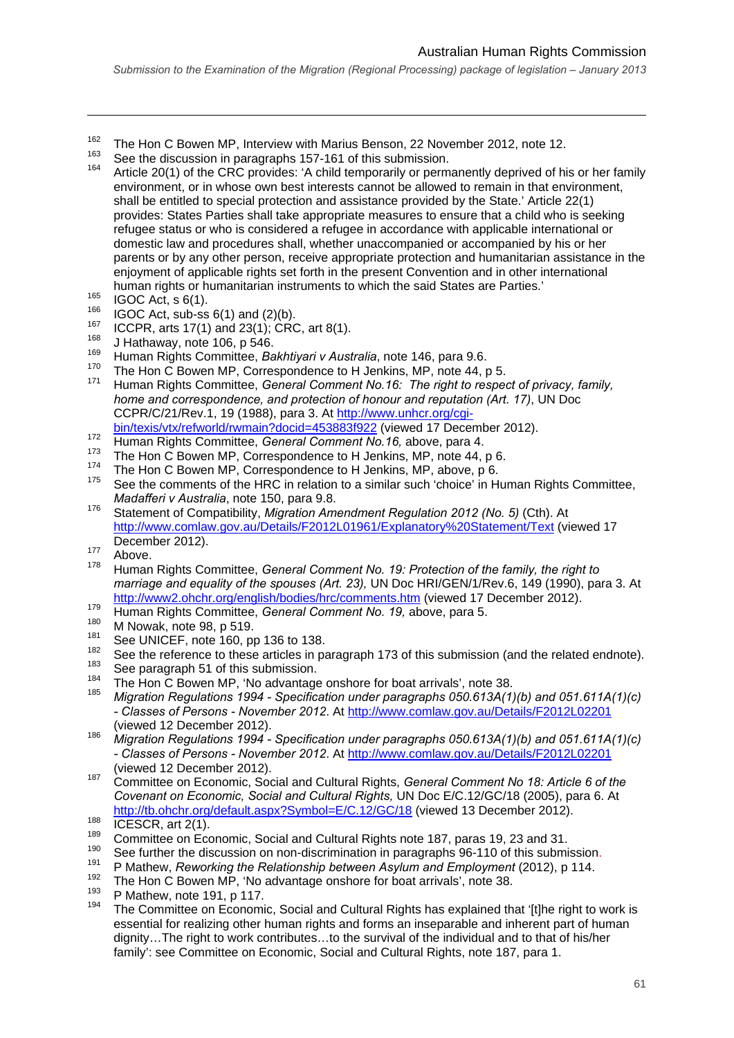[162] The Hon C Bowen MP, Interview with Marius Benson, 22 November 2012, note 12.

[163] See the discussion in paragraphs 157-161 of this submission.

[164] Article 20(1) of the CRC provides: 'A child temporarily or permanently deprived of his or her family environment, or in whose own best interests cannot be allowed to remain in that environment, shall be entitled to special protection and assistance provided by the State.' Article 22(1) provides: States Parties shall take appropriate measures to ensure that a child who is seeking refugee status or who is considered a refugee in accordance with applicable international or domestic law and procedures shall, whether unaccompanied or accompanied by his or her parents or by any other person, receive appropriate protection and humanitarian assistance in the enjoyment of applicable rights set forth in the present Convention and in other international human rights or humanitarian instruments to which the said States are Parties.'

[165] IGOC Act, s 6(1).

[166] IGOC Act, sub-ss 6(1) and (2)(b).

[167] ICCPR, arts 17(1) and 23(1); CRC, art 8(1).

[168] J Hathaway, note 106, p 546.

[169] Human Rights Committee, *Bakhtiyari v Australia*, note 146, para 9.6.

[170] The Hon C Bowen MP, Correspondence to H Jenkins, MP, note 44, p 5.

[171] Human Rights Committee, *General Comment No.16: The right to respect of privacy, family, home and correspondence, and protection of honour and reputation (Art. 17)*, UN Doc CCPR/C/21/Rev.1, 19 (1988), para 3. At http://www.unhcr.org/cgi-bin/texis/vtx/refworld/rwmain?docid=453883f922 (viewed 17 December 2012).

[172] Human Rights Committee, *General Comment No.16,* above, para 4.

[173] The Hon C Bowen MP, Correspondence to H Jenkins, MP, note 44, p 6.

[174] The Hon C Bowen MP, Correspondence to H Jenkins, MP, above, p 6.

[175] See the comments of the HRC in relation to a similar such 'choice' in Human Rights Committee, *Madafferi v Australia*, note 150, para 9.8.

[176] Statement of Compatibility, *Migration Amendment Regulation 2012 (No. 5)* (Cth). At http://www.comlaw.gov.au/Details/F2012L01961/Explanatory%20Statement/Text (viewed 17 December 2012).

[177] Above.

[178] Human Rights Committee, *General Comment No. 19: Protection of the family, the right to marriage and equality of the spouses (Art. 23),* UN Doc HRI/GEN/1/Rev.6, 149 (1990), para 3. At http://www2.ohchr.org/english/bodies/hrc/comments.htm (viewed 17 December 2012).

[179] Human Rights Committee, *General Comment No. 19,* above, para 5.

[180] M Nowak, note 98, p 519.

[181] See UNICEF, note 160, pp 136 to 138.

[182] See the reference to these articles in paragraph 173 of this submission (and the related endnote).

[183] See paragraph 51 of this submission.

[184] The Hon C Bowen MP, 'No advantage onshore for boat arrivals', note 38.

[185] *Migration Regulations 1994 - Specification under paragraphs 050.613A(1)(b) and 051.611A(1)(c) - Classes of Persons - November 2012*. At http://www.comlaw.gov.au/Details/F2012L02201 (viewed 12 December 2012).

[186] *Migration Regulations 1994 - Specification under paragraphs 050.613A(1)(b) and 051.611A(1)(c) - Classes of Persons - November 2012*. At http://www.comlaw.gov.au/Details/F2012L02201 (viewed 12 December 2012).

[187] Committee on Economic, Social and Cultural Rights, *General Comment No 18: Article 6 of the Covenant on Economic, Social and Cultural Rights,* UN Doc E/C.12/GC/18 (2005), para 6. At http://tb.ohchr.org/default.aspx?Symbol=E/C.12/GC/18 (viewed 13 December 2012).

[188] ICESCR, art 2(1).

[189] Committee on Economic, Social and Cultural Rights note 187, paras 19, 23 and 31.

[190] See further the discussion on non-discrimination in paragraphs 96-110 of this submission.

[191] P Mathew, *Reworking the Relationship between Asylum and Employment* (2012), p 114.

[192] The Hon C Bowen MP, 'No advantage onshore for boat arrivals', note 38.

[193] P Mathew, note 191, p 117.

[194] The Committee on Economic, Social and Cultural Rights has explained that '[t]he right to work is essential for realizing other human rights and forms an inseparable and inherent part of human dignity…The right to work contributes…to the survival of the individual and to that of his/her family': see Committee on Economic, Social and Cultural Rights, note 187, para 1.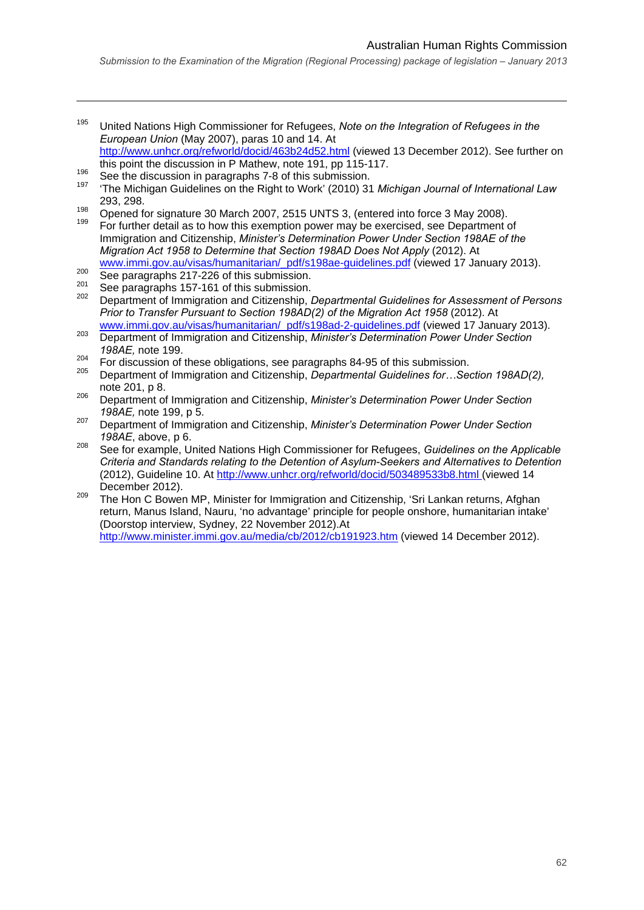[195] United Nations High Commissioner for Refugees, *Note on the Integration of Refugees in the European Union* (May 2007), paras 10 and 14. At http://www.unhcr.org/refworld/docid/463b24d52.html (viewed 13 December 2012). See further on this point the discussion in P Mathew, note 191, pp 115-117.

[196] See the discussion in paragraphs 7-8 of this submission.

[197] 'The Michigan Guidelines on the Right to Work' (2010) 31 *Michigan Journal of International Law* 293, 298.

[198] Opened for signature 30 March 2007, 2515 UNTS 3, (entered into force 3 May 2008).

[199] For further detail as to how this exemption power may be exercised, see Department of Immigration and Citizenship, *Minister's Determination Power Under Section 198AE of the Migration Act 1958 to Determine that Section 198AD Does Not Apply* (2012). At www.immi.gov.au/visas/humanitarian/_pdf/s198ae-guidelines.pdf (viewed 17 January 2013).

[200] See paragraphs 217-226 of this submission.

[201] See paragraphs 157-161 of this submission.

[202] Department of Immigration and Citizenship, *Departmental Guidelines for Assessment of Persons Prior to Transfer Pursuant to Section 198AD(2) of the Migration Act 1958* (2012). At www.immi.gov.au/visas/humanitarian/_pdf/s198ad-2-guidelines.pdf (viewed 17 January 2013).

[203] Department of Immigration and Citizenship, *Minister's Determination Power Under Section 198AE,* note 199.

[204] For discussion of these obligations, see paragraphs 84-95 of this submission.

[205] Department of Immigration and Citizenship, *Departmental Guidelines for…Section 198AD(2),* note 201, p 8.

[206] Department of Immigration and Citizenship, *Minister's Determination Power Under Section 198AE,* note 199, p 5.

[207] Department of Immigration and Citizenship, *Minister's Determination Power Under Section 198AE*, above, p 6.

[208] See for example, United Nations High Commissioner for Refugees, *Guidelines on the Applicable Criteria and Standards relating to the Detention of Asylum-Seekers and Alternatives to Detention* (2012), Guideline 10. At http://www.unhcr.org/refworld/docid/503489533b8.html (viewed 14 December 2012).

[209] The Hon C Bowen MP, Minister for Immigration and Citizenship, 'Sri Lankan returns, Afghan return, Manus Island, Nauru, 'no advantage' principle for people onshore, humanitarian intake' (Doorstop interview, Sydney, 22 November 2012).At http://www.minister.immi.gov.au/media/cb/2012/cb191923.htm (viewed 14 December 2012).